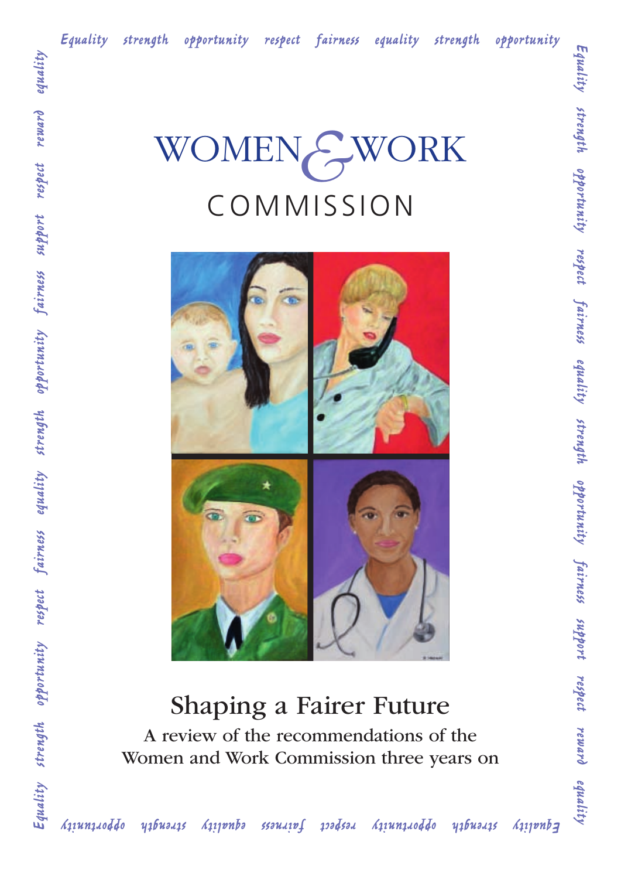Equality strength opportunity respect fairness equality strength opportunity

# WOMEN & WORK COMMISSION

## Shaping a Fairer Future

A review of the recommendations of the Women and Work Commission three years on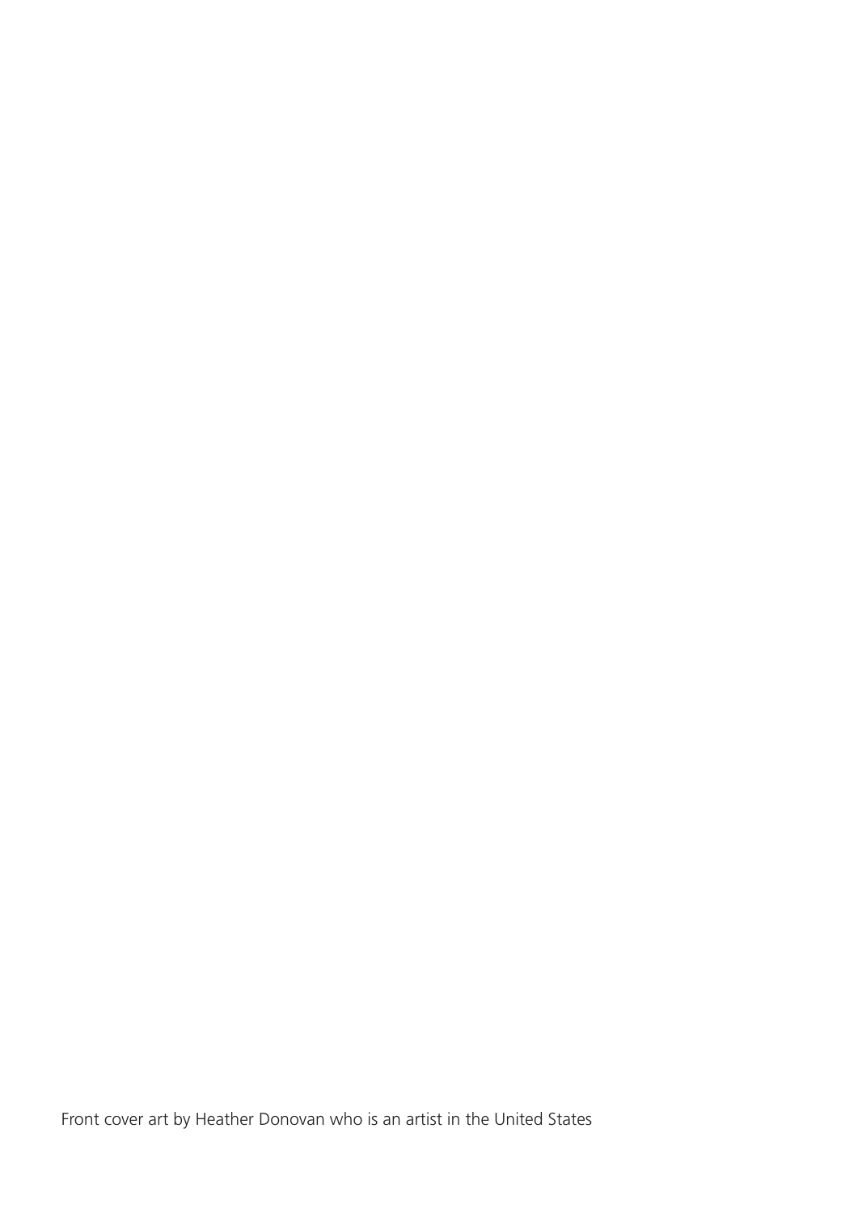Front cover art by Heather Donovan who is an artist in the United States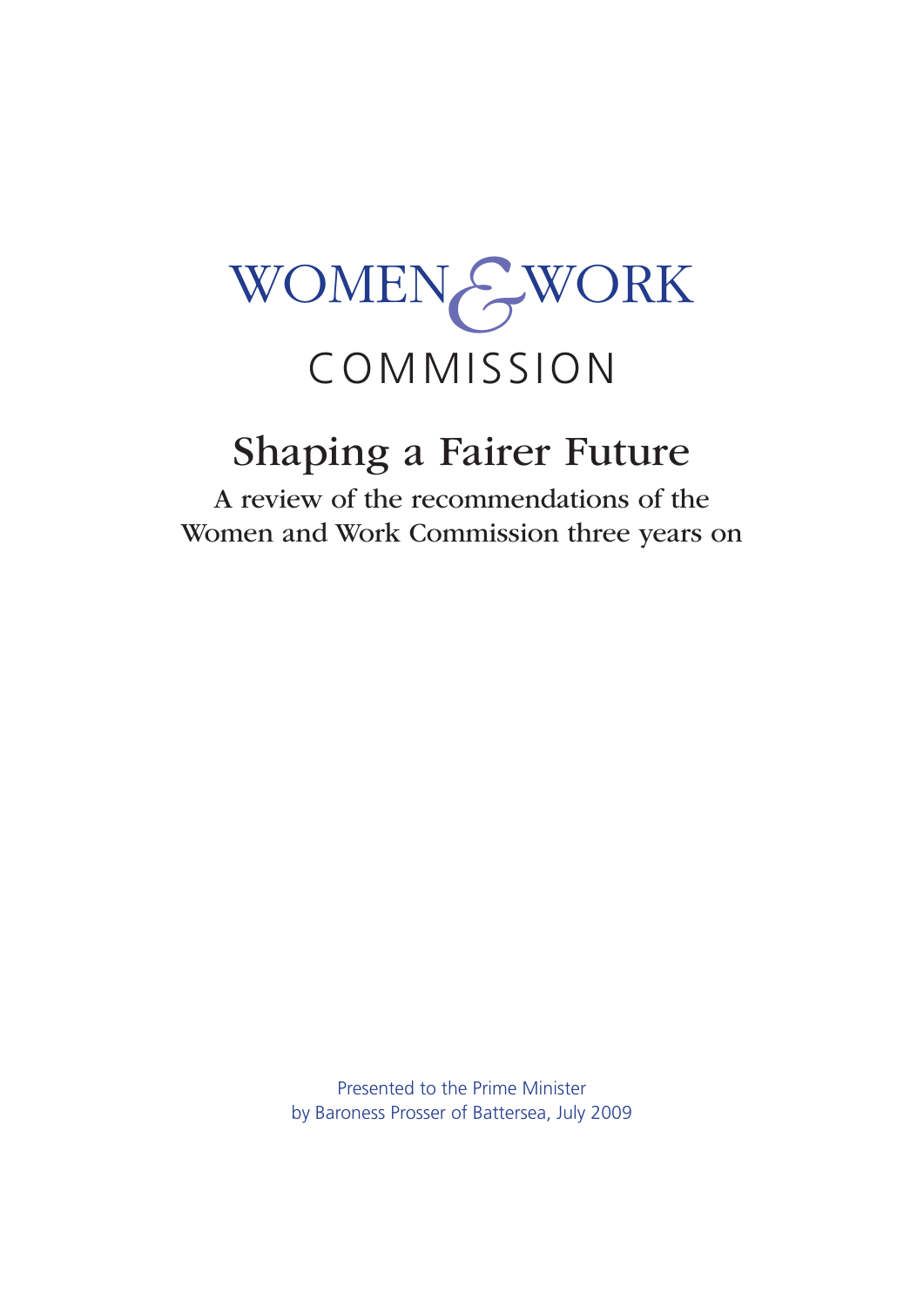WOMEN & WORK

COMMISSION

# Shaping a Fairer Future

## A review of the recommendations of the Women and Work Commission three years on

Presented to the Prime Minister
by Baroness Prosser of Battersea, July 2009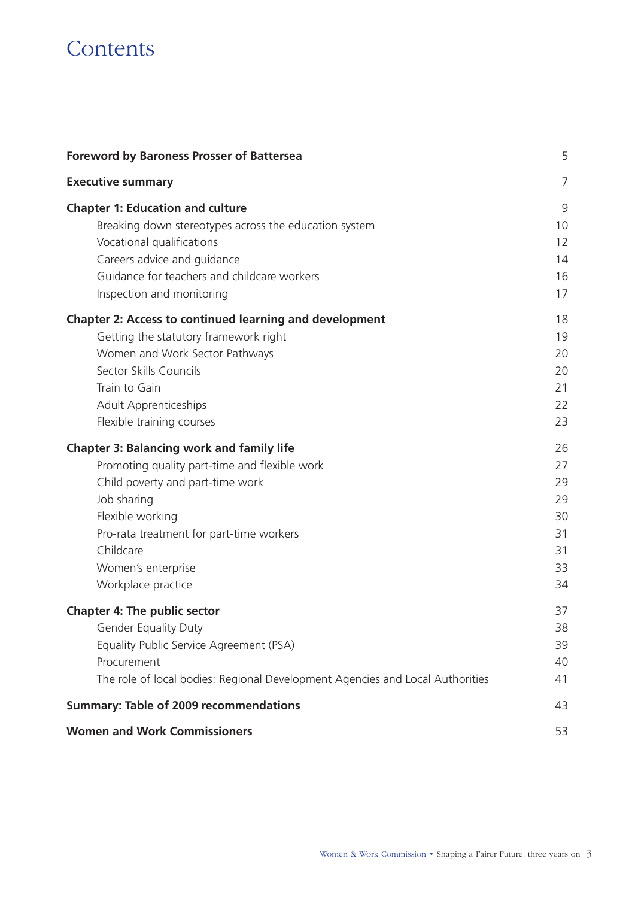# Contents

| | |
|---|---|
| **Foreword by Baroness Prosser of Battersea** | 5 |
| **Executive summary** | 7 |
| **Chapter 1: Education and culture** | 9 |
| Breaking down stereotypes across the education system | 10 |
| Vocational qualifications | 12 |
| Careers advice and guidance | 14 |
| Guidance for teachers and childcare workers | 16 |
| Inspection and monitoring | 17 |
| **Chapter 2: Access to continued learning and development** | 18 |
| Getting the statutory framework right | 19 |
| Women and Work Sector Pathways | 20 |
| Sector Skills Councils | 20 |
| Train to Gain | 21 |
| Adult Apprenticeships | 22 |
| Flexible training courses | 23 |
| **Chapter 3: Balancing work and family life** | 26 |
| Promoting quality part-time and flexible work | 27 |
| Child poverty and part-time work | 29 |
| Job sharing | 29 |
| Flexible working | 30 |
| Pro-rata treatment for part-time workers | 31 |
| Childcare | 31 |
| Women's enterprise | 33 |
| Workplace practice | 34 |
| **Chapter 4: The public sector** | 37 |
| Gender Equality Duty | 38 |
| Equality Public Service Agreement (PSA) | 39 |
| Procurement | 40 |
| The role of local bodies: Regional Development Agencies and Local Authorities | 41 |
| **Summary: Table of 2009 recommendations** | 43 |
| **Women and Work Commissioners** | 53 |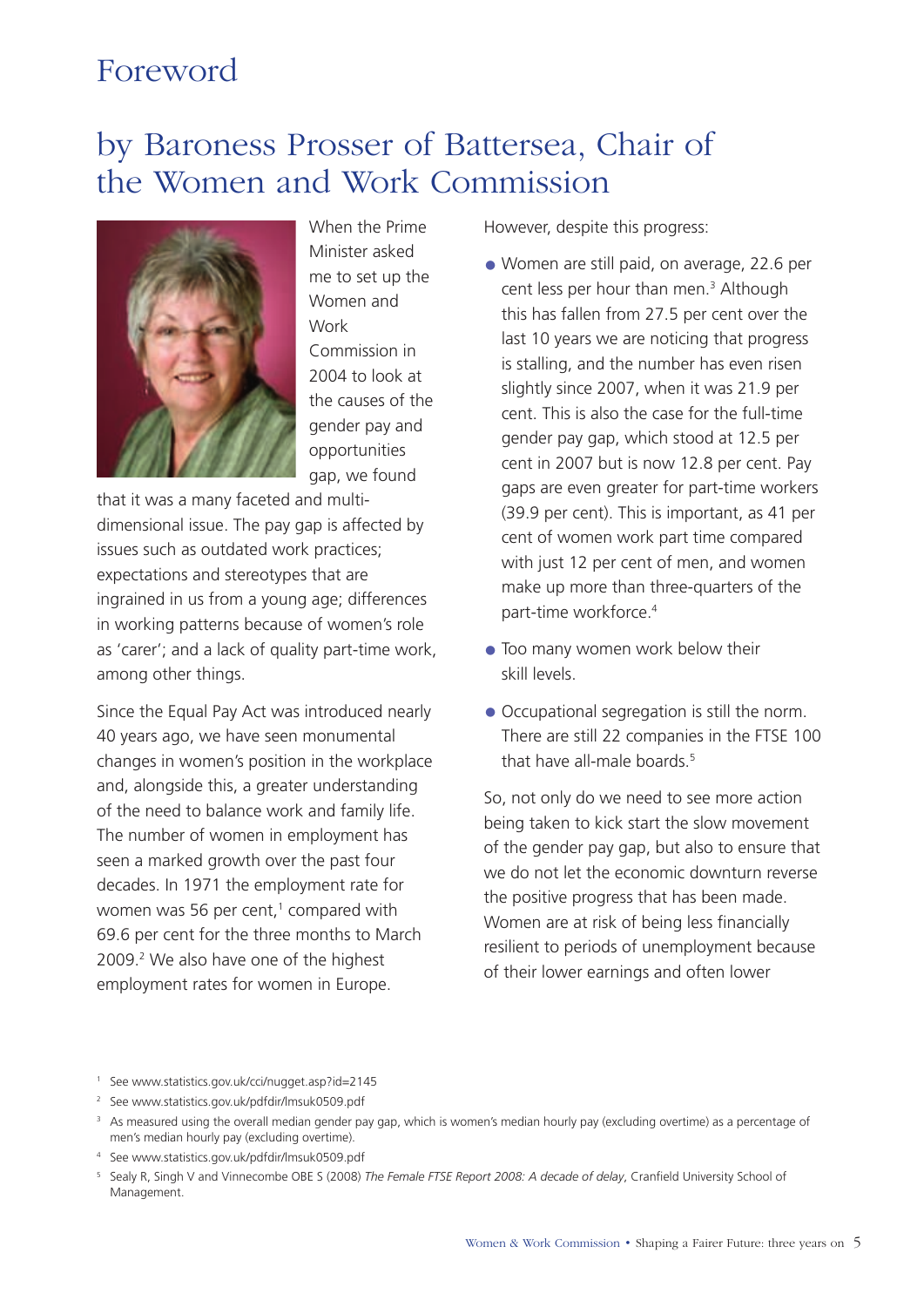# Foreword

## by Baroness Prosser of Battersea, Chair of the Women and Work Commission

When the Prime Minister asked me to set up the Women and Work Commission in 2004 to look at the causes of the gender pay and opportunities gap, we found that it was a many faceted and multi-dimensional issue. The pay gap is affected by issues such as outdated work practices; expectations and stereotypes that are ingrained in us from a young age; differences in working patterns because of women's role as 'carer'; and a lack of quality part-time work, among other things.

Since the Equal Pay Act was introduced nearly 40 years ago, we have seen monumental changes in women's position in the workplace and, alongside this, a greater understanding of the need to balance work and family life. The number of women in employment has seen a marked growth over the past four decades. In 1971 the employment rate for women was 56 per cent,[1] compared with 69.6 per cent for the three months to March 2009.[2] We also have one of the highest employment rates for women in Europe.

However, despite this progress:

- Women are still paid, on average, 22.6 per cent less per hour than men.[3] Although this has fallen from 27.5 per cent over the last 10 years we are noticing that progress is stalling, and the number has even risen slightly since 2007, when it was 21.9 per cent. This is also the case for the full-time gender pay gap, which stood at 12.5 per cent in 2007 but is now 12.8 per cent. Pay gaps are even greater for part-time workers (39.9 per cent). This is important, as 41 per cent of women work part time compared with just 12 per cent of men, and women make up more than three-quarters of the part-time workforce.[4]
- Too many women work below their skill levels.
- Occupational segregation is still the norm. There are still 22 companies in the FTSE 100 that have all-male boards.[5]

So, not only do we need to see more action being taken to kick start the slow movement of the gender pay gap, but also to ensure that we do not let the economic downturn reverse the positive progress that has been made. Women are at risk of being less financially resilient to periods of unemployment because of their lower earnings and often lower

---

[1] See www.statistics.gov.uk/cci/nugget.asp?id=2145

[2] See www.statistics.gov.uk/pdfdir/lmsuk0509.pdf

[3] As measured using the overall median gender pay gap, which is women's median hourly pay (excluding overtime) as a percentage of men's median hourly pay (excluding overtime).

[4] See www.statistics.gov.uk/pdfdir/lmsuk0509.pdf

[5] Sealy R, Singh V and Vinnecombe OBE S (2008) *The Female FTSE Report 2008: A decade of delay*, Cranfield University School of Management.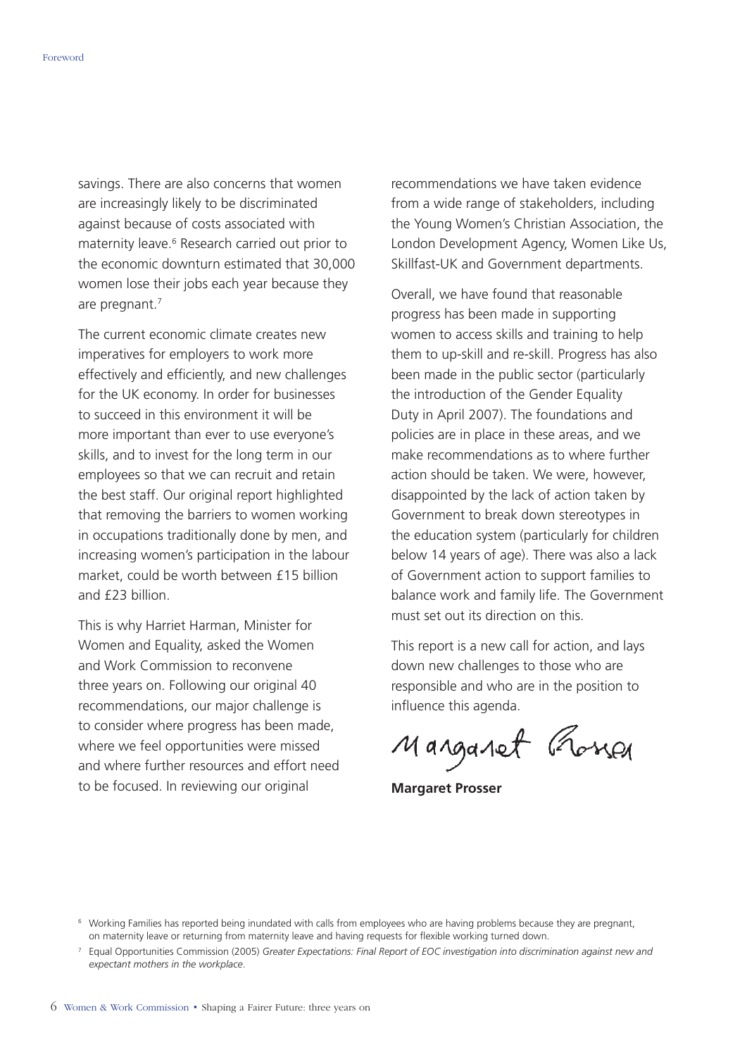savings. There are also concerns that women are increasingly likely to be discriminated against because of costs associated with maternity leave.[6] Research carried out prior to the economic downturn estimated that 30,000 women lose their jobs each year because they are pregnant.[7]

The current economic climate creates new imperatives for employers to work more effectively and efficiently, and new challenges for the UK economy. In order for businesses to succeed in this environment it will be more important than ever to use everyone's skills, and to invest for the long term in our employees so that we can recruit and retain the best staff. Our original report highlighted that removing the barriers to women working in occupations traditionally done by men, and increasing women's participation in the labour market, could be worth between £15 billion and £23 billion.

This is why Harriet Harman, Minister for Women and Equality, asked the Women and Work Commission to reconvene three years on. Following our original 40 recommendations, our major challenge is to consider where progress has been made, where we feel opportunities were missed and where further resources and effort need to be focused. In reviewing our original recommendations we have taken evidence from a wide range of stakeholders, including the Young Women's Christian Association, the London Development Agency, Women Like Us, Skillfast-UK and Government departments.

Overall, we have found that reasonable progress has been made in supporting women to access skills and training to help them to up-skill and re-skill. Progress has also been made in the public sector (particularly the introduction of the Gender Equality Duty in April 2007). The foundations and policies are in place in these areas, and we make recommendations as to where further action should be taken. We were, however, disappointed by the lack of action taken by Government to break down stereotypes in the education system (particularly for children below 14 years of age). There was also a lack of Government action to support families to balance work and family life. The Government must set out its direction on this.

This report is a new call for action, and lays down new challenges to those who are responsible and who are in the position to influence this agenda.

Margaret Prosser

**Margaret Prosser**

[6] Working Families has reported being inundated with calls from employees who are having problems because they are pregnant, on maternity leave or returning from maternity leave and having requests for flexible working turned down.

[7] Equal Opportunities Commission (2005) *Greater Expectations: Final Report of EOC investigation into discrimination against new and expectant mothers in the workplace*.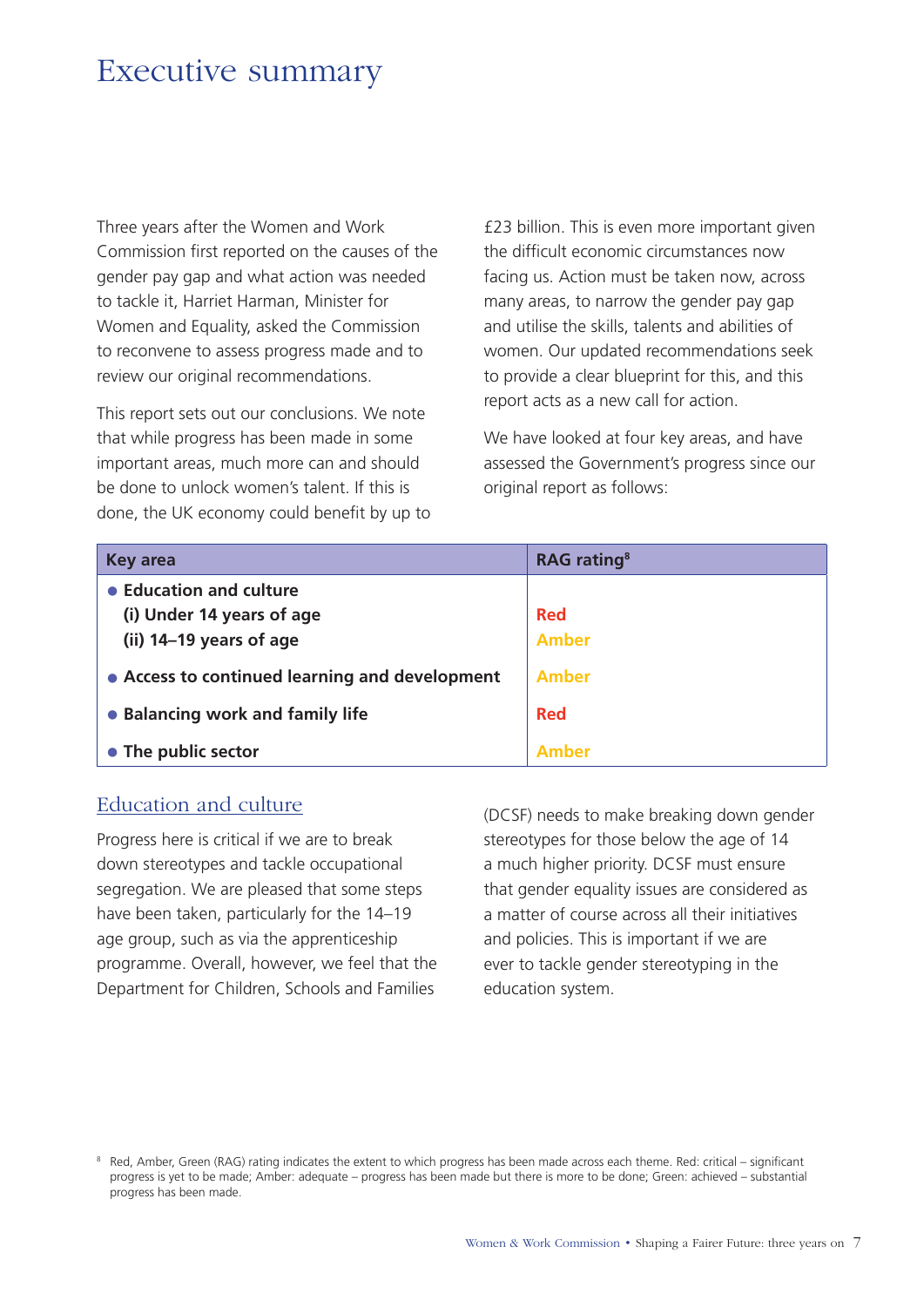# Executive summary

Three years after the Women and Work Commission first reported on the causes of the gender pay gap and what action was needed to tackle it, Harriet Harman, Minister for Women and Equality, asked the Commission to reconvene to assess progress made and to review our original recommendations.

This report sets out our conclusions. We note that while progress has been made in some important areas, much more can and should be done to unlock women's talent. If this is done, the UK economy could benefit by up to £23 billion. This is even more important given the difficult economic circumstances now facing us. Action must be taken now, across many areas, to narrow the gender pay gap and utilise the skills, talents and abilities of women. Our updated recommendations seek to provide a clear blueprint for this, and this report acts as a new call for action.

We have looked at four key areas, and have assessed the Government's progress since our original report as follows:

| Key area | RAG rating[8] |
|---|---|
| • **Education and culture** | |
| **(i) Under 14 years of age** | Red |
| **(ii) 14–19 years of age** | Amber |
| • **Access to continued learning and development** | Amber |
| • **Balancing work and family life** | Red |
| • **The public sector** | Amber |

## Education and culture

Progress here is critical if we are to break down stereotypes and tackle occupational segregation. We are pleased that some steps have been taken, particularly for the 14–19 age group, such as via the apprenticeship programme. Overall, however, we feel that the Department for Children, Schools and Families (DCSF) needs to make breaking down gender stereotypes for those below the age of 14 a much higher priority. DCSF must ensure that gender equality issues are considered as a matter of course across all their initiatives and policies. This is important if we are ever to tackle gender stereotyping in the education system.

[8] Red, Amber, Green (RAG) rating indicates the extent to which progress has been made across each theme. Red: critical – significant progress is yet to be made; Amber: adequate – progress has been made but there is more to be done; Green: achieved – substantial progress has been made.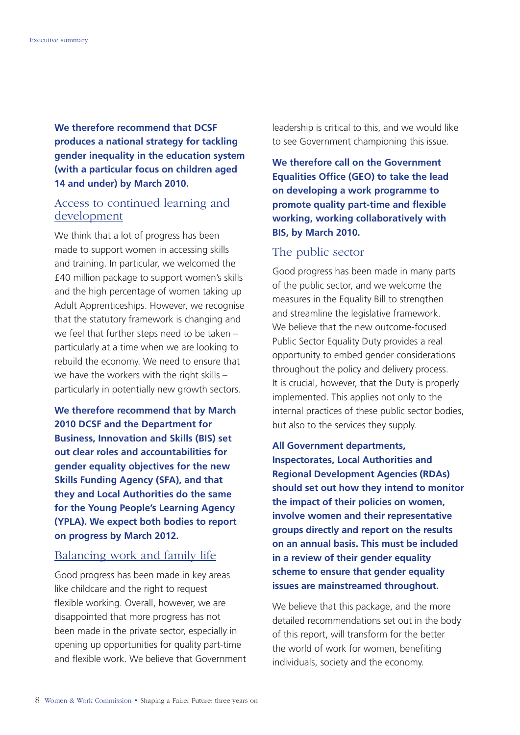**We therefore recommend that DCSF produces a national strategy for tackling gender inequality in the education system (with a particular focus on children aged 14 and under) by March 2010.**

## Access to continued learning and development

We think that a lot of progress has been made to support women in accessing skills and training. In particular, we welcomed the £40 million package to support women's skills and the high percentage of women taking up Adult Apprenticeships. However, we recognise that the statutory framework is changing and we feel that further steps need to be taken – particularly at a time when we are looking to rebuild the economy. We need to ensure that we have the workers with the right skills – particularly in potentially new growth sectors.

**We therefore recommend that by March 2010 DCSF and the Department for Business, Innovation and Skills (BIS) set out clear roles and accountabilities for gender equality objectives for the new Skills Funding Agency (SFA), and that they and Local Authorities do the same for the Young People's Learning Agency (YPLA). We expect both bodies to report on progress by March 2012.**

## Balancing work and family life

Good progress has been made in key areas like childcare and the right to request flexible working. Overall, however, we are disappointed that more progress has not been made in the private sector, especially in opening up opportunities for quality part-time and flexible work. We believe that Government leadership is critical to this, and we would like to see Government championing this issue.

**We therefore call on the Government Equalities Office (GEO) to take the lead on developing a work programme to promote quality part-time and flexible working, working collaboratively with BIS, by March 2010.**

## The public sector

Good progress has been made in many parts of the public sector, and we welcome the measures in the Equality Bill to strengthen and streamline the legislative framework. We believe that the new outcome-focused Public Sector Equality Duty provides a real opportunity to embed gender considerations throughout the policy and delivery process. It is crucial, however, that the Duty is properly implemented. This applies not only to the internal practices of these public sector bodies, but also to the services they supply.

**All Government departments, Inspectorates, Local Authorities and Regional Development Agencies (RDAs) should set out how they intend to monitor the impact of their policies on women, involve women and their representative groups directly and report on the results on an annual basis. This must be included in a review of their gender equality scheme to ensure that gender equality issues are mainstreamed throughout.**

We believe that this package, and the more detailed recommendations set out in the body of this report, will transform for the better the world of work for women, benefiting individuals, society and the economy.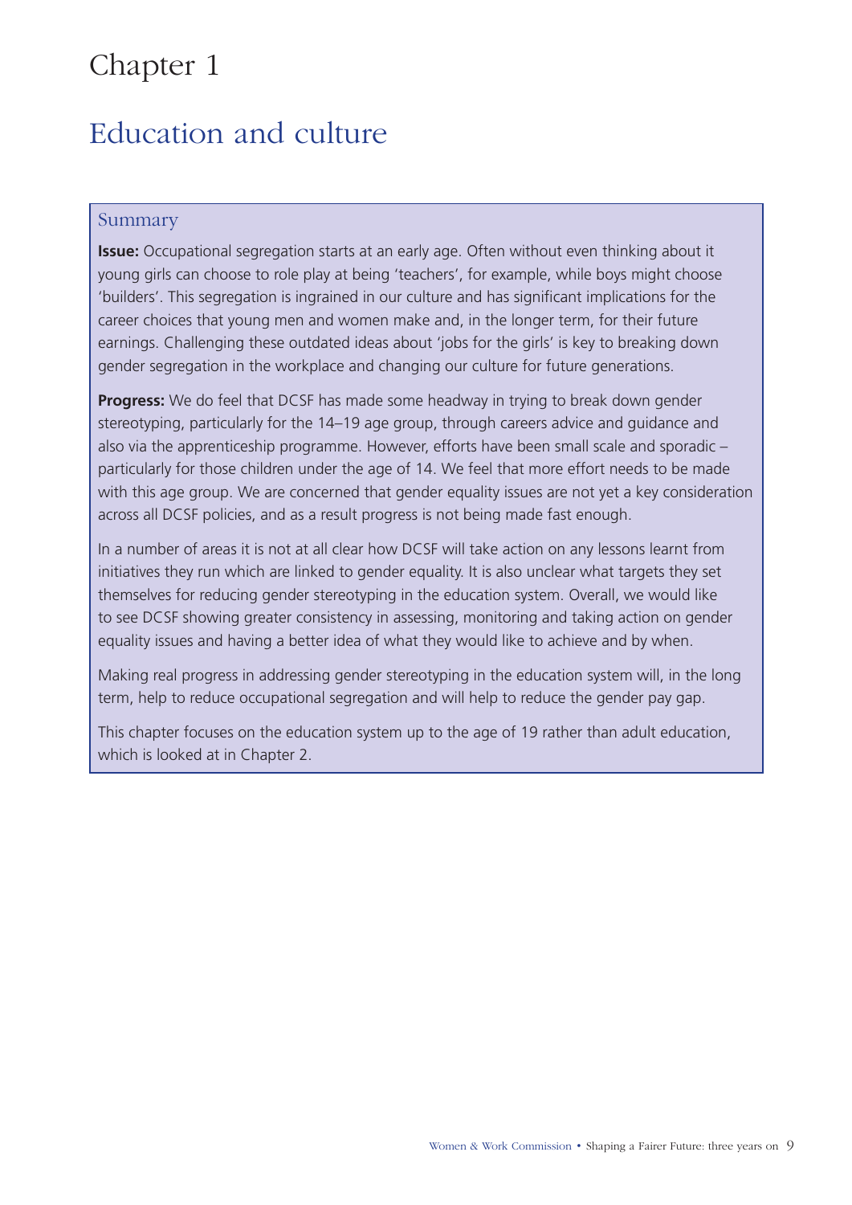# Chapter 1

## Education and culture

### Summary

**Issue:** Occupational segregation starts at an early age. Often without even thinking about it young girls can choose to role play at being 'teachers', for example, while boys might choose 'builders'. This segregation is ingrained in our culture and has significant implications for the career choices that young men and women make and, in the longer term, for their future earnings. Challenging these outdated ideas about 'jobs for the girls' is key to breaking down gender segregation in the workplace and changing our culture for future generations.

**Progress:** We do feel that DCSF has made some headway in trying to break down gender stereotyping, particularly for the 14–19 age group, through careers advice and guidance and also via the apprenticeship programme. However, efforts have been small scale and sporadic – particularly for those children under the age of 14. We feel that more effort needs to be made with this age group. We are concerned that gender equality issues are not yet a key consideration across all DCSF policies, and as a result progress is not being made fast enough.

In a number of areas it is not at all clear how DCSF will take action on any lessons learnt from initiatives they run which are linked to gender equality. It is also unclear what targets they set themselves for reducing gender stereotyping in the education system. Overall, we would like to see DCSF showing greater consistency in assessing, monitoring and taking action on gender equality issues and having a better idea of what they would like to achieve and by when.

Making real progress in addressing gender stereotyping in the education system will, in the long term, help to reduce occupational segregation and will help to reduce the gender pay gap.

This chapter focuses on the education system up to the age of 19 rather than adult education, which is looked at in Chapter 2.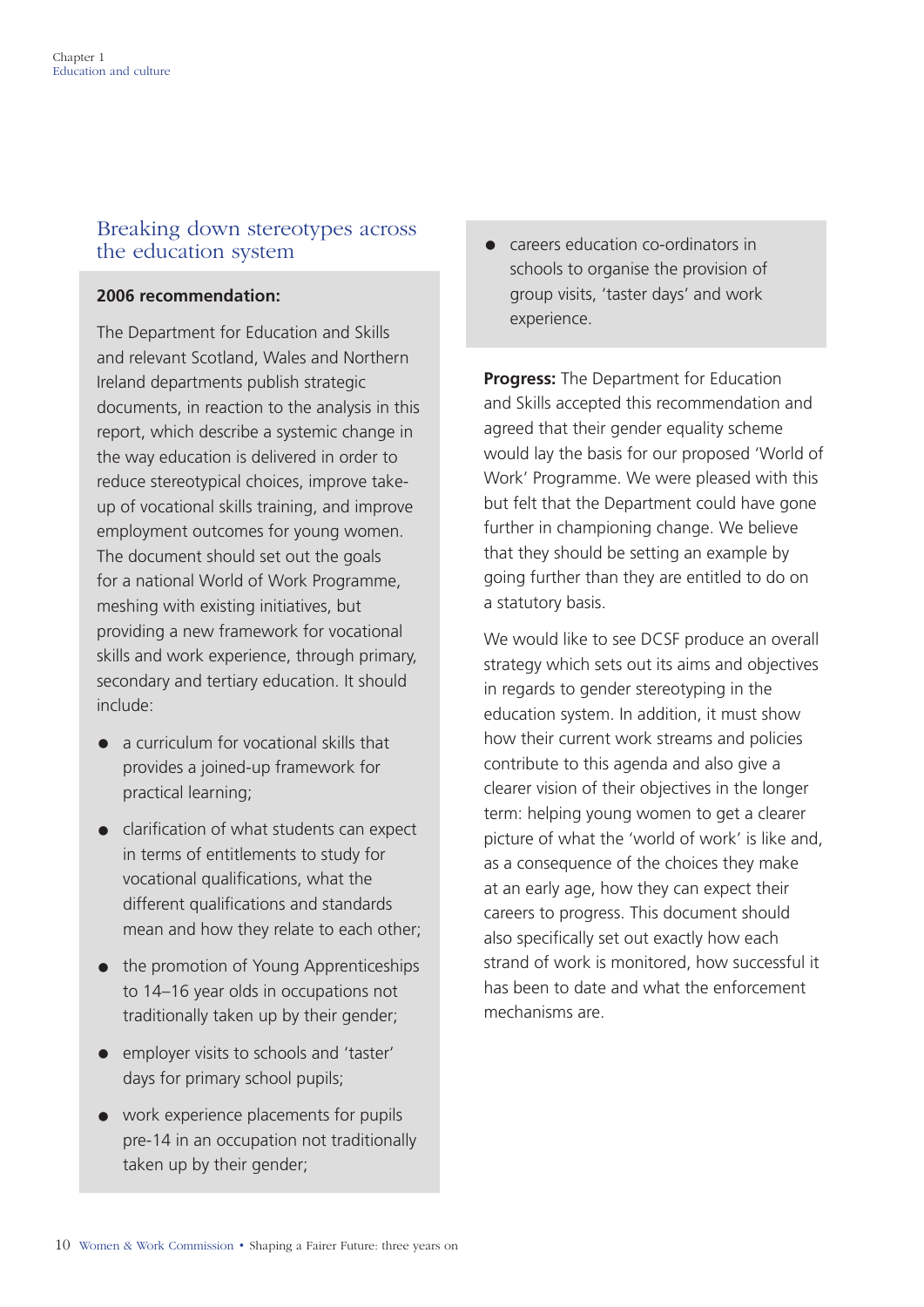## Breaking down stereotypes across the education system

**2006 recommendation:**

The Department for Education and Skills and relevant Scotland, Wales and Northern Ireland departments publish strategic documents, in reaction to the analysis in this report, which describe a systemic change in the way education is delivered in order to reduce stereotypical choices, improve take-up of vocational skills training, and improve employment outcomes for young women. The document should set out the goals for a national World of Work Programme, meshing with existing initiatives, but providing a new framework for vocational skills and work experience, through primary, secondary and tertiary education. It should include:

- a curriculum for vocational skills that provides a joined-up framework for practical learning;
- clarification of what students can expect in terms of entitlements to study for vocational qualifications, what the different qualifications and standards mean and how they relate to each other;
- the promotion of Young Apprenticeships to 14–16 year olds in occupations not traditionally taken up by their gender;
- employer visits to schools and 'taster' days for primary school pupils;
- work experience placements for pupils pre-14 in an occupation not traditionally taken up by their gender;
- careers education co-ordinators in schools to organise the provision of group visits, 'taster days' and work experience.

**Progress:** The Department for Education and Skills accepted this recommendation and agreed that their gender equality scheme would lay the basis for our proposed 'World of Work' Programme. We were pleased with this but felt that the Department could have gone further in championing change. We believe that they should be setting an example by going further than they are entitled to do on a statutory basis.

We would like to see DCSF produce an overall strategy which sets out its aims and objectives in regards to gender stereotyping in the education system. In addition, it must show how their current work streams and policies contribute to this agenda and also give a clearer vision of their objectives in the longer term: helping young women to get a clearer picture of what the 'world of work' is like and, as a consequence of the choices they make at an early age, how they can expect their careers to progress. This document should also specifically set out exactly how each strand of work is monitored, how successful it has been to date and what the enforcement mechanisms are.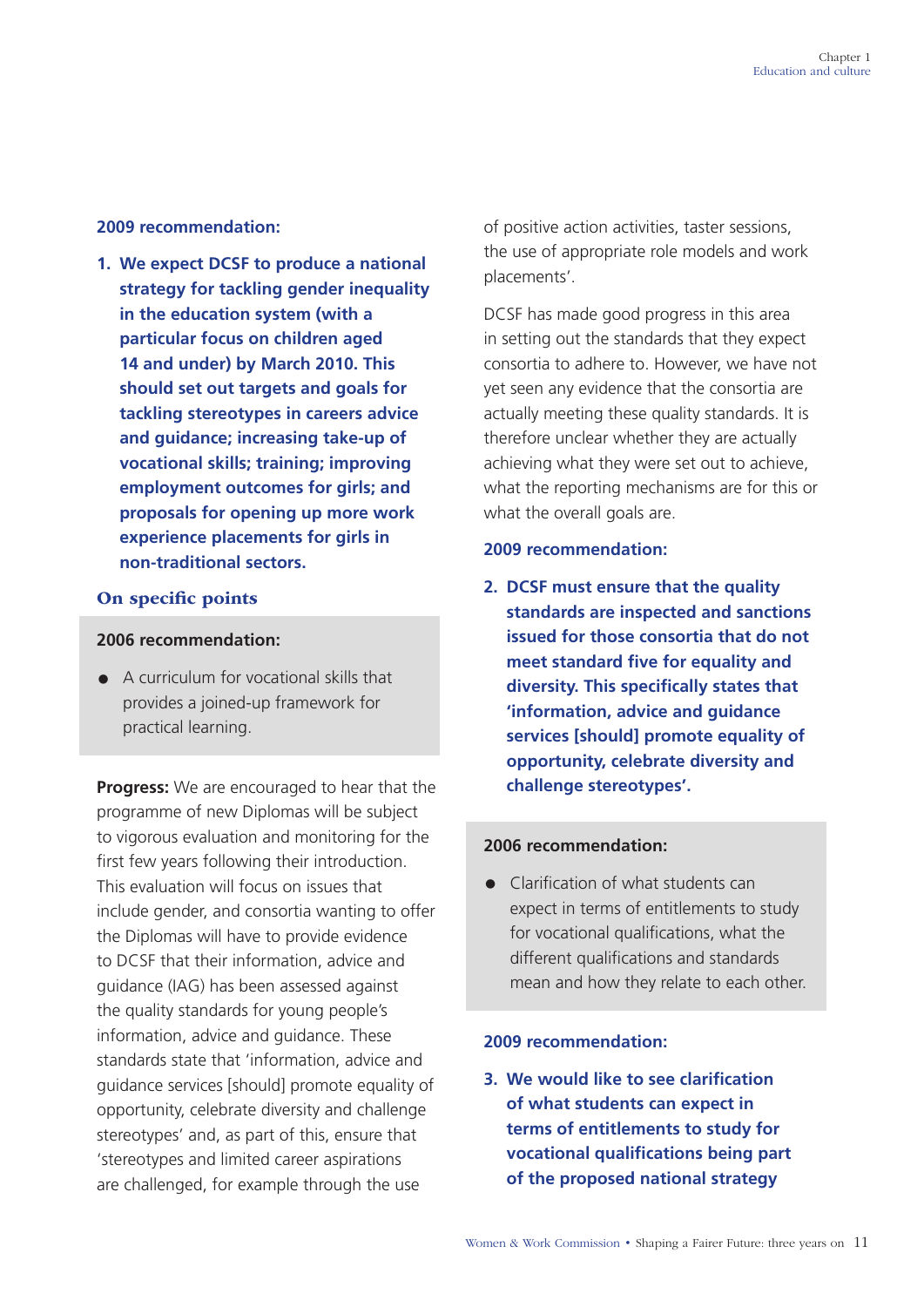**2009 recommendation:**

1. **We expect DCSF to produce a national strategy for tackling gender inequality in the education system (with a particular focus on children aged 14 and under) by March 2010. This should set out targets and goals for tackling stereotypes in careers advice and guidance; increasing take-up of vocational skills; training; improving employment outcomes for girls; and proposals for opening up more work experience placements for girls in non-traditional sectors.**

### On specific points

**2006 recommendation:**

- A curriculum for vocational skills that provides a joined-up framework for practical learning.

**Progress:** We are encouraged to hear that the programme of new Diplomas will be subject to vigorous evaluation and monitoring for the first few years following their introduction. This evaluation will focus on issues that include gender, and consortia wanting to offer the Diplomas will have to provide evidence to DCSF that their information, advice and guidance (IAG) has been assessed against the quality standards for young people's information, advice and guidance. These standards state that 'information, advice and guidance services [should] promote equality of opportunity, celebrate diversity and challenge stereotypes' and, as part of this, ensure that 'stereotypes and limited career aspirations are challenged, for example through the use of positive action activities, taster sessions, the use of appropriate role models and work placements'.

DCSF has made good progress in this area in setting out the standards that they expect consortia to adhere to. However, we have not yet seen any evidence that the consortia are actually meeting these quality standards. It is therefore unclear whether they are actually achieving what they were set out to achieve, what the reporting mechanisms are for this or what the overall goals are.

**2009 recommendation:**

2. **DCSF must ensure that the quality standards are inspected and sanctions issued for those consortia that do not meet standard five for equality and diversity. This specifically states that 'information, advice and guidance services [should] promote equality of opportunity, celebrate diversity and challenge stereotypes'.**

**2006 recommendation:**

- Clarification of what students can expect in terms of entitlements to study for vocational qualifications, what the different qualifications and standards mean and how they relate to each other.

**2009 recommendation:**

3. **We would like to see clarification of what students can expect in terms of entitlements to study for vocational qualifications being part of the proposed national strategy**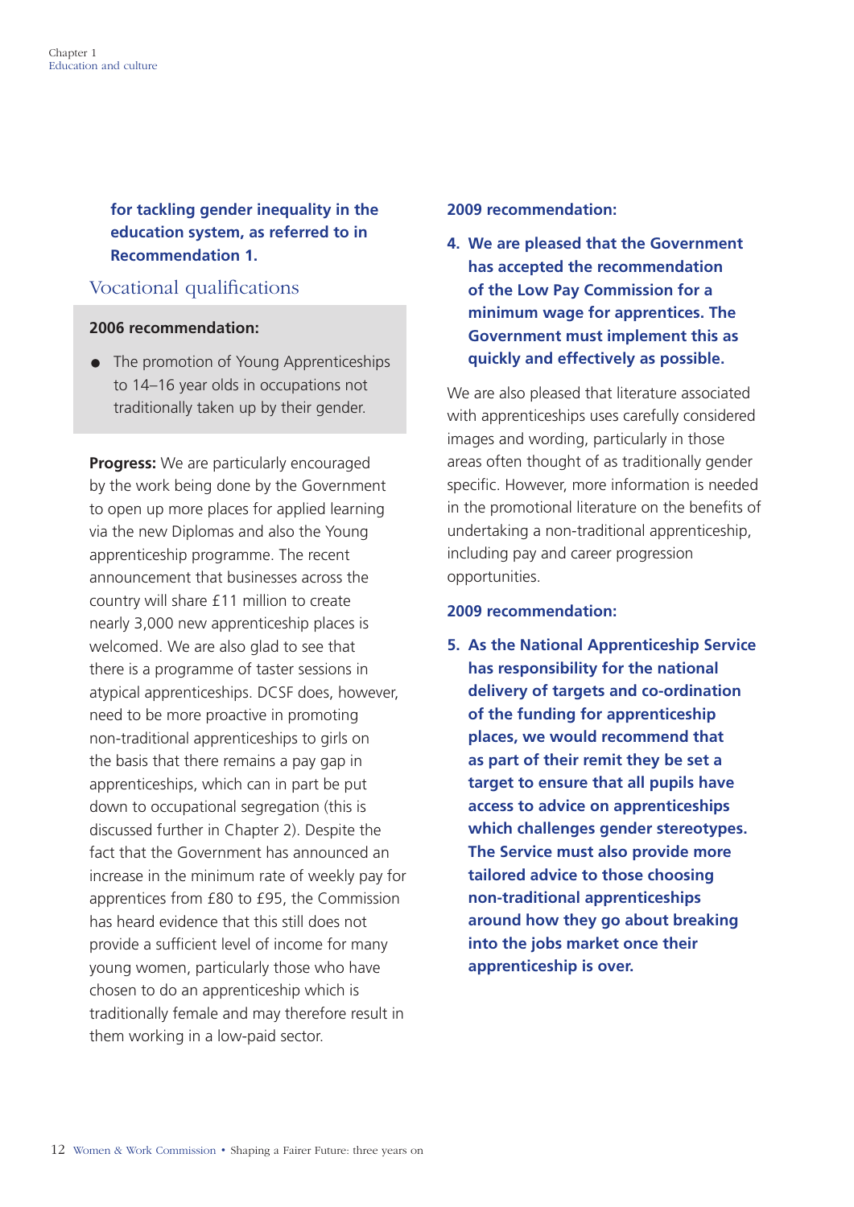**for tackling gender inequality in the education system, as referred to in Recommendation 1.**

## Vocational qualifications

**2006 recommendation:**

- The promotion of Young Apprenticeships to 14–16 year olds in occupations not traditionally taken up by their gender.

**Progress:** We are particularly encouraged by the work being done by the Government to open up more places for applied learning via the new Diplomas and also the Young apprenticeship programme. The recent announcement that businesses across the country will share £11 million to create nearly 3,000 new apprenticeship places is welcomed. We are also glad to see that there is a programme of taster sessions in atypical apprenticeships. DCSF does, however, need to be more proactive in promoting non-traditional apprenticeships to girls on the basis that there remains a pay gap in apprenticeships, which can in part be put down to occupational segregation (this is discussed further in Chapter 2). Despite the fact that the Government has announced an increase in the minimum rate of weekly pay for apprentices from £80 to £95, the Commission has heard evidence that this still does not provide a sufficient level of income for many young women, particularly those who have chosen to do an apprenticeship which is traditionally female and may therefore result in them working in a low-paid sector.

**2009 recommendation:**

4. **We are pleased that the Government has accepted the recommendation of the Low Pay Commission for a minimum wage for apprentices. The Government must implement this as quickly and effectively as possible.**

We are also pleased that literature associated with apprenticeships uses carefully considered images and wording, particularly in those areas often thought of as traditionally gender specific. However, more information is needed in the promotional literature on the benefits of undertaking a non-traditional apprenticeship, including pay and career progression opportunities.

**2009 recommendation:**

5. **As the National Apprenticeship Service has responsibility for the national delivery of targets and co-ordination of the funding for apprenticeship places, we would recommend that as part of their remit they be set a target to ensure that all pupils have access to advice on apprenticeships which challenges gender stereotypes. The Service must also provide more tailored advice to those choosing non-traditional apprenticeships around how they go about breaking into the jobs market once their apprenticeship is over.**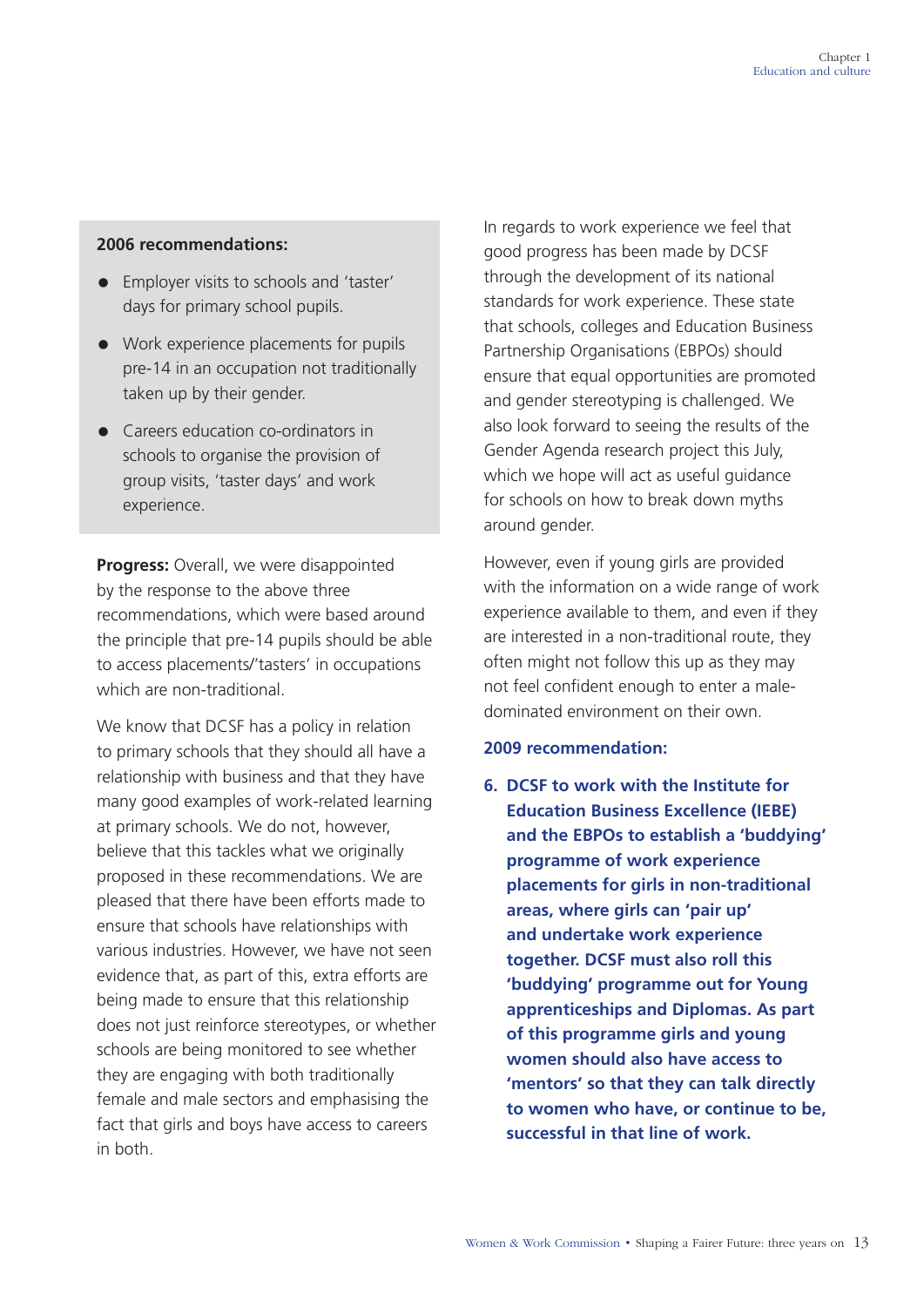**2006 recommendations:**

- Employer visits to schools and 'taster' days for primary school pupils.
- Work experience placements for pupils pre-14 in an occupation not traditionally taken up by their gender.
- Careers education co-ordinators in schools to organise the provision of group visits, 'taster days' and work experience.

**Progress:** Overall, we were disappointed by the response to the above three recommendations, which were based around the principle that pre-14 pupils should be able to access placements/'tasters' in occupations which are non-traditional.

We know that DCSF has a policy in relation to primary schools that they should all have a relationship with business and that they have many good examples of work-related learning at primary schools. We do not, however, believe that this tackles what we originally proposed in these recommendations. We are pleased that there have been efforts made to ensure that schools have relationships with various industries. However, we have not seen evidence that, as part of this, extra efforts are being made to ensure that this relationship does not just reinforce stereotypes, or whether schools are being monitored to see whether they are engaging with both traditionally female and male sectors and emphasising the fact that girls and boys have access to careers in both.

In regards to work experience we feel that good progress has been made by DCSF through the development of its national standards for work experience. These state that schools, colleges and Education Business Partnership Organisations (EBPOs) should ensure that equal opportunities are promoted and gender stereotyping is challenged. We also look forward to seeing the results of the Gender Agenda research project this July, which we hope will act as useful guidance for schools on how to break down myths around gender.

However, even if young girls are provided with the information on a wide range of work experience available to them, and even if they are interested in a non-traditional route, they often might not follow this up as they may not feel confident enough to enter a male-dominated environment on their own.

**2009 recommendation:**

6. **DCSF to work with the Institute for Education Business Excellence (IEBE) and the EBPOs to establish a 'buddying' programme of work experience placements for girls in non-traditional areas, where girls can 'pair up' and undertake work experience together. DCSF must also roll this 'buddying' programme out for Young apprenticeships and Diplomas. As part of this programme girls and young women should also have access to 'mentors' so that they can talk directly to women who have, or continue to be, successful in that line of work.**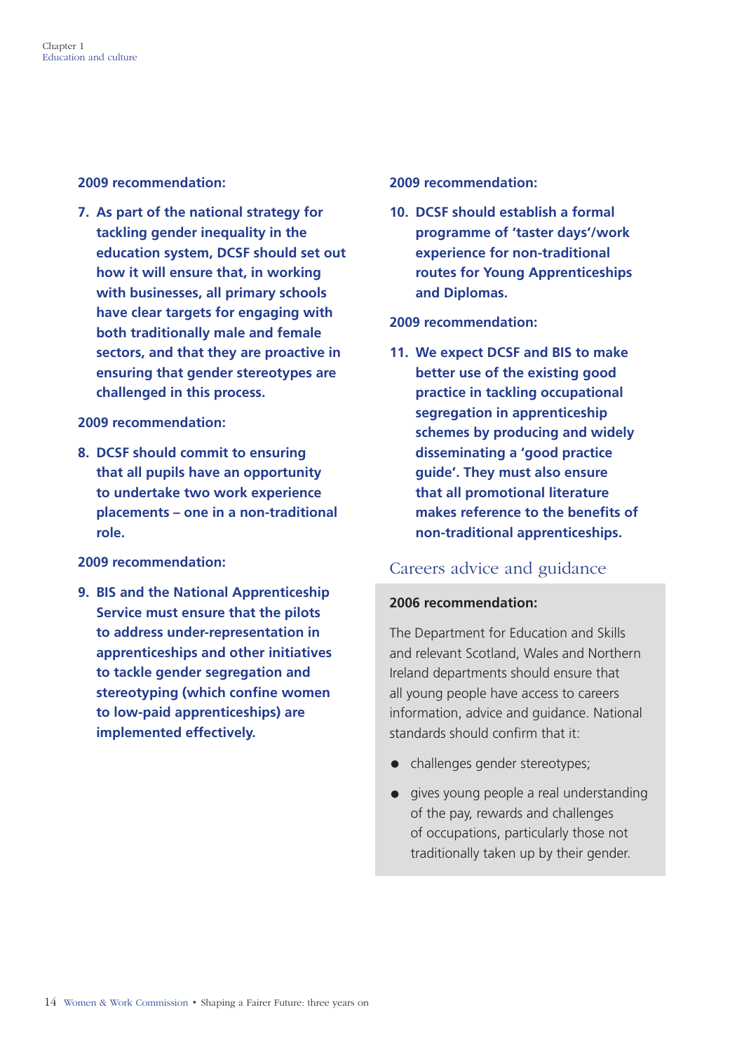**2009 recommendation:**

7. **As part of the national strategy for tackling gender inequality in the education system, DCSF should set out how it will ensure that, in working with businesses, all primary schools have clear targets for engaging with both traditionally male and female sectors, and that they are proactive in ensuring that gender stereotypes are challenged in this process.**

**2009 recommendation:**

8. **DCSF should commit to ensuring that all pupils have an opportunity to undertake two work experience placements – one in a non-traditional role.**

**2009 recommendation:**

9. **BIS and the National Apprenticeship Service must ensure that the pilots to address under-representation in apprenticeships and other initiatives to tackle gender segregation and stereotyping (which confine women to low-paid apprenticeships) are implemented effectively.**

**2009 recommendation:**

10. **DCSF should establish a formal programme of 'taster days'/work experience for non-traditional routes for Young Apprenticeships and Diplomas.**

**2009 recommendation:**

11. **We expect DCSF and BIS to make better use of the existing good practice in tackling occupational segregation in apprenticeship schemes by producing and widely disseminating a 'good practice guide'. They must also ensure that all promotional literature makes reference to the benefits of non-traditional apprenticeships.**

## Careers advice and guidance

**2006 recommendation:**

The Department for Education and Skills and relevant Scotland, Wales and Northern Ireland departments should ensure that all young people have access to careers information, advice and guidance. National standards should confirm that it:

- challenges gender stereotypes;
- gives young people a real understanding of the pay, rewards and challenges of occupations, particularly those not traditionally taken up by their gender.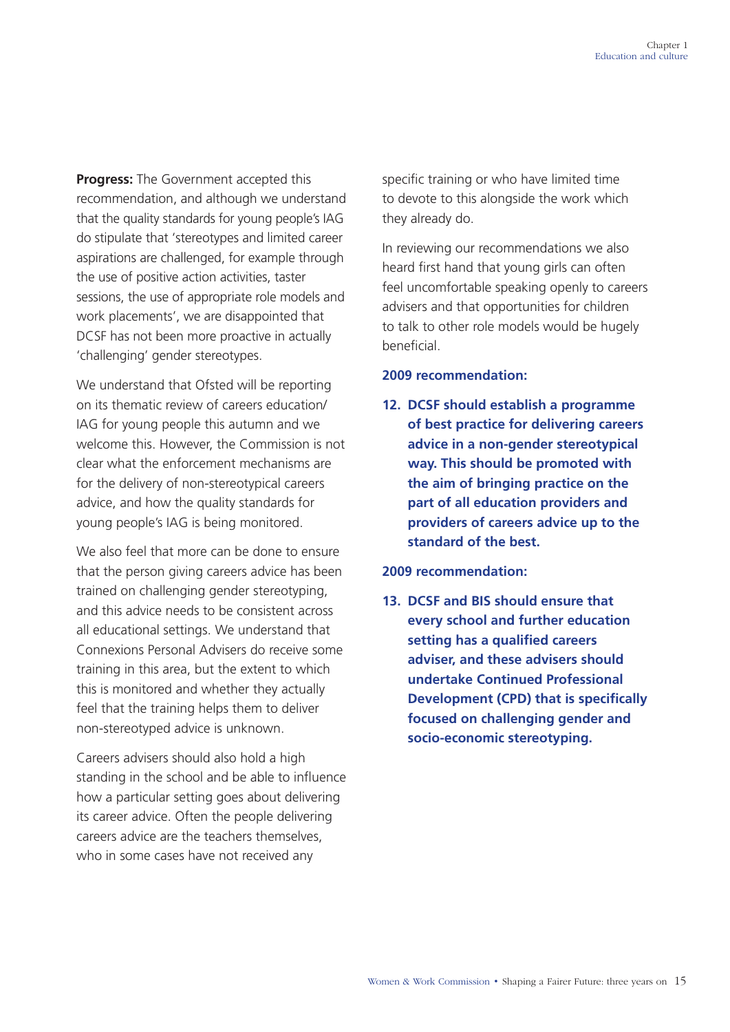**Progress:** The Government accepted this recommendation, and although we understand that the quality standards for young people's IAG do stipulate that 'stereotypes and limited career aspirations are challenged, for example through the use of positive action activities, taster sessions, the use of appropriate role models and work placements', we are disappointed that DCSF has not been more proactive in actually 'challenging' gender stereotypes.

We understand that Ofsted will be reporting on its thematic review of careers education/IAG for young people this autumn and we welcome this. However, the Commission is not clear what the enforcement mechanisms are for the delivery of non-stereotypical careers advice, and how the quality standards for young people's IAG is being monitored.

We also feel that more can be done to ensure that the person giving careers advice has been trained on challenging gender stereotyping, and this advice needs to be consistent across all educational settings. We understand that Connexions Personal Advisers do receive some training in this area, but the extent to which this is monitored and whether they actually feel that the training helps them to deliver non-stereotyped advice is unknown.

Careers advisers should also hold a high standing in the school and be able to influence how a particular setting goes about delivering its career advice. Often the people delivering careers advice are the teachers themselves, who in some cases have not received any specific training or who have limited time to devote to this alongside the work which they already do.

In reviewing our recommendations we also heard first hand that young girls can often feel uncomfortable speaking openly to careers advisers and that opportunities for children to talk to other role models would be hugely beneficial.

**2009 recommendation:**

**12. DCSF should establish a programme of best practice for delivering careers advice in a non-gender stereotypical way. This should be promoted with the aim of bringing practice on the part of all education providers and providers of careers advice up to the standard of the best.**

**2009 recommendation:**

**13. DCSF and BIS should ensure that every school and further education setting has a qualified careers adviser, and these advisers should undertake Continued Professional Development (CPD) that is specifically focused on challenging gender and socio-economic stereotyping.**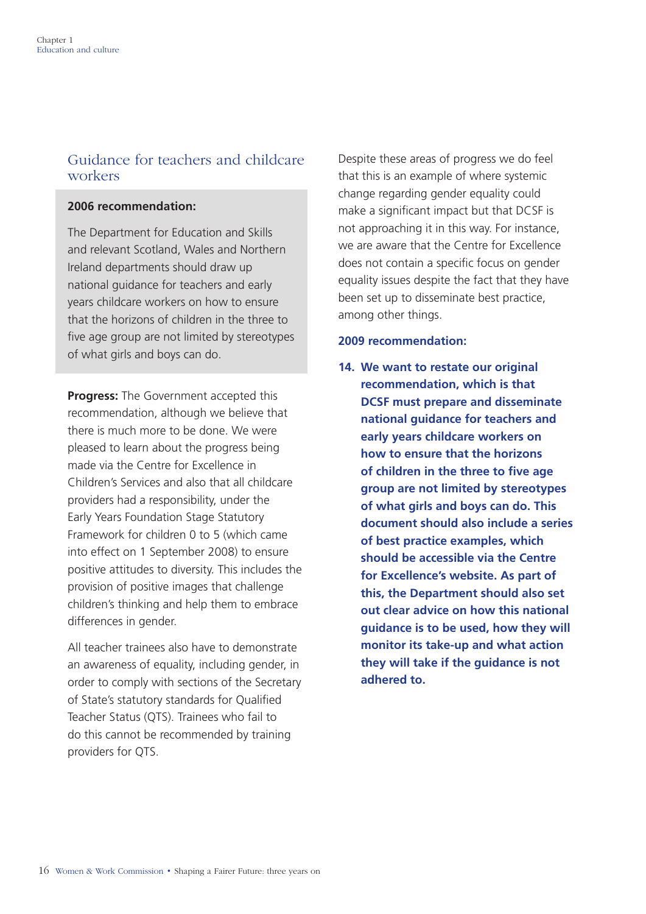## Guidance for teachers and childcare workers

**2006 recommendation:**

The Department for Education and Skills and relevant Scotland, Wales and Northern Ireland departments should draw up national guidance for teachers and early years childcare workers on how to ensure that the horizons of children in the three to five age group are not limited by stereotypes of what girls and boys can do.

**Progress:** The Government accepted this recommendation, although we believe that there is much more to be done. We were pleased to learn about the progress being made via the Centre for Excellence in Children's Services and also that all childcare providers had a responsibility, under the Early Years Foundation Stage Statutory Framework for children 0 to 5 (which came into effect on 1 September 2008) to ensure positive attitudes to diversity. This includes the provision of positive images that challenge children's thinking and help them to embrace differences in gender.

All teacher trainees also have to demonstrate an awareness of equality, including gender, in order to comply with sections of the Secretary of State's statutory standards for Qualified Teacher Status (QTS). Trainees who fail to do this cannot be recommended by training providers for QTS.

Despite these areas of progress we do feel that this is an example of where systemic change regarding gender equality could make a significant impact but that DCSF is not approaching it in this way. For instance, we are aware that the Centre for Excellence does not contain a specific focus on gender equality issues despite the fact that they have been set up to disseminate best practice, among other things.

**2009 recommendation:**

**14. We want to restate our original recommendation, which is that DCSF must prepare and disseminate national guidance for teachers and early years childcare workers on how to ensure that the horizons of children in the three to five age group are not limited by stereotypes of what girls and boys can do. This document should also include a series of best practice examples, which should be accessible via the Centre for Excellence's website. As part of this, the Department should also set out clear advice on how this national guidance is to be used, how they will monitor its take-up and what action they will take if the guidance is not adhered to.**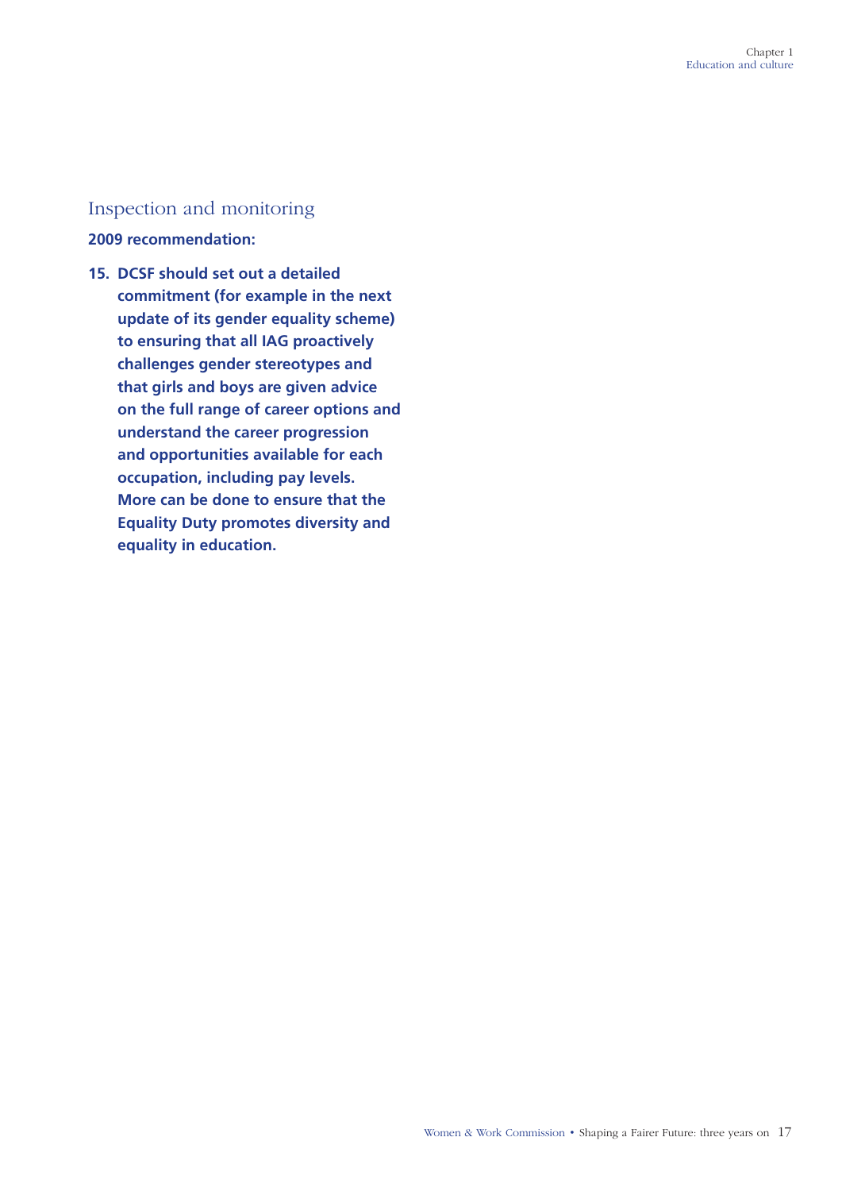## Inspection and monitoring

**2009 recommendation:**

15. **DCSF should set out a detailed commitment (for example in the next update of its gender equality scheme) to ensuring that all IAG proactively challenges gender stereotypes and that girls and boys are given advice on the full range of career options and understand the career progression and opportunities available for each occupation, including pay levels. More can be done to ensure that the Equality Duty promotes diversity and equality in education.**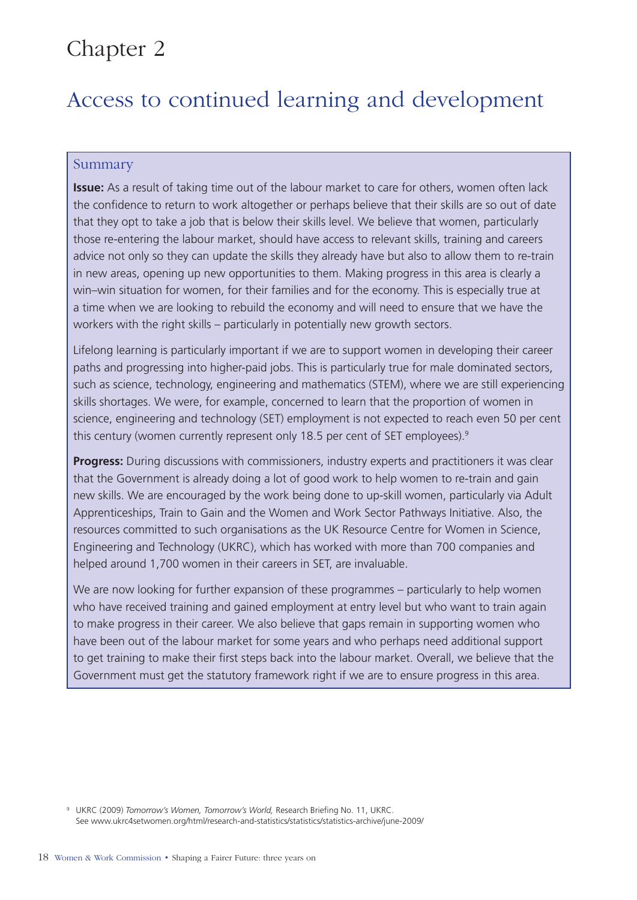# Chapter 2

## Access to continued learning and development

### Summary

**Issue:** As a result of taking time out of the labour market to care for others, women often lack the confidence to return to work altogether or perhaps believe that their skills are so out of date that they opt to take a job that is below their skills level. We believe that women, particularly those re-entering the labour market, should have access to relevant skills, training and careers advice not only so they can update the skills they already have but also to allow them to re-train in new areas, opening up new opportunities to them. Making progress in this area is clearly a win–win situation for women, for their families and for the economy. This is especially true at a time when we are looking to rebuild the economy and will need to ensure that we have the workers with the right skills – particularly in potentially new growth sectors.

Lifelong learning is particularly important if we are to support women in developing their career paths and progressing into higher-paid jobs. This is particularly true for male dominated sectors, such as science, technology, engineering and mathematics (STEM), where we are still experiencing skills shortages. We were, for example, concerned to learn that the proportion of women in science, engineering and technology (SET) employment is not expected to reach even 50 per cent this century (women currently represent only 18.5 per cent of SET employees).[9]

**Progress:** During discussions with commissioners, industry experts and practitioners it was clear that the Government is already doing a lot of good work to help women to re-train and gain new skills. We are encouraged by the work being done to up-skill women, particularly via Adult Apprenticeships, Train to Gain and the Women and Work Sector Pathways Initiative. Also, the resources committed to such organisations as the UK Resource Centre for Women in Science, Engineering and Technology (UKRC), which has worked with more than 700 companies and helped around 1,700 women in their careers in SET, are invaluable.

We are now looking for further expansion of these programmes – particularly to help women who have received training and gained employment at entry level but who want to train again to make progress in their career. We also believe that gaps remain in supporting women who have been out of the labour market for some years and who perhaps need additional support to get training to make their first steps back into the labour market. Overall, we believe that the Government must get the statutory framework right if we are to ensure progress in this area.

[9] UKRC (2009) *Tomorrow's Women, Tomorrow's World,* Research Briefing No. 11, UKRC. See www.ukrc4setwomen.org/html/research-and-statistics/statistics/statistics-archive/june-2009/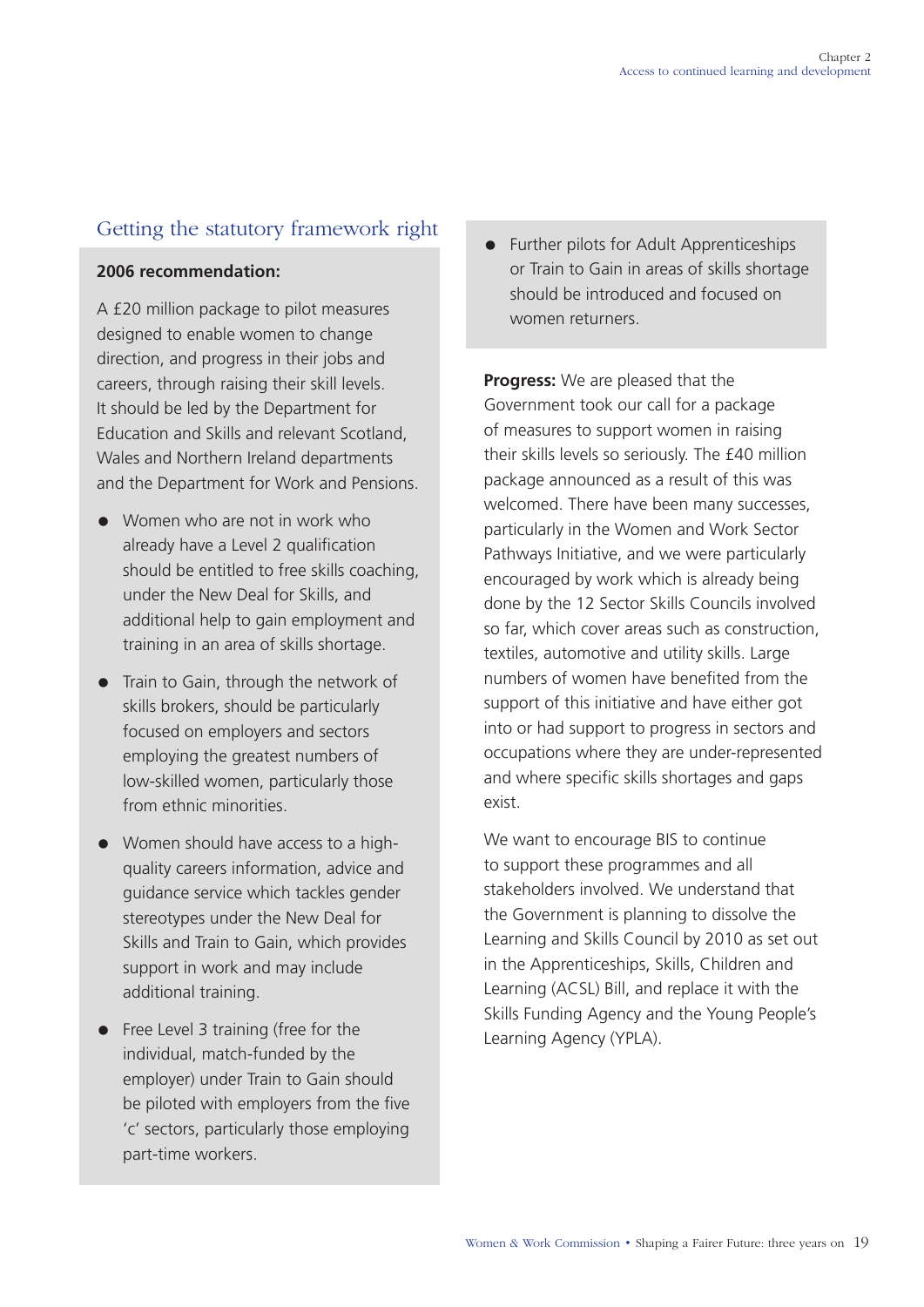## Getting the statutory framework right

**2006 recommendation:**

A £20 million package to pilot measures designed to enable women to change direction, and progress in their jobs and careers, through raising their skill levels. It should be led by the Department for Education and Skills and relevant Scotland, Wales and Northern Ireland departments and the Department for Work and Pensions.

- Women who are not in work who already have a Level 2 qualification should be entitled to free skills coaching, under the New Deal for Skills, and additional help to gain employment and training in an area of skills shortage.
- Train to Gain, through the network of skills brokers, should be particularly focused on employers and sectors employing the greatest numbers of low-skilled women, particularly those from ethnic minorities.
- Women should have access to a high-quality careers information, advice and guidance service which tackles gender stereotypes under the New Deal for Skills and Train to Gain, which provides support in work and may include additional training.
- Free Level 3 training (free for the individual, match-funded by the employer) under Train to Gain should be piloted with employers from the five 'c' sectors, particularly those employing part-time workers.
- Further pilots for Adult Apprenticeships or Train to Gain in areas of skills shortage should be introduced and focused on women returners.

**Progress:** We are pleased that the Government took our call for a package of measures to support women in raising their skills levels so seriously. The £40 million package announced as a result of this was welcomed. There have been many successes, particularly in the Women and Work Sector Pathways Initiative, and we were particularly encouraged by work which is already being done by the 12 Sector Skills Councils involved so far, which cover areas such as construction, textiles, automotive and utility skills. Large numbers of women have benefited from the support of this initiative and have either got into or had support to progress in sectors and occupations where they are under-represented and where specific skills shortages and gaps exist.

We want to encourage BIS to continue to support these programmes and all stakeholders involved. We understand that the Government is planning to dissolve the Learning and Skills Council by 2010 as set out in the Apprenticeships, Skills, Children and Learning (ACSL) Bill, and replace it with the Skills Funding Agency and the Young People's Learning Agency (YPLA).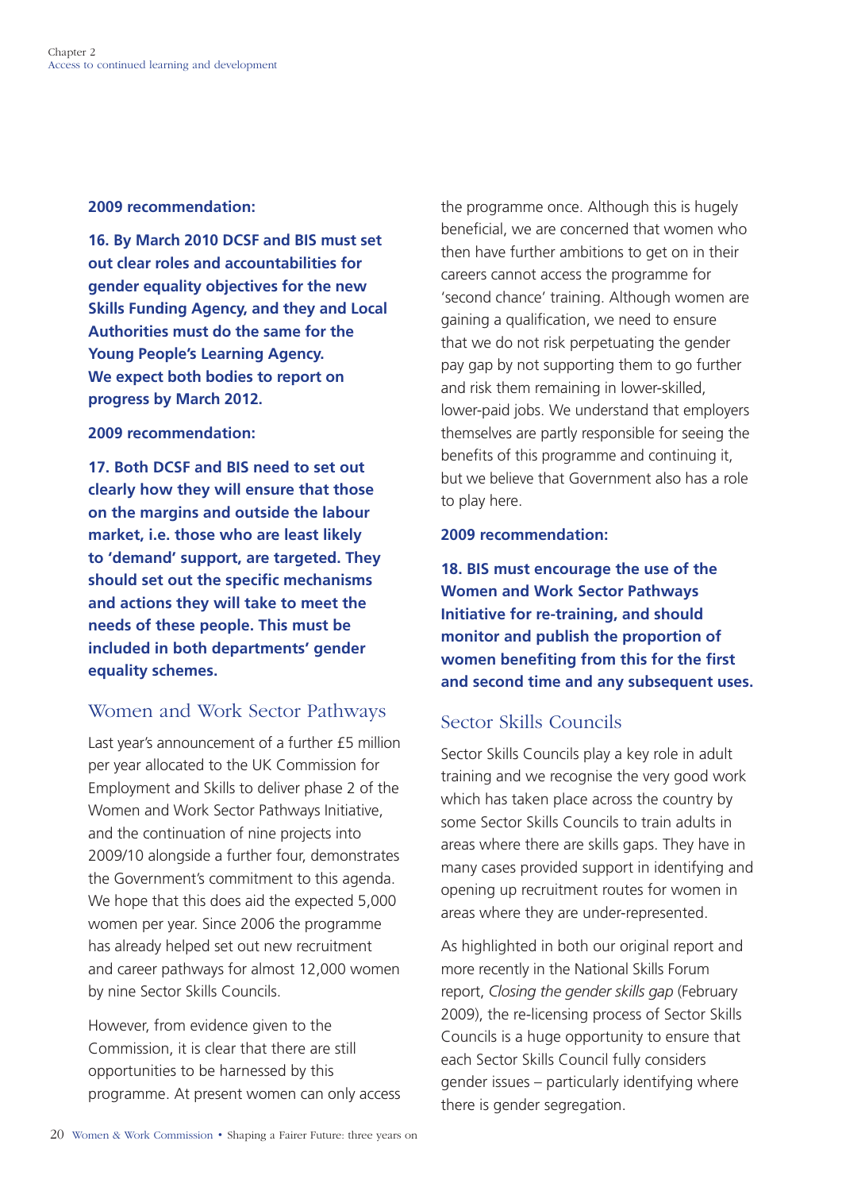**2009 recommendation:**

**16. By March 2010 DCSF and BIS must set out clear roles and accountabilities for gender equality objectives for the new Skills Funding Agency, and they and Local Authorities must do the same for the Young People's Learning Agency. We expect both bodies to report on progress by March 2012.**

**2009 recommendation:**

**17. Both DCSF and BIS need to set out clearly how they will ensure that those on the margins and outside the labour market, i.e. those who are least likely to 'demand' support, are targeted. They should set out the specific mechanisms and actions they will take to meet the needs of these people. This must be included in both departments' gender equality schemes.**

## Women and Work Sector Pathways

Last year's announcement of a further £5 million per year allocated to the UK Commission for Employment and Skills to deliver phase 2 of the Women and Work Sector Pathways Initiative, and the continuation of nine projects into 2009/10 alongside a further four, demonstrates the Government's commitment to this agenda. We hope that this does aid the expected 5,000 women per year. Since 2006 the programme has already helped set out new recruitment and career pathways for almost 12,000 women by nine Sector Skills Councils.

However, from evidence given to the Commission, it is clear that there are still opportunities to be harnessed by this programme. At present women can only access the programme once. Although this is hugely beneficial, we are concerned that women who then have further ambitions to get on in their careers cannot access the programme for 'second chance' training. Although women are gaining a qualification, we need to ensure that we do not risk perpetuating the gender pay gap by not supporting them to go further and risk them remaining in lower-skilled, lower-paid jobs. We understand that employers themselves are partly responsible for seeing the benefits of this programme and continuing it, but we believe that Government also has a role to play here.

**2009 recommendation:**

**18. BIS must encourage the use of the Women and Work Sector Pathways Initiative for re-training, and should monitor and publish the proportion of women benefiting from this for the first and second time and any subsequent uses.**

## Sector Skills Councils

Sector Skills Councils play a key role in adult training and we recognise the very good work which has taken place across the country by some Sector Skills Councils to train adults in areas where there are skills gaps. They have in many cases provided support in identifying and opening up recruitment routes for women in areas where they are under-represented.

As highlighted in both our original report and more recently in the National Skills Forum report, *Closing the gender skills gap* (February 2009), the re-licensing process of Sector Skills Councils is a huge opportunity to ensure that each Sector Skills Council fully considers gender issues – particularly identifying where there is gender segregation.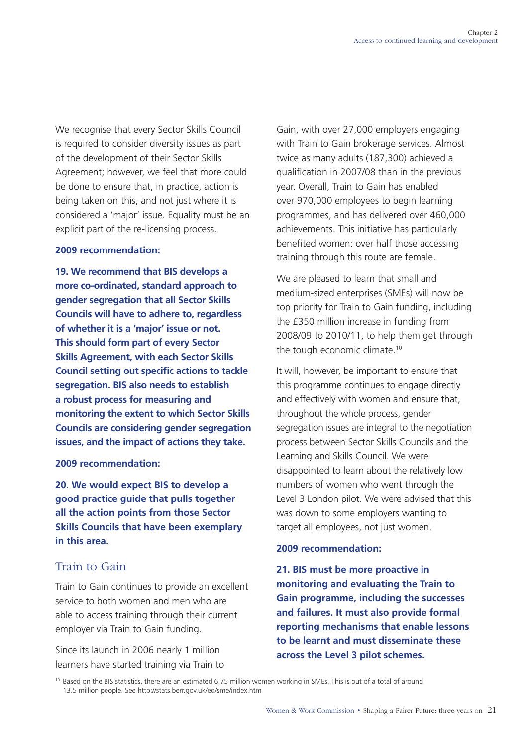We recognise that every Sector Skills Council is required to consider diversity issues as part of the development of their Sector Skills Agreement; however, we feel that more could be done to ensure that, in practice, action is being taken on this, and not just where it is considered a 'major' issue. Equality must be an explicit part of the re-licensing process.

**2009 recommendation:**

**19. We recommend that BIS develops a more co-ordinated, standard approach to gender segregation that all Sector Skills Councils will have to adhere to, regardless of whether it is a 'major' issue or not. This should form part of every Sector Skills Agreement, with each Sector Skills Council setting out specific actions to tackle segregation. BIS also needs to establish a robust process for measuring and monitoring the extent to which Sector Skills Councils are considering gender segregation issues, and the impact of actions they take.**

**2009 recommendation:**

**20. We would expect BIS to develop a good practice guide that pulls together all the action points from those Sector Skills Councils that have been exemplary in this area.**

## Train to Gain

Train to Gain continues to provide an excellent service to both women and men who are able to access training through their current employer via Train to Gain funding.

Since its launch in 2006 nearly 1 million learners have started training via Train to Gain, with over 27,000 employers engaging with Train to Gain brokerage services. Almost twice as many adults (187,300) achieved a qualification in 2007/08 than in the previous year. Overall, Train to Gain has enabled over 970,000 employees to begin learning programmes, and has delivered over 460,000 achievements. This initiative has particularly benefited women: over half those accessing training through this route are female.

We are pleased to learn that small and medium-sized enterprises (SMEs) will now be top priority for Train to Gain funding, including the £350 million increase in funding from 2008/09 to 2010/11, to help them get through the tough economic climate.[10]

It will, however, be important to ensure that this programme continues to engage directly and effectively with women and ensure that, throughout the whole process, gender segregation issues are integral to the negotiation process between Sector Skills Councils and the Learning and Skills Council. We were disappointed to learn about the relatively low numbers of women who went through the Level 3 London pilot. We were advised that this was down to some employers wanting to target all employees, not just women.

**2009 recommendation:**

**21. BIS must be more proactive in monitoring and evaluating the Train to Gain programme, including the successes and failures. It must also provide formal reporting mechanisms that enable lessons to be learnt and must disseminate these across the Level 3 pilot schemes.**

[10] Based on the BIS statistics, there are an estimated 6.75 million women working in SMEs. This is out of a total of around 13.5 million people. See http://stats.berr.gov.uk/ed/sme/index.htm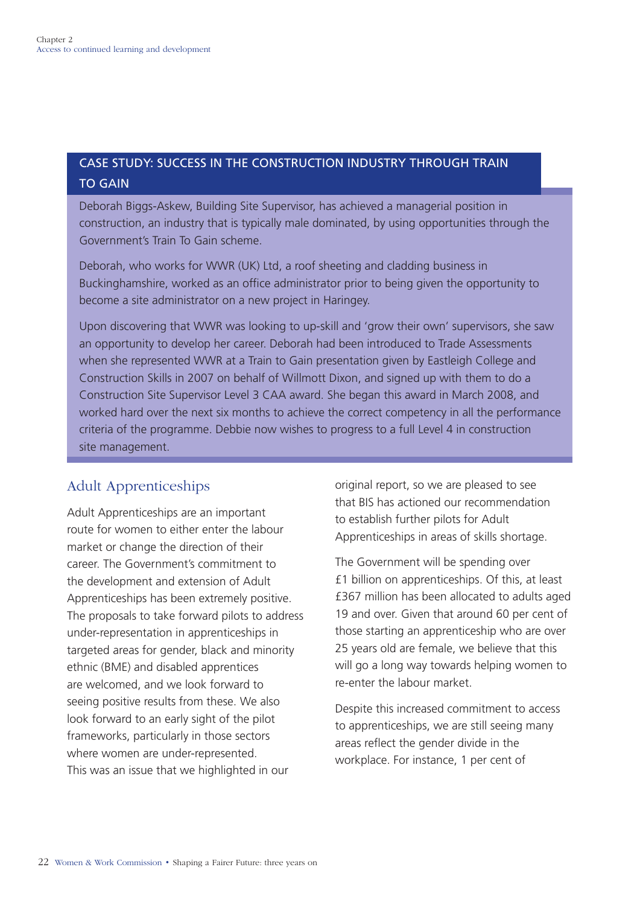## CASE STUDY: SUCCESS IN THE CONSTRUCTION INDUSTRY THROUGH TRAIN TO GAIN

Deborah Biggs-Askew, Building Site Supervisor, has achieved a managerial position in construction, an industry that is typically male dominated, by using opportunities through the Government's Train To Gain scheme.

Deborah, who works for WWR (UK) Ltd, a roof sheeting and cladding business in Buckinghamshire, worked as an office administrator prior to being given the opportunity to become a site administrator on a new project in Haringey.

Upon discovering that WWR was looking to up-skill and 'grow their own' supervisors, she saw an opportunity to develop her career. Deborah had been introduced to Trade Assessments when she represented WWR at a Train to Gain presentation given by Eastleigh College and Construction Skills in 2007 on behalf of Willmott Dixon, and signed up with them to do a Construction Site Supervisor Level 3 CAA award. She began this award in March 2008, and worked hard over the next six months to achieve the correct competency in all the performance criteria of the programme. Debbie now wishes to progress to a full Level 4 in construction site management.

## Adult Apprenticeships

Adult Apprenticeships are an important route for women to either enter the labour market or change the direction of their career. The Government's commitment to the development and extension of Adult Apprenticeships has been extremely positive. The proposals to take forward pilots to address under-representation in apprenticeships in targeted areas for gender, black and minority ethnic (BME) and disabled apprentices are welcomed, and we look forward to seeing positive results from these. We also look forward to an early sight of the pilot frameworks, particularly in those sectors where women are under-represented. This was an issue that we highlighted in our original report, so we are pleased to see that BIS has actioned our recommendation to establish further pilots for Adult Apprenticeships in areas of skills shortage.

The Government will be spending over £1 billion on apprenticeships. Of this, at least £367 million has been allocated to adults aged 19 and over. Given that around 60 per cent of those starting an apprenticeship who are over 25 years old are female, we believe that this will go a long way towards helping women to re-enter the labour market.

Despite this increased commitment to access to apprenticeships, we are still seeing many areas reflect the gender divide in the workplace. For instance, 1 per cent of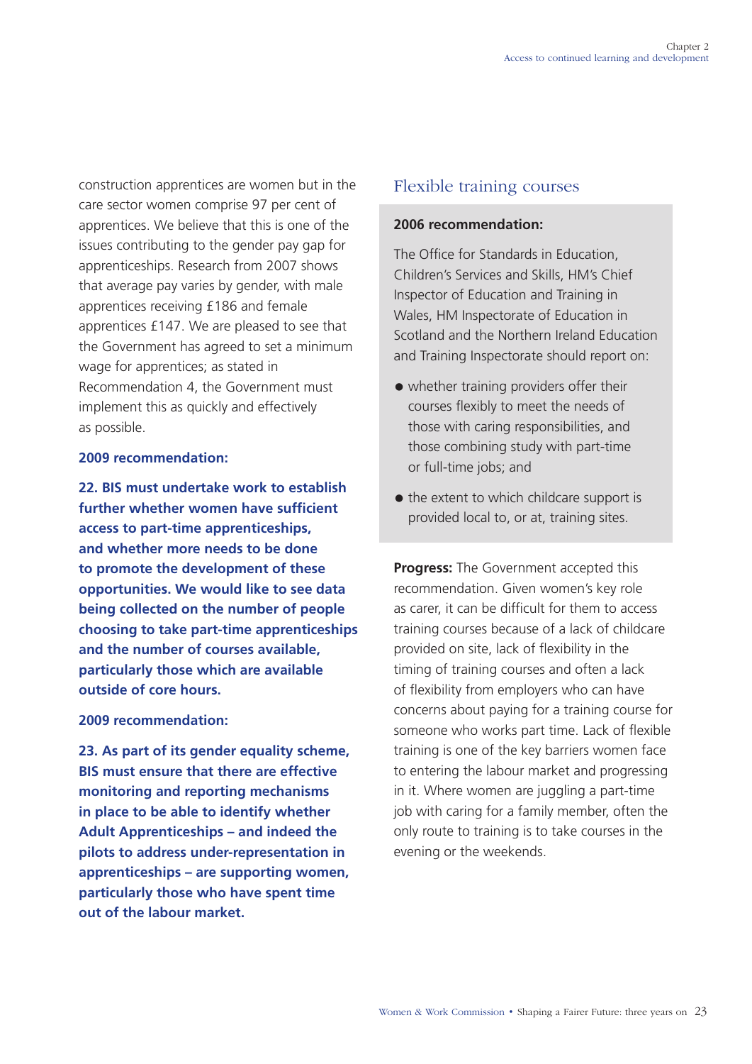construction apprentices are women but in the care sector women comprise 97 per cent of apprentices. We believe that this is one of the issues contributing to the gender pay gap for apprenticeships. Research from 2007 shows that average pay varies by gender, with male apprentices receiving £186 and female apprentices £147. We are pleased to see that the Government has agreed to set a minimum wage for apprentices; as stated in Recommendation 4, the Government must implement this as quickly and effectively as possible.

**2009 recommendation:**

**22. BIS must undertake work to establish further whether women have sufficient access to part-time apprenticeships, and whether more needs to be done to promote the development of these opportunities. We would like to see data being collected on the number of people choosing to take part-time apprenticeships and the number of courses available, particularly those which are available outside of core hours.**

**2009 recommendation:**

**23. As part of its gender equality scheme, BIS must ensure that there are effective monitoring and reporting mechanisms in place to be able to identify whether Adult Apprenticeships – and indeed the pilots to address under-representation in apprenticeships – are supporting women, particularly those who have spent time out of the labour market.**

## Flexible training courses

**2006 recommendation:**

The Office for Standards in Education, Children's Services and Skills, HM's Chief Inspector of Education and Training in Wales, HM Inspectorate of Education in Scotland and the Northern Ireland Education and Training Inspectorate should report on:

- whether training providers offer their courses flexibly to meet the needs of those with caring responsibilities, and those combining study with part-time or full-time jobs; and
- the extent to which childcare support is provided local to, or at, training sites.

**Progress:** The Government accepted this recommendation. Given women's key role as carer, it can be difficult for them to access training courses because of a lack of childcare provided on site, lack of flexibility in the timing of training courses and often a lack of flexibility from employers who can have concerns about paying for a training course for someone who works part time. Lack of flexible training is one of the key barriers women face to entering the labour market and progressing in it. Where women are juggling a part-time job with caring for a family member, often the only route to training is to take courses in the evening or the weekends.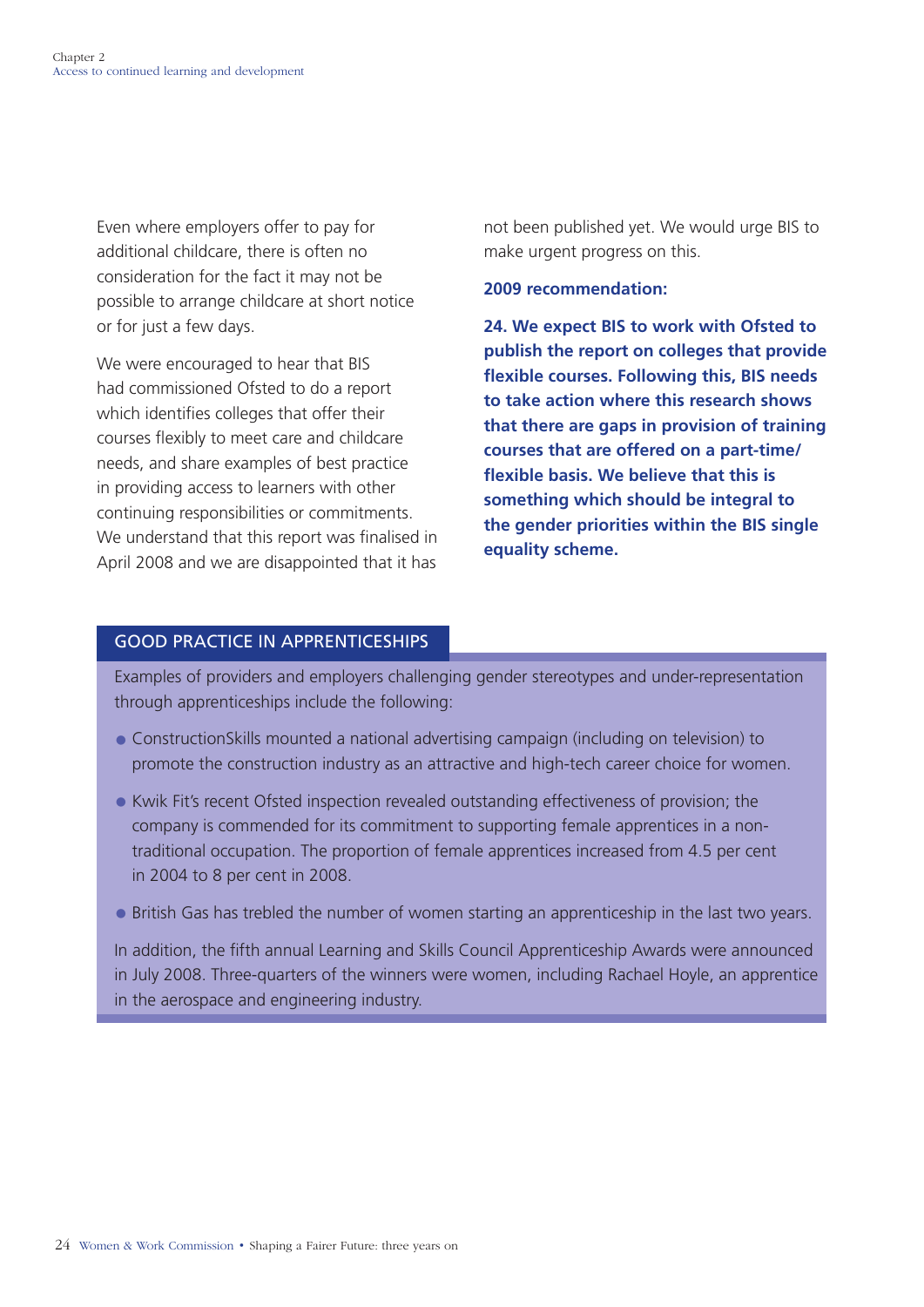Even where employers offer to pay for additional childcare, there is often no consideration for the fact it may not be possible to arrange childcare at short notice or for just a few days.

We were encouraged to hear that BIS had commissioned Ofsted to do a report which identifies colleges that offer their courses flexibly to meet care and childcare needs, and share examples of best practice in providing access to learners with other continuing responsibilities or commitments. We understand that this report was finalised in April 2008 and we are disappointed that it has not been published yet. We would urge BIS to make urgent progress on this.

**2009 recommendation:**

**24. We expect BIS to work with Ofsted to publish the report on colleges that provide flexible courses. Following this, BIS needs to take action where this research shows that there are gaps in provision of training courses that are offered on a part-time/flexible basis. We believe that this is something which should be integral to the gender priorities within the BIS single equality scheme.**

## GOOD PRACTICE IN APPRENTICESHIPS

Examples of providers and employers challenging gender stereotypes and under-representation through apprenticeships include the following:

- ConstructionSkills mounted a national advertising campaign (including on television) to promote the construction industry as an attractive and high-tech career choice for women.
- Kwik Fit's recent Ofsted inspection revealed outstanding effectiveness of provision; the company is commended for its commitment to supporting female apprentices in a non-traditional occupation. The proportion of female apprentices increased from 4.5 per cent in 2004 to 8 per cent in 2008.
- British Gas has trebled the number of women starting an apprenticeship in the last two years.

In addition, the fifth annual Learning and Skills Council Apprenticeship Awards were announced in July 2008. Three-quarters of the winners were women, including Rachael Hoyle, an apprentice in the aerospace and engineering industry.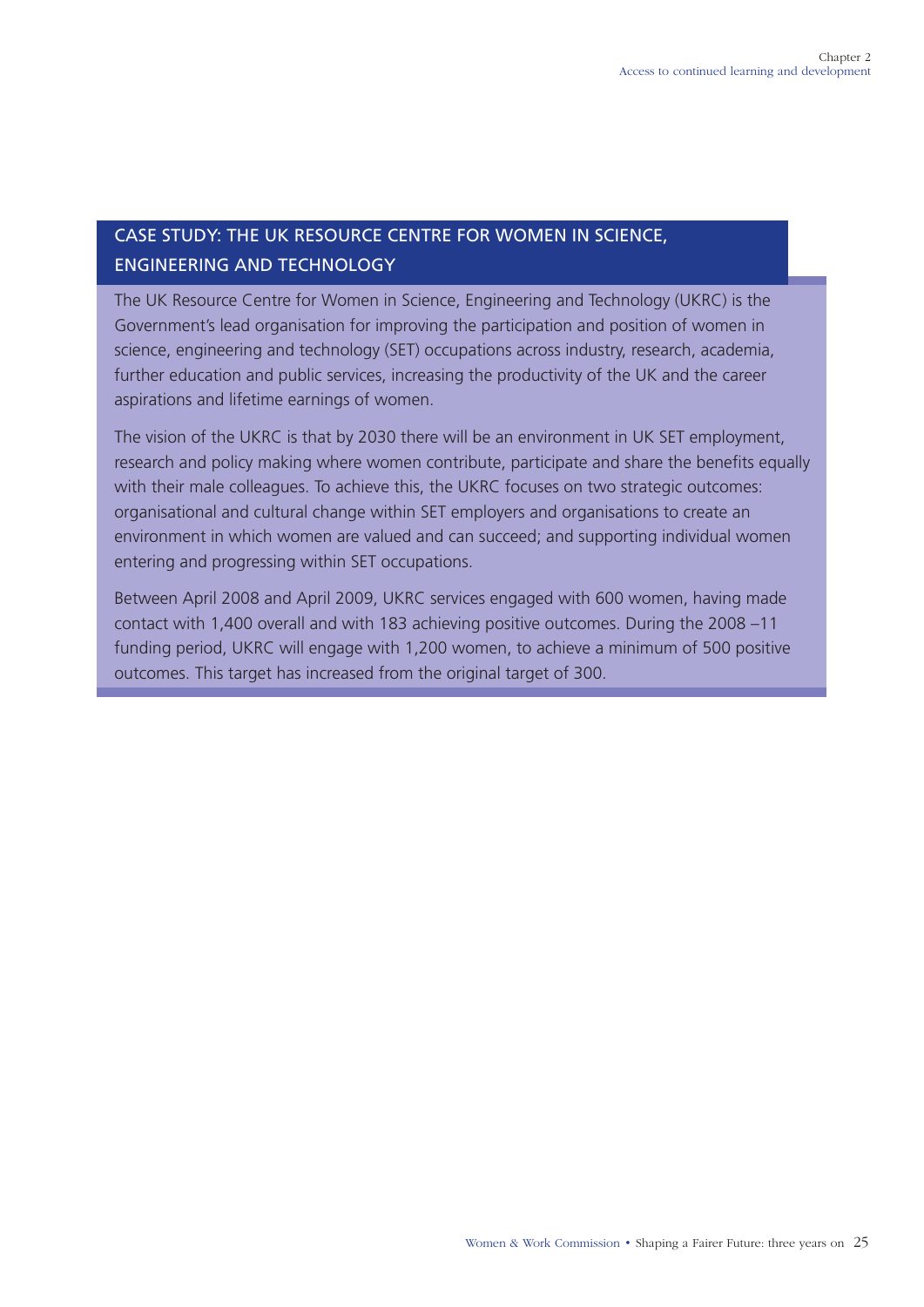## CASE STUDY: THE UK RESOURCE CENTRE FOR WOMEN IN SCIENCE, ENGINEERING AND TECHNOLOGY

The UK Resource Centre for Women in Science, Engineering and Technology (UKRC) is the Government's lead organisation for improving the participation and position of women in science, engineering and technology (SET) occupations across industry, research, academia, further education and public services, increasing the productivity of the UK and the career aspirations and lifetime earnings of women.

The vision of the UKRC is that by 2030 there will be an environment in UK SET employment, research and policy making where women contribute, participate and share the benefits equally with their male colleagues. To achieve this, the UKRC focuses on two strategic outcomes: organisational and cultural change within SET employers and organisations to create an environment in which women are valued and can succeed; and supporting individual women entering and progressing within SET occupations.

Between April 2008 and April 2009, UKRC services engaged with 600 women, having made contact with 1,400 overall and with 183 achieving positive outcomes. During the 2008 –11 funding period, UKRC will engage with 1,200 women, to achieve a minimum of 500 positive outcomes. This target has increased from the original target of 300.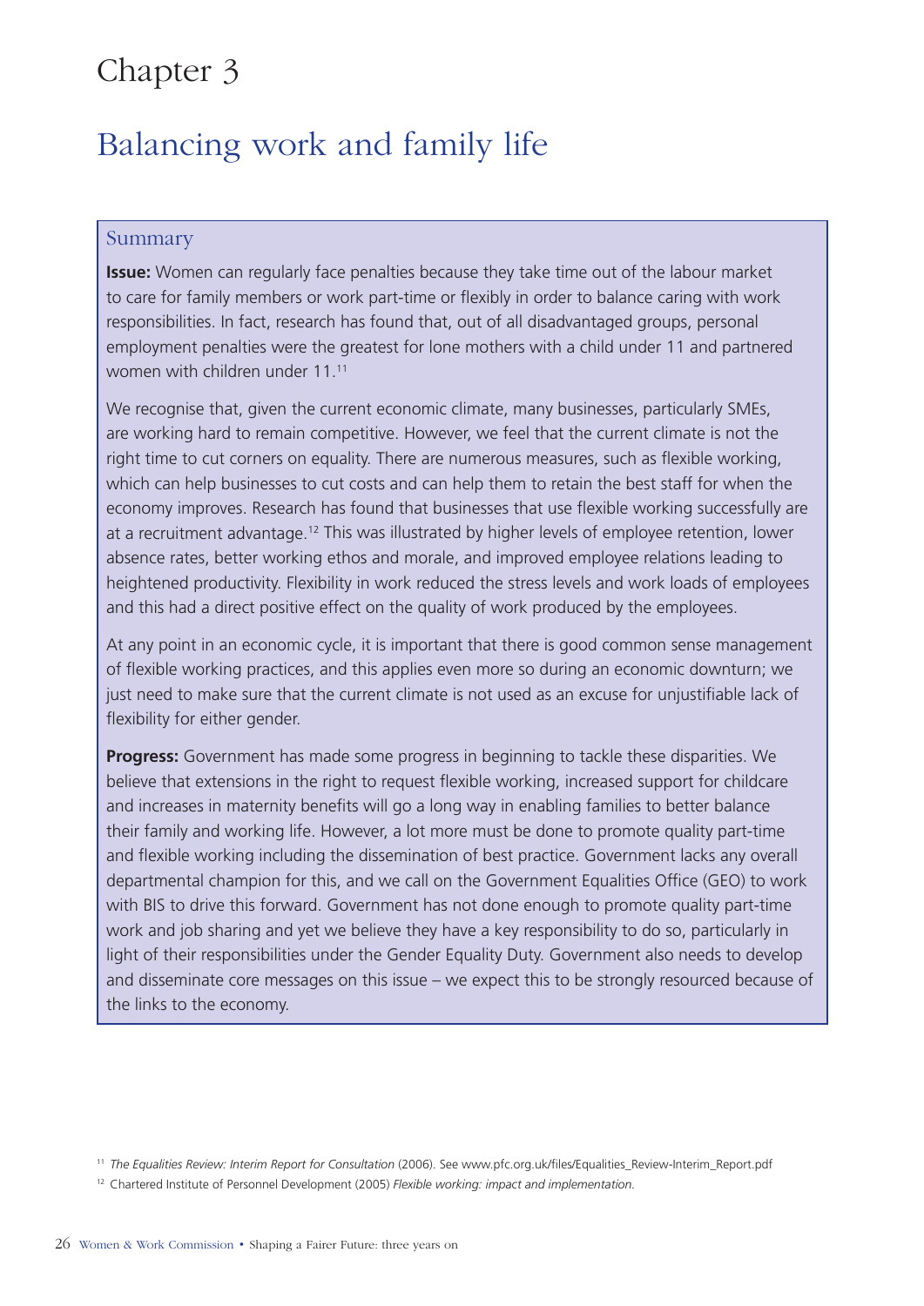# Chapter 3

## Balancing work and family life

### Summary

**Issue:** Women can regularly face penalties because they take time out of the labour market to care for family members or work part-time or flexibly in order to balance caring with work responsibilities. In fact, research has found that, out of all disadvantaged groups, personal employment penalties were the greatest for lone mothers with a child under 11 and partnered women with children under 11.[11]

We recognise that, given the current economic climate, many businesses, particularly SMEs, are working hard to remain competitive. However, we feel that the current climate is not the right time to cut corners on equality. There are numerous measures, such as flexible working, which can help businesses to cut costs and can help them to retain the best staff for when the economy improves. Research has found that businesses that use flexible working successfully are at a recruitment advantage.[12] This was illustrated by higher levels of employee retention, lower absence rates, better working ethos and morale, and improved employee relations leading to heightened productivity. Flexibility in work reduced the stress levels and work loads of employees and this had a direct positive effect on the quality of work produced by the employees.

At any point in an economic cycle, it is important that there is good common sense management of flexible working practices, and this applies even more so during an economic downturn; we just need to make sure that the current climate is not used as an excuse for unjustifiable lack of flexibility for either gender.

**Progress:** Government has made some progress in beginning to tackle these disparities. We believe that extensions in the right to request flexible working, increased support for childcare and increases in maternity benefits will go a long way in enabling families to better balance their family and working life. However, a lot more must be done to promote quality part-time and flexible working including the dissemination of best practice. Government lacks any overall departmental champion for this, and we call on the Government Equalities Office (GEO) to work with BIS to drive this forward. Government has not done enough to promote quality part-time work and job sharing and yet we believe they have a key responsibility to do so, particularly in light of their responsibilities under the Gender Equality Duty. Government also needs to develop and disseminate core messages on this issue – we expect this to be strongly resourced because of the links to the economy.

[11] *The Equalities Review: Interim Report for Consultation* (2006). See www.pfc.org.uk/files/Equalities_Review-Interim_Report.pdf

[12] Chartered Institute of Personnel Development (2005) *Flexible working: impact and implementation*.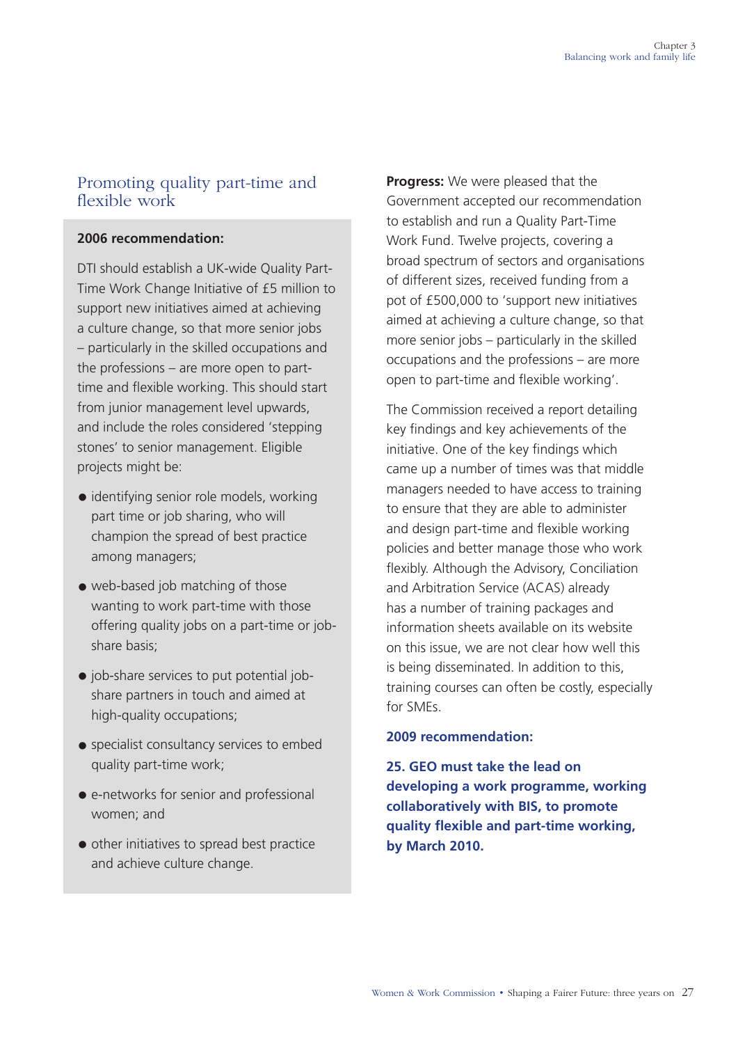## Promoting quality part-time and flexible work

**2006 recommendation:**

DTI should establish a UK-wide Quality Part-Time Work Change Initiative of £5 million to support new initiatives aimed at achieving a culture change, so that more senior jobs – particularly in the skilled occupations and the professions – are more open to part-time and flexible working. This should start from junior management level upwards, and include the roles considered 'stepping stones' to senior management. Eligible projects might be:

- identifying senior role models, working part time or job sharing, who will champion the spread of best practice among managers;
- web-based job matching of those wanting to work part-time with those offering quality jobs on a part-time or job-share basis;
- job-share services to put potential job-share partners in touch and aimed at high-quality occupations;
- specialist consultancy services to embed quality part-time work;
- e-networks for senior and professional women; and
- other initiatives to spread best practice and achieve culture change.

**Progress:** We were pleased that the Government accepted our recommendation to establish and run a Quality Part-Time Work Fund. Twelve projects, covering a broad spectrum of sectors and organisations of different sizes, received funding from a pot of £500,000 to 'support new initiatives aimed at achieving a culture change, so that more senior jobs – particularly in the skilled occupations and the professions – are more open to part-time and flexible working'.

The Commission received a report detailing key findings and key achievements of the initiative. One of the key findings which came up a number of times was that middle managers needed to have access to training to ensure that they are able to administer and design part-time and flexible working policies and better manage those who work flexibly. Although the Advisory, Conciliation and Arbitration Service (ACAS) already has a number of training packages and information sheets available on its website on this issue, we are not clear how well this is being disseminated. In addition to this, training courses can often be costly, especially for SMEs.

**2009 recommendation:**

**25. GEO must take the lead on developing a work programme, working collaboratively with BIS, to promote quality flexible and part-time working, by March 2010.**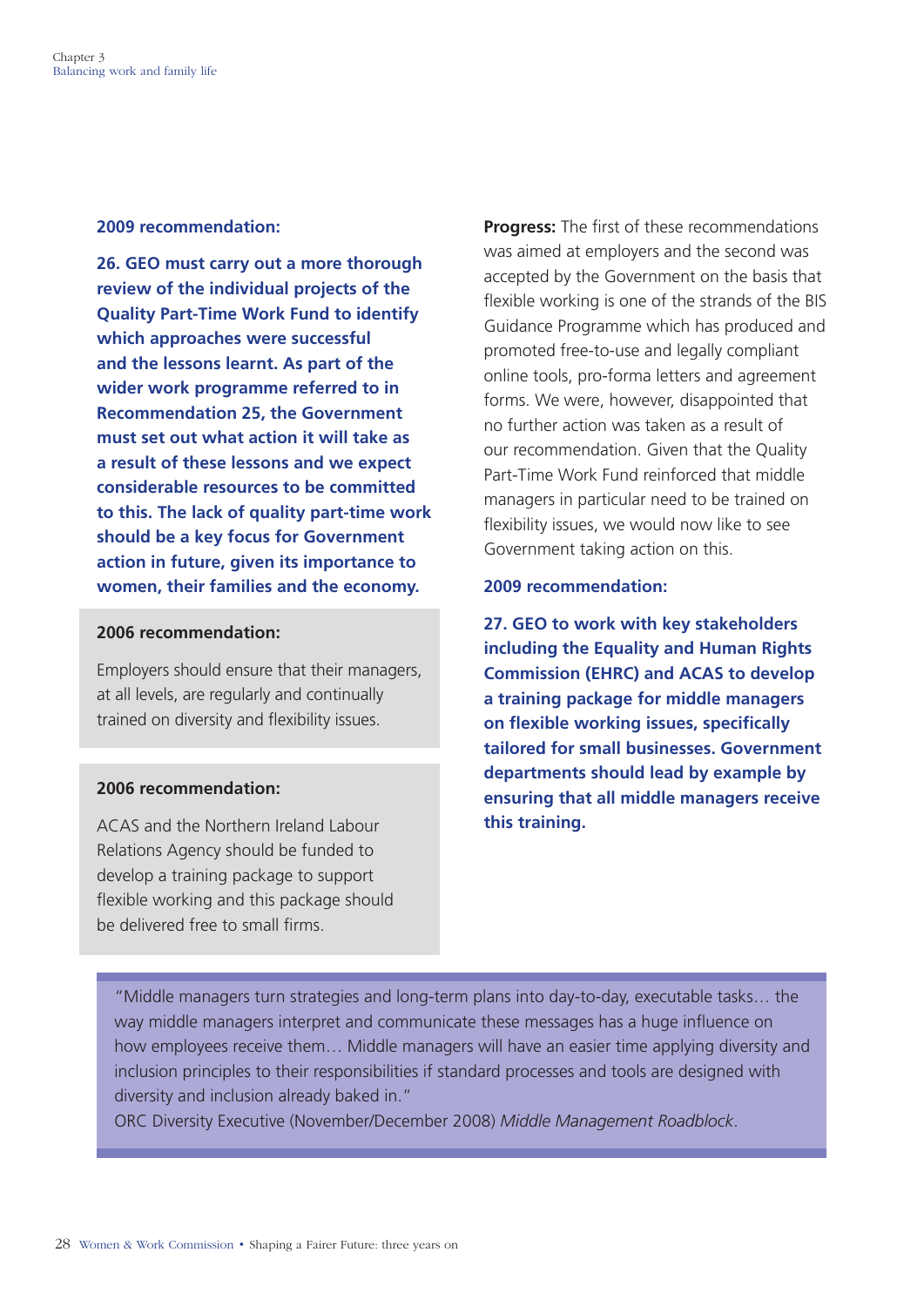**2009 recommendation:**

**26. GEO must carry out a more thorough review of the individual projects of the Quality Part-Time Work Fund to identify which approaches were successful and the lessons learnt. As part of the wider work programme referred to in Recommendation 25, the Government must set out what action it will take as a result of these lessons and we expect considerable resources to be committed to this. The lack of quality part-time work should be a key focus for Government action in future, given its importance to women, their families and the economy.**

**2006 recommendation:**

Employers should ensure that their managers, at all levels, are regularly and continually trained on diversity and flexibility issues.

**2006 recommendation:**

ACAS and the Northern Ireland Labour Relations Agency should be funded to develop a training package to support flexible working and this package should be delivered free to small firms.

**Progress:** The first of these recommendations was aimed at employers and the second was accepted by the Government on the basis that flexible working is one of the strands of the BIS Guidance Programme which has produced and promoted free-to-use and legally compliant online tools, pro-forma letters and agreement forms. We were, however, disappointed that no further action was taken as a result of our recommendation. Given that the Quality Part-Time Work Fund reinforced that middle managers in particular need to be trained on flexibility issues, we would now like to see Government taking action on this.

**2009 recommendation:**

**27. GEO to work with key stakeholders including the Equality and Human Rights Commission (EHRC) and ACAS to develop a training package for middle managers on flexible working issues, specifically tailored for small businesses. Government departments should lead by example by ensuring that all middle managers receive this training.**

"Middle managers turn strategies and long-term plans into day-to-day, executable tasks… the way middle managers interpret and communicate these messages has a huge influence on how employees receive them… Middle managers will have an easier time applying diversity and inclusion principles to their responsibilities if standard processes and tools are designed with diversity and inclusion already baked in."
ORC Diversity Executive (November/December 2008) *Middle Management Roadblock*.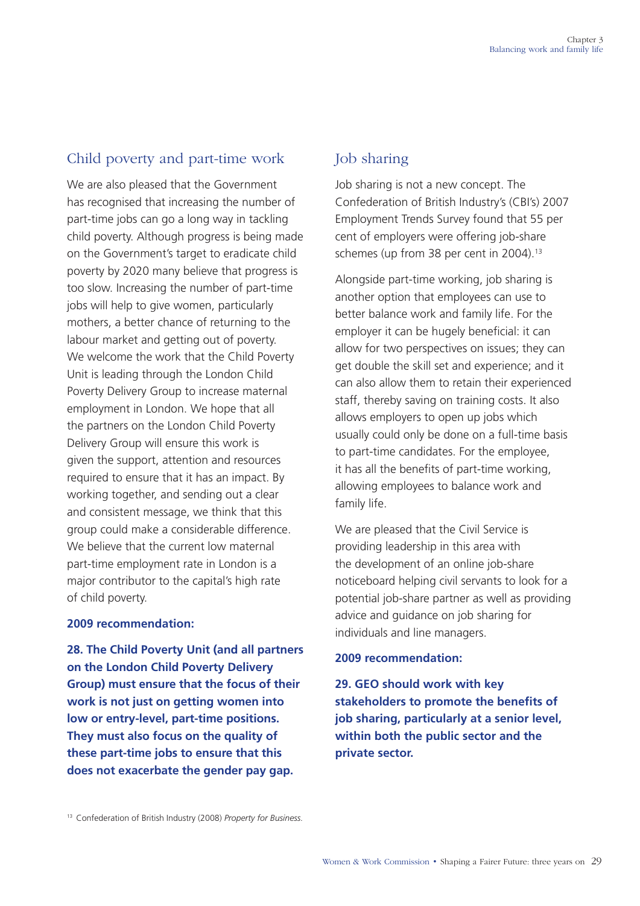## Child poverty and part-time work

We are also pleased that the Government has recognised that increasing the number of part-time jobs can go a long way in tackling child poverty. Although progress is being made on the Government's target to eradicate child poverty by 2020 many believe that progress is too slow. Increasing the number of part-time jobs will help to give women, particularly mothers, a better chance of returning to the labour market and getting out of poverty. We welcome the work that the Child Poverty Unit is leading through the London Child Poverty Delivery Group to increase maternal employment in London. We hope that all the partners on the London Child Poverty Delivery Group will ensure this work is given the support, attention and resources required to ensure that it has an impact. By working together, and sending out a clear and consistent message, we think that this group could make a considerable difference. We believe that the current low maternal part-time employment rate in London is a major contributor to the capital's high rate of child poverty.

**2009 recommendation:**

**28. The Child Poverty Unit (and all partners on the London Child Poverty Delivery Group) must ensure that the focus of their work is not just on getting women into low or entry-level, part-time positions. They must also focus on the quality of these part-time jobs to ensure that this does not exacerbate the gender pay gap.**

## Job sharing

Job sharing is not a new concept. The Confederation of British Industry's (CBI's) 2007 Employment Trends Survey found that 55 per cent of employers were offering job-share schemes (up from 38 per cent in 2004).[13]

Alongside part-time working, job sharing is another option that employees can use to better balance work and family life. For the employer it can be hugely beneficial: it can allow for two perspectives on issues; they can get double the skill set and experience; and it can also allow them to retain their experienced staff, thereby saving on training costs. It also allows employers to open up jobs which usually could only be done on a full-time basis to part-time candidates. For the employee, it has all the benefits of part-time working, allowing employees to balance work and family life.

We are pleased that the Civil Service is providing leadership in this area with the development of an online job-share noticeboard helping civil servants to look for a potential job-share partner as well as providing advice and guidance on job sharing for individuals and line managers.

**2009 recommendation:**

**29. GEO should work with key stakeholders to promote the benefits of job sharing, particularly at a senior level, within both the public sector and the private sector.**

[13] Confederation of British Industry (2008) *Property for Business.*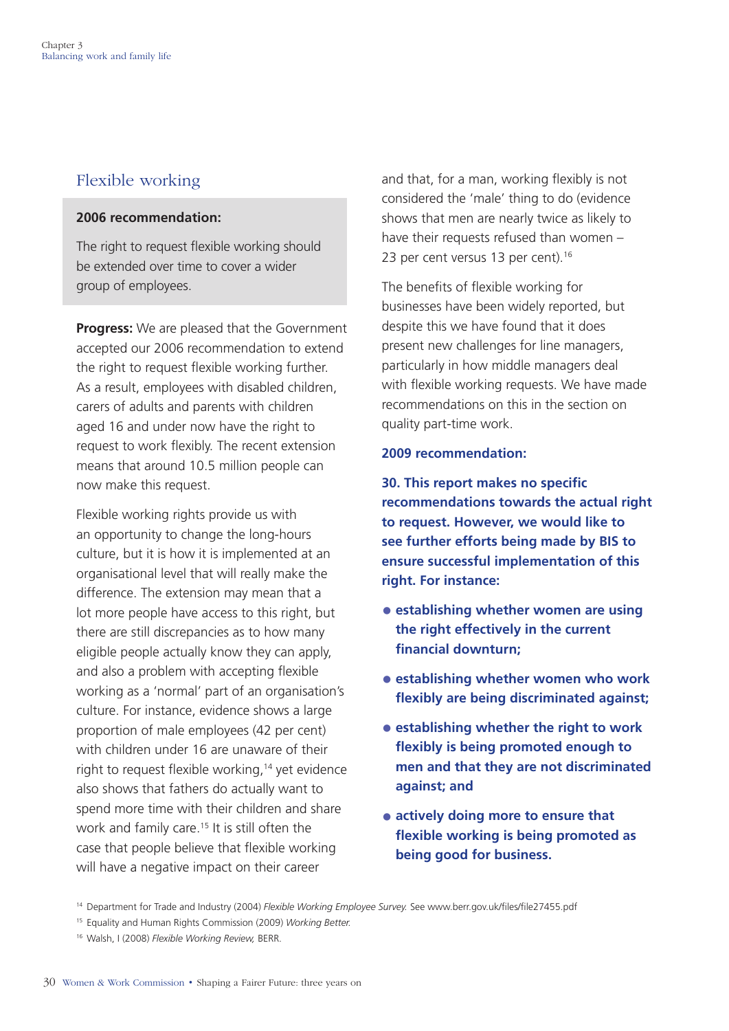## Flexible working

**2006 recommendation:**

The right to request flexible working should be extended over time to cover a wider group of employees.

**Progress:** We are pleased that the Government accepted our 2006 recommendation to extend the right to request flexible working further. As a result, employees with disabled children, carers of adults and parents with children aged 16 and under now have the right to request to work flexibly. The recent extension means that around 10.5 million people can now make this request.

Flexible working rights provide us with an opportunity to change the long-hours culture, but it is how it is implemented at an organisational level that will really make the difference. The extension may mean that a lot more people have access to this right, but there are still discrepancies as to how many eligible people actually know they can apply, and also a problem with accepting flexible working as a 'normal' part of an organisation's culture. For instance, evidence shows a large proportion of male employees (42 per cent) with children under 16 are unaware of their right to request flexible working,[14] yet evidence also shows that fathers do actually want to spend more time with their children and share work and family care.[15] It is still often the case that people believe that flexible working will have a negative impact on their career and that, for a man, working flexibly is not considered the 'male' thing to do (evidence shows that men are nearly twice as likely to have their requests refused than women – 23 per cent versus 13 per cent).[16]

The benefits of flexible working for businesses have been widely reported, but despite this we have found that it does present new challenges for line managers, particularly in how middle managers deal with flexible working requests. We have made recommendations on this in the section on quality part-time work.

**2009 recommendation:**

**30. This report makes no specific recommendations towards the actual right to request. However, we would like to see further efforts being made by BIS to ensure successful implementation of this right. For instance:**

- **establishing whether women are using the right effectively in the current financial downturn;**
- **establishing whether women who work flexibly are being discriminated against;**
- **establishing whether the right to work flexibly is being promoted enough to men and that they are not discriminated against; and**
- **actively doing more to ensure that flexible working is being promoted as being good for business.**

[14] Department for Trade and Industry (2004) *Flexible Working Employee Survey.* See www.berr.gov.uk/files/file27455.pdf

[15] Equality and Human Rights Commission (2009) *Working Better.*

[16] Walsh, I (2008) *Flexible Working Review,* BERR.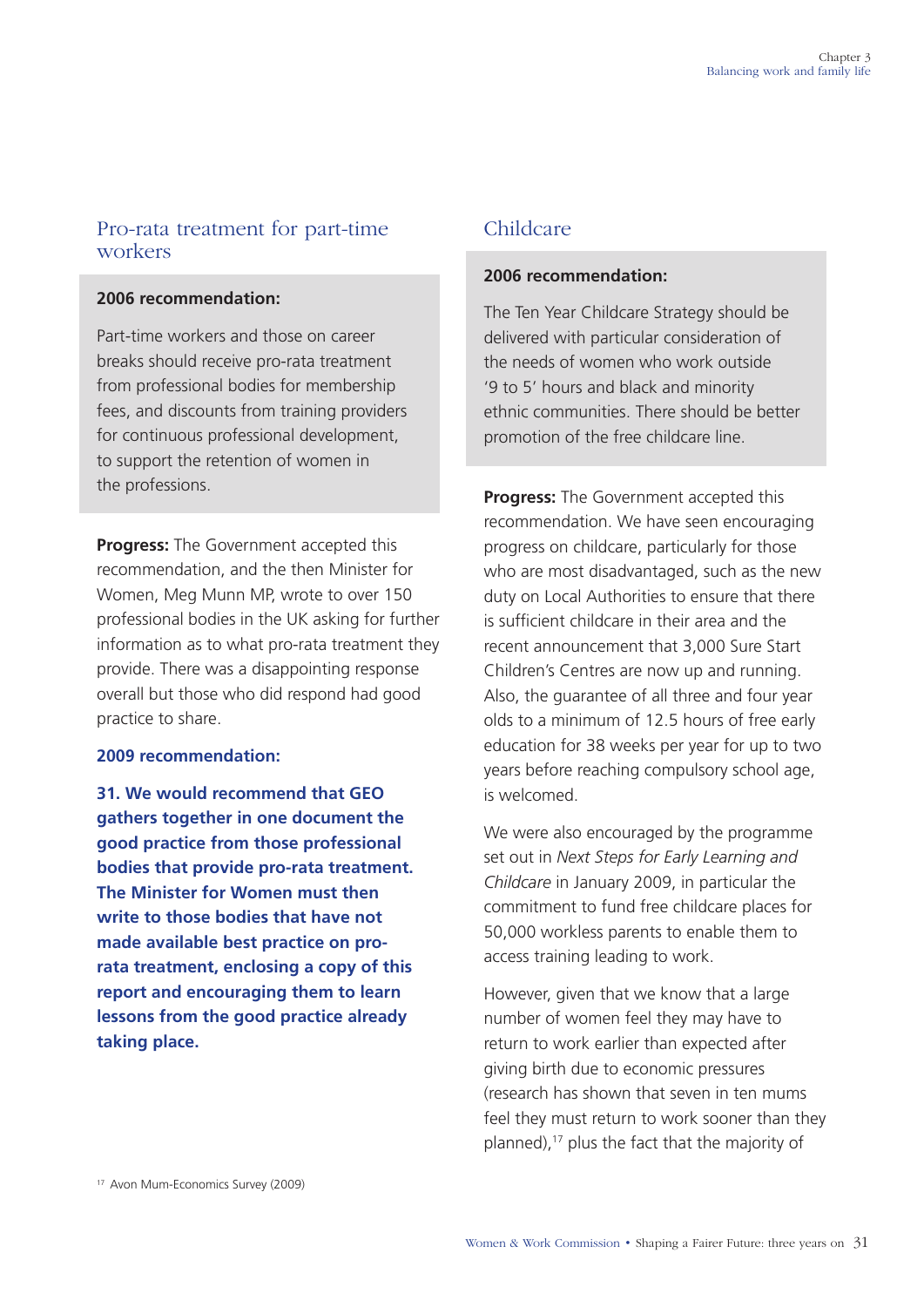## Pro-rata treatment for part-time workers

**2006 recommendation:**

Part-time workers and those on career breaks should receive pro-rata treatment from professional bodies for membership fees, and discounts from training providers for continuous professional development, to support the retention of women in the professions.

**Progress:** The Government accepted this recommendation, and the then Minister for Women, Meg Munn MP, wrote to over 150 professional bodies in the UK asking for further information as to what pro-rata treatment they provide. There was a disappointing response overall but those who did respond had good practice to share.

**2009 recommendation:**

**31. We would recommend that GEO gathers together in one document the good practice from those professional bodies that provide pro-rata treatment. The Minister for Women must then write to those bodies that have not made available best practice on pro-rata treatment, enclosing a copy of this report and encouraging them to learn lessons from the good practice already taking place.**

## Childcare

**2006 recommendation:**

The Ten Year Childcare Strategy should be delivered with particular consideration of the needs of women who work outside '9 to 5' hours and black and minority ethnic communities. There should be better promotion of the free childcare line.

**Progress:** The Government accepted this recommendation. We have seen encouraging progress on childcare, particularly for those who are most disadvantaged, such as the new duty on Local Authorities to ensure that there is sufficient childcare in their area and the recent announcement that 3,000 Sure Start Children's Centres are now up and running. Also, the guarantee of all three and four year olds to a minimum of 12.5 hours of free early education for 38 weeks per year for up to two years before reaching compulsory school age, is welcomed.

We were also encouraged by the programme set out in *Next Steps for Early Learning and Childcare* in January 2009, in particular the commitment to fund free childcare places for 50,000 workless parents to enable them to access training leading to work.

However, given that we know that a large number of women feel they may have to return to work earlier than expected after giving birth due to economic pressures (research has shown that seven in ten mums feel they must return to work sooner than they planned),[17] plus the fact that the majority of

[17] Avon Mum-Economics Survey (2009)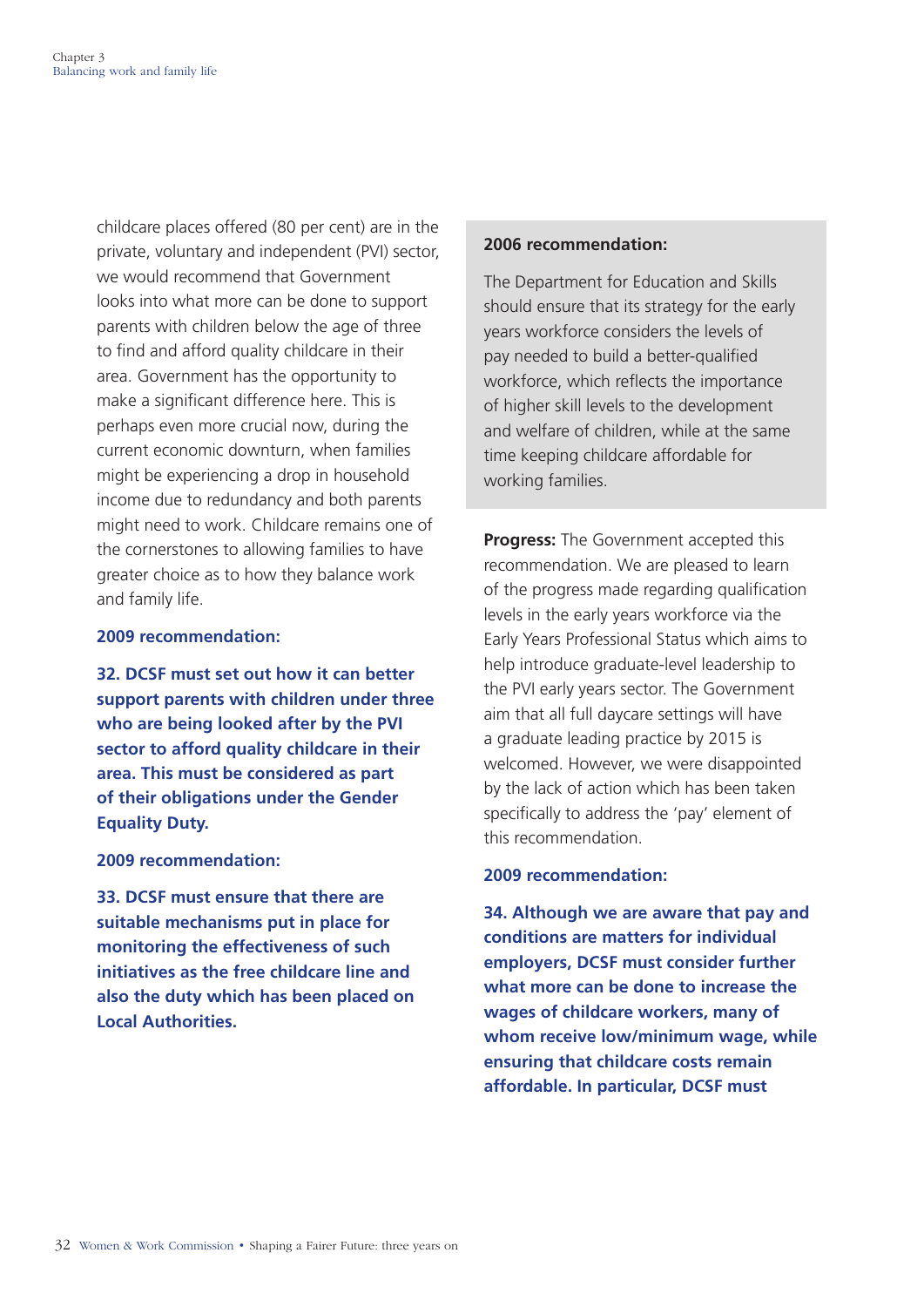childcare places offered (80 per cent) are in the private, voluntary and independent (PVI) sector, we would recommend that Government looks into what more can be done to support parents with children below the age of three to find and afford quality childcare in their area. Government has the opportunity to make a significant difference here. This is perhaps even more crucial now, during the current economic downturn, when families might be experiencing a drop in household income due to redundancy and both parents might need to work. Childcare remains one of the cornerstones to allowing families to have greater choice as to how they balance work and family life.

**2009 recommendation:**

**32. DCSF must set out how it can better support parents with children under three who are being looked after by the PVI sector to afford quality childcare in their area. This must be considered as part of their obligations under the Gender Equality Duty.**

**2009 recommendation:**

**33. DCSF must ensure that there are suitable mechanisms put in place for monitoring the effectiveness of such initiatives as the free childcare line and also the duty which has been placed on Local Authorities.**

**2006 recommendation:**

The Department for Education and Skills should ensure that its strategy for the early years workforce considers the levels of pay needed to build a better-qualified workforce, which reflects the importance of higher skill levels to the development and welfare of children, while at the same time keeping childcare affordable for working families.

**Progress:** The Government accepted this recommendation. We are pleased to learn of the progress made regarding qualification levels in the early years workforce via the Early Years Professional Status which aims to help introduce graduate-level leadership to the PVI early years sector. The Government aim that all full daycare settings will have a graduate leading practice by 2015 is welcomed. However, we were disappointed by the lack of action which has been taken specifically to address the 'pay' element of this recommendation.

**2009 recommendation:**

**34. Although we are aware that pay and conditions are matters for individual employers, DCSF must consider further what more can be done to increase the wages of childcare workers, many of whom receive low/minimum wage, while ensuring that childcare costs remain affordable. In particular, DCSF must**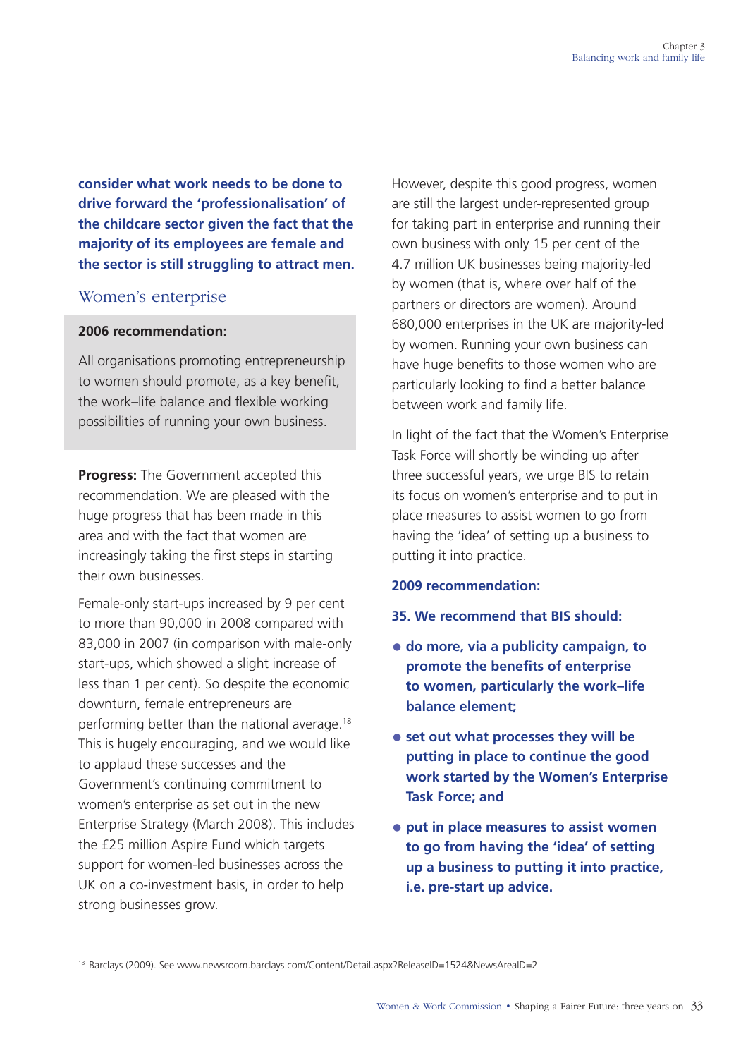**consider what work needs to be done to drive forward the 'professionalisation' of the childcare sector given the fact that the majority of its employees are female and the sector is still struggling to attract men.**

## Women's enterprise

**2006 recommendation:**

All organisations promoting entrepreneurship to women should promote, as a key benefit, the work–life balance and flexible working possibilities of running your own business.

**Progress:** The Government accepted this recommendation. We are pleased with the huge progress that has been made in this area and with the fact that women are increasingly taking the first steps in starting their own businesses.

Female-only start-ups increased by 9 per cent to more than 90,000 in 2008 compared with 83,000 in 2007 (in comparison with male-only start-ups, which showed a slight increase of less than 1 per cent). So despite the economic downturn, female entrepreneurs are performing better than the national average.[18] This is hugely encouraging, and we would like to applaud these successes and the Government's continuing commitment to women's enterprise as set out in the new Enterprise Strategy (March 2008). This includes the £25 million Aspire Fund which targets support for women-led businesses across the UK on a co-investment basis, in order to help strong businesses grow.

However, despite this good progress, women are still the largest under-represented group for taking part in enterprise and running their own business with only 15 per cent of the 4.7 million UK businesses being majority-led by women (that is, where over half of the partners or directors are women). Around 680,000 enterprises in the UK are majority-led by women. Running your own business can have huge benefits to those women who are particularly looking to find a better balance between work and family life.

In light of the fact that the Women's Enterprise Task Force will shortly be winding up after three successful years, we urge BIS to retain its focus on women's enterprise and to put in place measures to assist women to go from having the 'idea' of setting up a business to putting it into practice.

**2009 recommendation:**

**35. We recommend that BIS should:**

- **do more, via a publicity campaign, to promote the benefits of enterprise to women, particularly the work–life balance element;**
- **set out what processes they will be putting in place to continue the good work started by the Women's Enterprise Task Force; and**
- **put in place measures to assist women to go from having the 'idea' of setting up a business to putting it into practice, i.e. pre-start up advice.**

[18] Barclays (2009). See www.newsroom.barclays.com/Content/Detail.aspx?ReleaseID=1524&NewsAreaID=2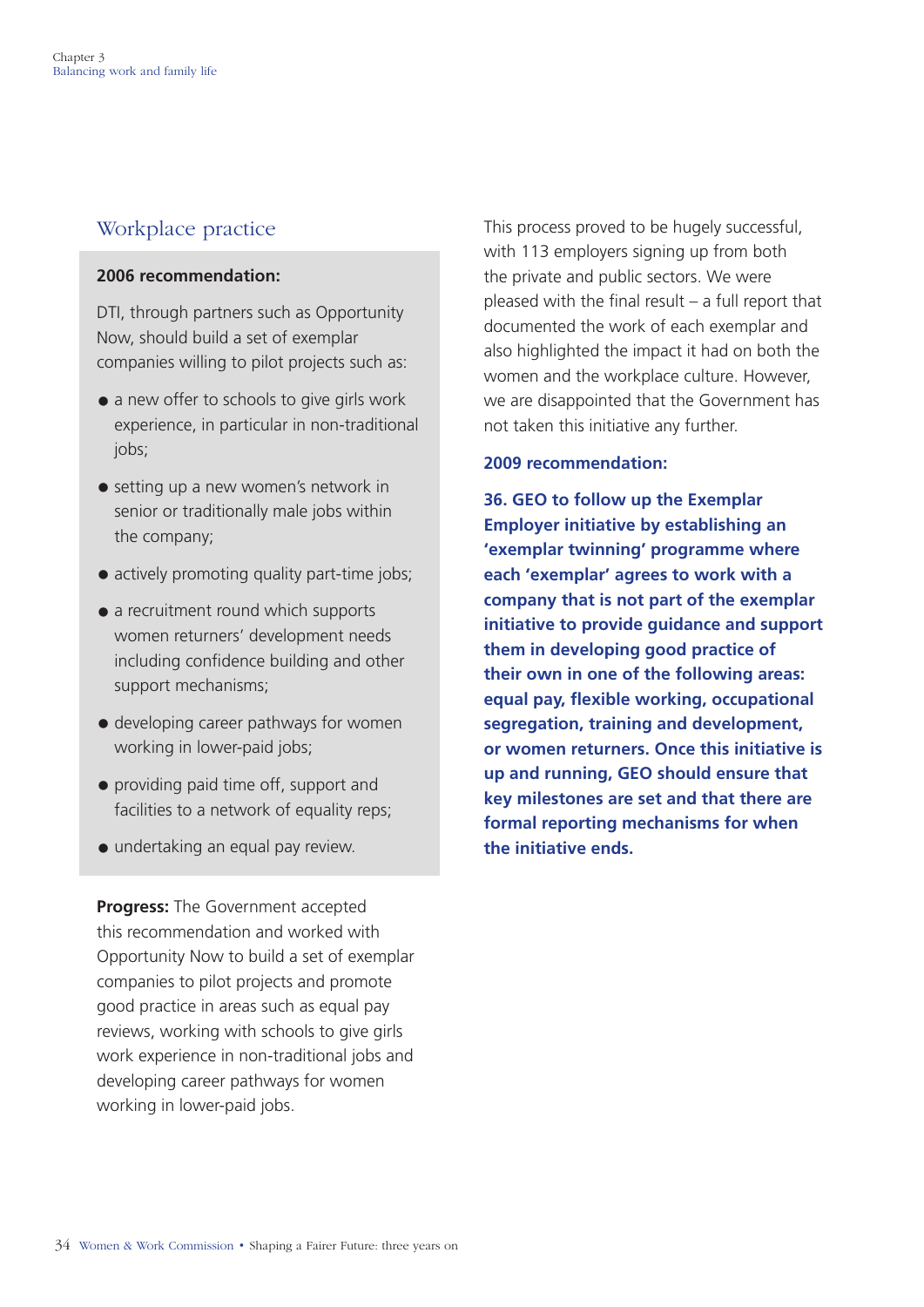## Workplace practice

**2006 recommendation:**

DTI, through partners such as Opportunity Now, should build a set of exemplar companies willing to pilot projects such as:

- a new offer to schools to give girls work experience, in particular in non-traditional jobs;
- setting up a new women's network in senior or traditionally male jobs within the company;
- actively promoting quality part-time jobs;
- a recruitment round which supports women returners' development needs including confidence building and other support mechanisms;
- developing career pathways for women working in lower-paid jobs;
- providing paid time off, support and facilities to a network of equality reps;
- undertaking an equal pay review.

**Progress:** The Government accepted this recommendation and worked with Opportunity Now to build a set of exemplar companies to pilot projects and promote good practice in areas such as equal pay reviews, working with schools to give girls work experience in non-traditional jobs and developing career pathways for women working in lower-paid jobs.

This process proved to be hugely successful, with 113 employers signing up from both the private and public sectors. We were pleased with the final result – a full report that documented the work of each exemplar and also highlighted the impact it had on both the women and the workplace culture. However, we are disappointed that the Government has not taken this initiative any further.

**2009 recommendation:**

**36. GEO to follow up the Exemplar Employer initiative by establishing an 'exemplar twinning' programme where each 'exemplar' agrees to work with a company that is not part of the exemplar initiative to provide guidance and support them in developing good practice of their own in one of the following areas: equal pay, flexible working, occupational segregation, training and development, or women returners. Once this initiative is up and running, GEO should ensure that key milestones are set and that there are formal reporting mechanisms for when the initiative ends.**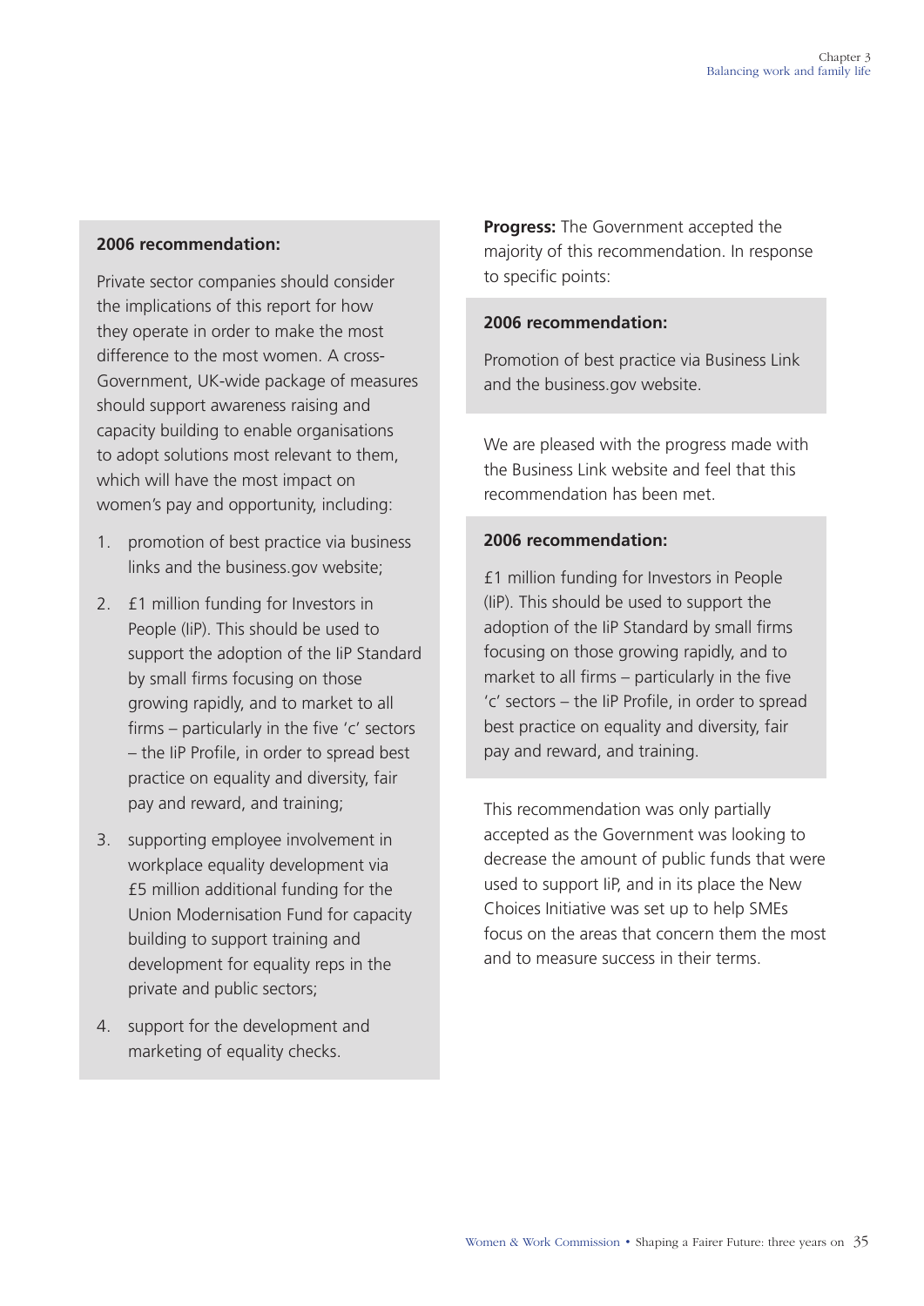**2006 recommendation:**

Private sector companies should consider the implications of this report for how they operate in order to make the most difference to the most women. A cross-Government, UK-wide package of measures should support awareness raising and capacity building to enable organisations to adopt solutions most relevant to them, which will have the most impact on women's pay and opportunity, including:

1. promotion of best practice via business links and the business.gov website;
2. £1 million funding for Investors in People (IiP). This should be used to support the adoption of the IiP Standard by small firms focusing on those growing rapidly, and to market to all firms – particularly in the five 'c' sectors – the IiP Profile, in order to spread best practice on equality and diversity, fair pay and reward, and training;
3. supporting employee involvement in workplace equality development via £5 million additional funding for the Union Modernisation Fund for capacity building to support training and development for equality reps in the private and public sectors;
4. support for the development and marketing of equality checks.

**Progress:** The Government accepted the majority of this recommendation. In response to specific points:

**2006 recommendation:**

Promotion of best practice via Business Link and the business.gov website.

We are pleased with the progress made with the Business Link website and feel that this recommendation has been met.

**2006 recommendation:**

£1 million funding for Investors in People (IiP). This should be used to support the adoption of the IiP Standard by small firms focusing on those growing rapidly, and to market to all firms – particularly in the five 'c' sectors – the IiP Profile, in order to spread best practice on equality and diversity, fair pay and reward, and training.

This recommendation was only partially accepted as the Government was looking to decrease the amount of public funds that were used to support IiP, and in its place the New Choices Initiative was set up to help SMEs focus on the areas that concern them the most and to measure success in their terms.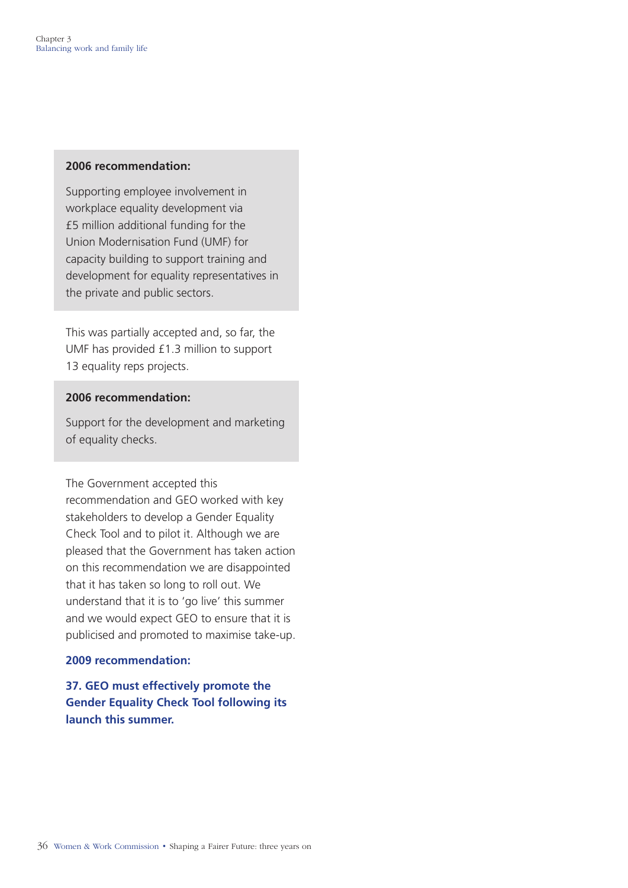**2006 recommendation:**

Supporting employee involvement in workplace equality development via £5 million additional funding for the Union Modernisation Fund (UMF) for capacity building to support training and development for equality representatives in the private and public sectors.

This was partially accepted and, so far, the UMF has provided £1.3 million to support 13 equality reps projects.

**2006 recommendation:**

Support for the development and marketing of equality checks.

The Government accepted this recommendation and GEO worked with key stakeholders to develop a Gender Equality Check Tool and to pilot it. Although we are pleased that the Government has taken action on this recommendation we are disappointed that it has taken so long to roll out. We understand that it is to 'go live' this summer and we would expect GEO to ensure that it is publicised and promoted to maximise take-up.

**2009 recommendation:**

**37. GEO must effectively promote the Gender Equality Check Tool following its launch this summer.**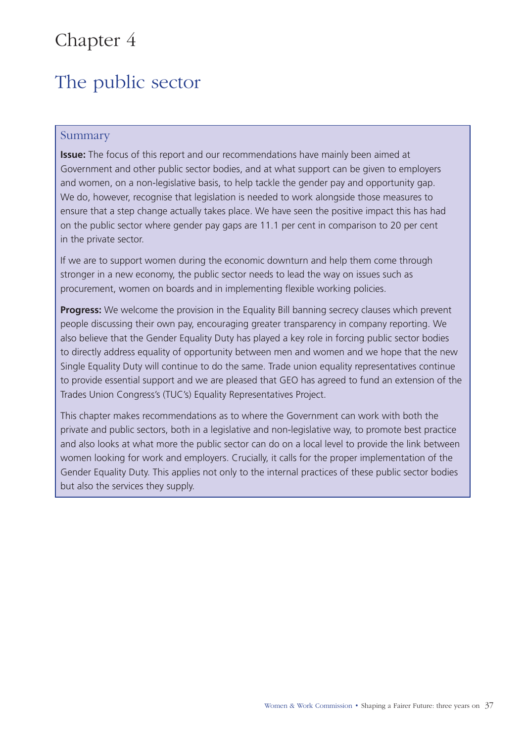# Chapter 4

## The public sector

### Summary

**Issue:** The focus of this report and our recommendations have mainly been aimed at Government and other public sector bodies, and at what support can be given to employers and women, on a non-legislative basis, to help tackle the gender pay and opportunity gap. We do, however, recognise that legislation is needed to work alongside those measures to ensure that a step change actually takes place. We have seen the positive impact this has had on the public sector where gender pay gaps are 11.1 per cent in comparison to 20 per cent in the private sector.

If we are to support women during the economic downturn and help them come through stronger in a new economy, the public sector needs to lead the way on issues such as procurement, women on boards and in implementing flexible working policies.

**Progress:** We welcome the provision in the Equality Bill banning secrecy clauses which prevent people discussing their own pay, encouraging greater transparency in company reporting. We also believe that the Gender Equality Duty has played a key role in forcing public sector bodies to directly address equality of opportunity between men and women and we hope that the new Single Equality Duty will continue to do the same. Trade union equality representatives continue to provide essential support and we are pleased that GEO has agreed to fund an extension of the Trades Union Congress's (TUC's) Equality Representatives Project.

This chapter makes recommendations as to where the Government can work with both the private and public sectors, both in a legislative and non-legislative way, to promote best practice and also looks at what more the public sector can do on a local level to provide the link between women looking for work and employers. Crucially, it calls for the proper implementation of the Gender Equality Duty. This applies not only to the internal practices of these public sector bodies but also the services they supply.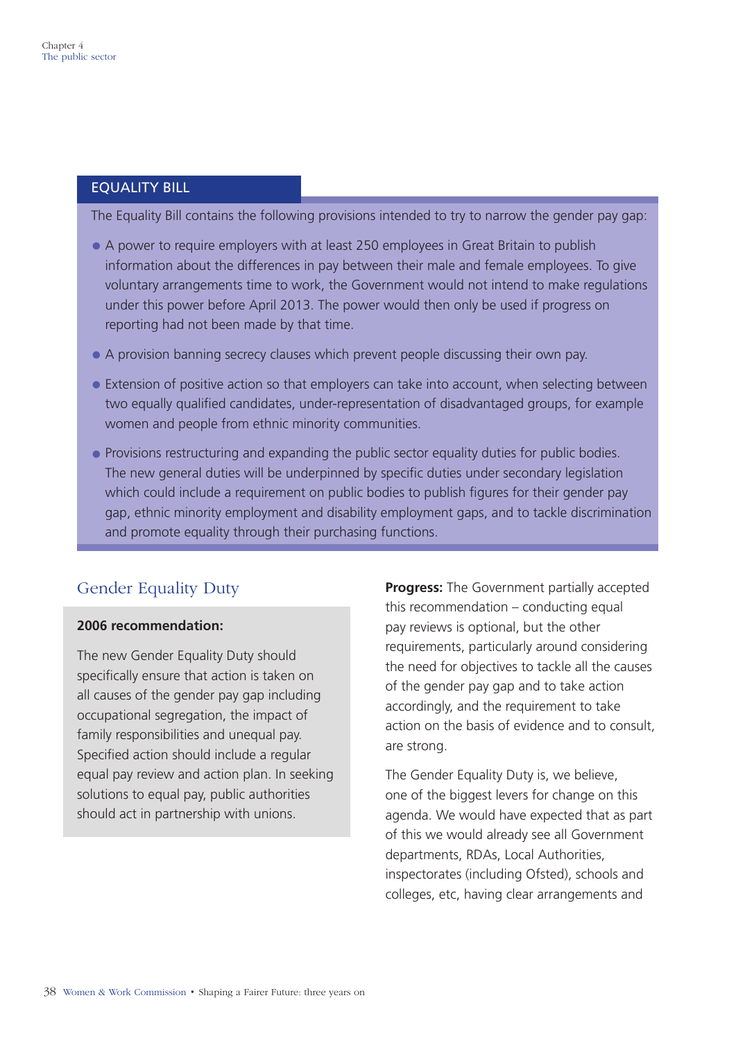## EQUALITY BILL

The Equality Bill contains the following provisions intended to try to narrow the gender pay gap:

- A power to require employers with at least 250 employees in Great Britain to publish information about the differences in pay between their male and female employees. To give voluntary arrangements time to work, the Government would not intend to make regulations under this power before April 2013. The power would then only be used if progress on reporting had not been made by that time.
- A provision banning secrecy clauses which prevent people discussing their own pay.
- Extension of positive action so that employers can take into account, when selecting between two equally qualified candidates, under-representation of disadvantaged groups, for example women and people from ethnic minority communities.
- Provisions restructuring and expanding the public sector equality duties for public bodies. The new general duties will be underpinned by specific duties under secondary legislation which could include a requirement on public bodies to publish figures for their gender pay gap, ethnic minority employment and disability employment gaps, and to tackle discrimination and promote equality through their purchasing functions.

## Gender Equality Duty

**2006 recommendation:**

The new Gender Equality Duty should specifically ensure that action is taken on all causes of the gender pay gap including occupational segregation, the impact of family responsibilities and unequal pay. Specified action should include a regular equal pay review and action plan. In seeking solutions to equal pay, public authorities should act in partnership with unions.

**Progress:** The Government partially accepted this recommendation – conducting equal pay reviews is optional, but the other requirements, particularly around considering the need for objectives to tackle all the causes of the gender pay gap and to take action accordingly, and the requirement to take action on the basis of evidence and to consult, are strong.

The Gender Equality Duty is, we believe, one of the biggest levers for change on this agenda. We would have expected that as part of this we would already see all Government departments, RDAs, Local Authorities, inspectorates (including Ofsted), schools and colleges, etc, having clear arrangements and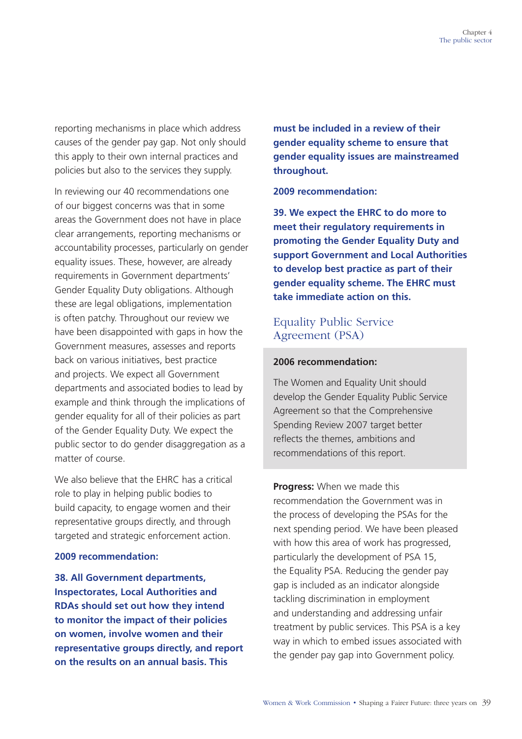reporting mechanisms in place which address causes of the gender pay gap. Not only should this apply to their own internal practices and policies but also to the services they supply.

In reviewing our 40 recommendations one of our biggest concerns was that in some areas the Government does not have in place clear arrangements, reporting mechanisms or accountability processes, particularly on gender equality issues. These, however, are already requirements in Government departments' Gender Equality Duty obligations. Although these are legal obligations, implementation is often patchy. Throughout our review we have been disappointed with gaps in how the Government measures, assesses and reports back on various initiatives, best practice and projects. We expect all Government departments and associated bodies to lead by example and think through the implications of gender equality for all of their policies as part of the Gender Equality Duty. We expect the public sector to do gender disaggregation as a matter of course.

We also believe that the EHRC has a critical role to play in helping public bodies to build capacity, to engage women and their representative groups directly, and through targeted and strategic enforcement action.

**2009 recommendation:**

**38. All Government departments, Inspectorates, Local Authorities and RDAs should set out how they intend to monitor the impact of their policies on women, involve women and their representative groups directly, and report on the results on an annual basis. This must be included in a review of their gender equality scheme to ensure that gender equality issues are mainstreamed throughout.**

**2009 recommendation:**

**39. We expect the EHRC to do more to meet their regulatory requirements in promoting the Gender Equality Duty and support Government and Local Authorities to develop best practice as part of their gender equality scheme. The EHRC must take immediate action on this.**

## Equality Public Service Agreement (PSA)

**2006 recommendation:**

The Women and Equality Unit should develop the Gender Equality Public Service Agreement so that the Comprehensive Spending Review 2007 target better reflects the themes, ambitions and recommendations of this report.

**Progress:** When we made this recommendation the Government was in the process of developing the PSAs for the next spending period. We have been pleased with how this area of work has progressed, particularly the development of PSA 15, the Equality PSA. Reducing the gender pay gap is included as an indicator alongside tackling discrimination in employment and understanding and addressing unfair treatment by public services. This PSA is a key way in which to embed issues associated with the gender pay gap into Government policy.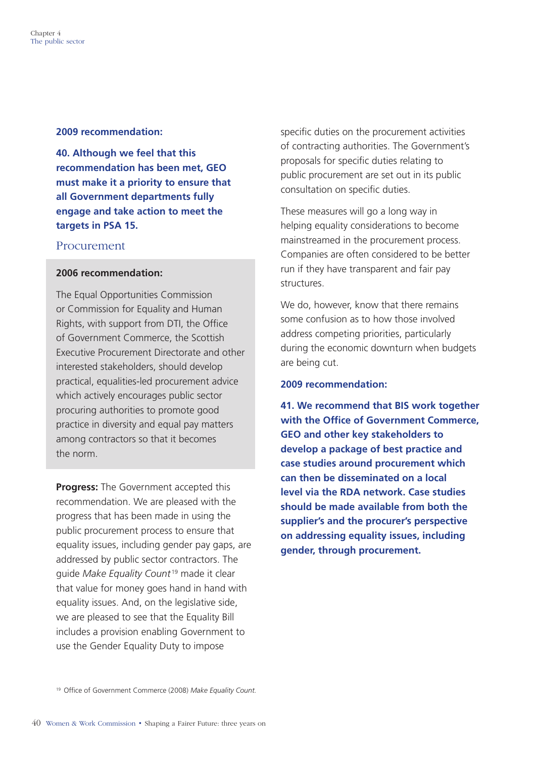**2009 recommendation:**

**40. Although we feel that this recommendation has been met, GEO must make it a priority to ensure that all Government departments fully engage and take action to meet the targets in PSA 15.**

## Procurement

**2006 recommendation:**

The Equal Opportunities Commission or Commission for Equality and Human Rights, with support from DTI, the Office of Government Commerce, the Scottish Executive Procurement Directorate and other interested stakeholders, should develop practical, equalities-led procurement advice which actively encourages public sector procuring authorities to promote good practice in diversity and equal pay matters among contractors so that it becomes the norm.

**Progress:** The Government accepted this recommendation. We are pleased with the progress that has been made in using the public procurement process to ensure that equality issues, including gender pay gaps, are addressed by public sector contractors. The guide *Make Equality Count*[19] made it clear that value for money goes hand in hand with equality issues. And, on the legislative side, we are pleased to see that the Equality Bill includes a provision enabling Government to use the Gender Equality Duty to impose specific duties on the procurement activities of contracting authorities. The Government's proposals for specific duties relating to public procurement are set out in its public consultation on specific duties.

These measures will go a long way in helping equality considerations to become mainstreamed in the procurement process. Companies are often considered to be better run if they have transparent and fair pay structures.

We do, however, know that there remains some confusion as to how those involved address competing priorities, particularly during the economic downturn when budgets are being cut.

**2009 recommendation:**

**41. We recommend that BIS work together with the Office of Government Commerce, GEO and other key stakeholders to develop a package of best practice and case studies around procurement which can then be disseminated on a local level via the RDA network. Case studies should be made available from both the supplier's and the procurer's perspective on addressing equality issues, including gender, through procurement.**

[19] Office of Government Commerce (2008) *Make Equality Count*.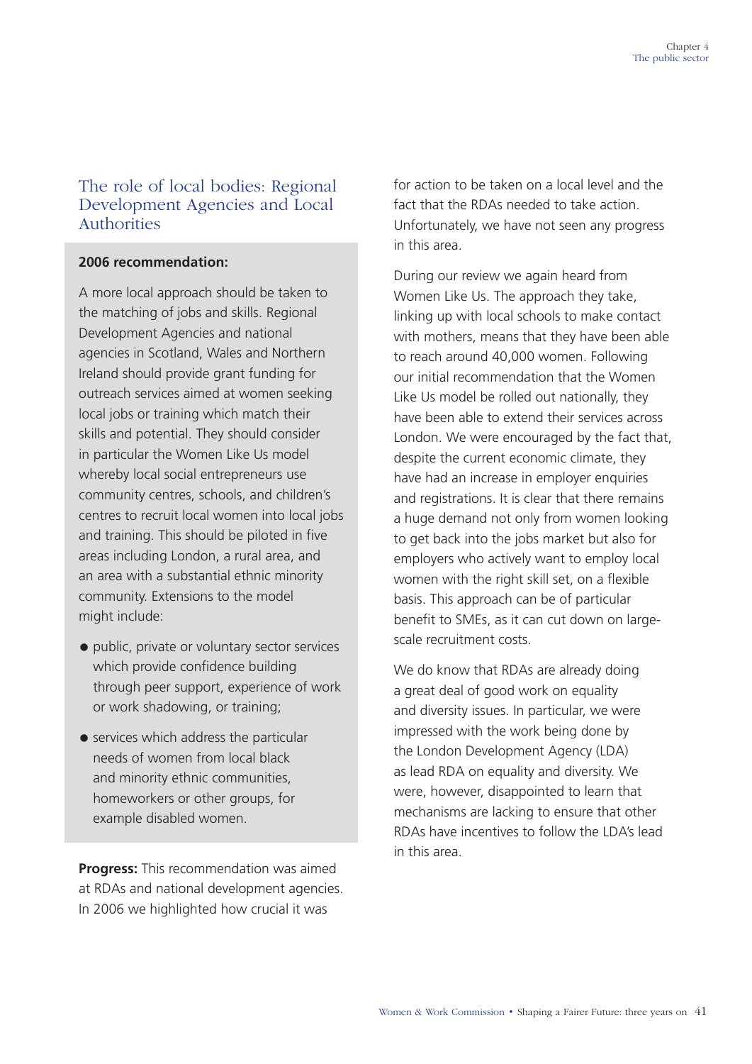## The role of local bodies: Regional Development Agencies and Local Authorities

**2006 recommendation:**

A more local approach should be taken to the matching of jobs and skills. Regional Development Agencies and national agencies in Scotland, Wales and Northern Ireland should provide grant funding for outreach services aimed at women seeking local jobs or training which match their skills and potential. They should consider in particular the Women Like Us model whereby local social entrepreneurs use community centres, schools, and children's centres to recruit local women into local jobs and training. This should be piloted in five areas including London, a rural area, and an area with a substantial ethnic minority community. Extensions to the model might include:

- public, private or voluntary sector services which provide confidence building through peer support, experience of work or work shadowing, or training;
- services which address the particular needs of women from local black and minority ethnic communities, homeworkers or other groups, for example disabled women.

**Progress:** This recommendation was aimed at RDAs and national development agencies. In 2006 we highlighted how crucial it was for action to be taken on a local level and the fact that the RDAs needed to take action. Unfortunately, we have not seen any progress in this area.

During our review we again heard from Women Like Us. The approach they take, linking up with local schools to make contact with mothers, means that they have been able to reach around 40,000 women. Following our initial recommendation that the Women Like Us model be rolled out nationally, they have been able to extend their services across London. We were encouraged by the fact that, despite the current economic climate, they have had an increase in employer enquiries and registrations. It is clear that there remains a huge demand not only from women looking to get back into the jobs market but also for employers who actively want to employ local women with the right skill set, on a flexible basis. This approach can be of particular benefit to SMEs, as it can cut down on large-scale recruitment costs.

We do know that RDAs are already doing a great deal of good work on equality and diversity issues. In particular, we were impressed with the work being done by the London Development Agency (LDA) as lead RDA on equality and diversity. We were, however, disappointed to learn that mechanisms are lacking to ensure that other RDAs have incentives to follow the LDA's lead in this area.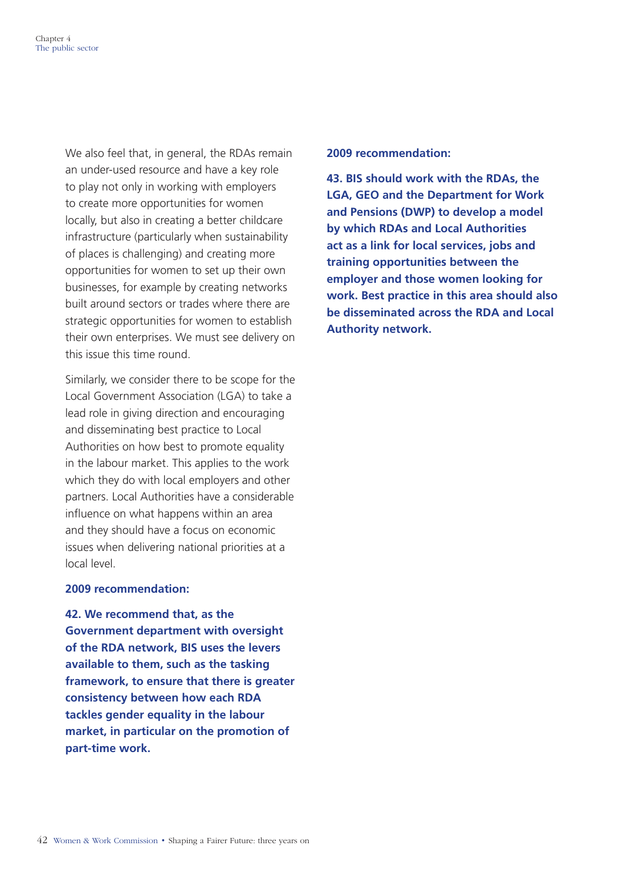We also feel that, in general, the RDAs remain an under-used resource and have a key role to play not only in working with employers to create more opportunities for women locally, but also in creating a better childcare infrastructure (particularly when sustainability of places is challenging) and creating more opportunities for women to set up their own businesses, for example by creating networks built around sectors or trades where there are strategic opportunities for women to establish their own enterprises. We must see delivery on this issue this time round.

Similarly, we consider there to be scope for the Local Government Association (LGA) to take a lead role in giving direction and encouraging and disseminating best practice to Local Authorities on how best to promote equality in the labour market. This applies to the work which they do with local employers and other partners. Local Authorities have a considerable influence on what happens within an area and they should have a focus on economic issues when delivering national priorities at a local level.

**2009 recommendation:**

**42. We recommend that, as the Government department with oversight of the RDA network, BIS uses the levers available to them, such as the tasking framework, to ensure that there is greater consistency between how each RDA tackles gender equality in the labour market, in particular on the promotion of part-time work.**

**2009 recommendation:**

**43. BIS should work with the RDAs, the LGA, GEO and the Department for Work and Pensions (DWP) to develop a model by which RDAs and Local Authorities act as a link for local services, jobs and training opportunities between the employer and those women looking for work. Best practice in this area should also be disseminated across the RDA and Local Authority network.**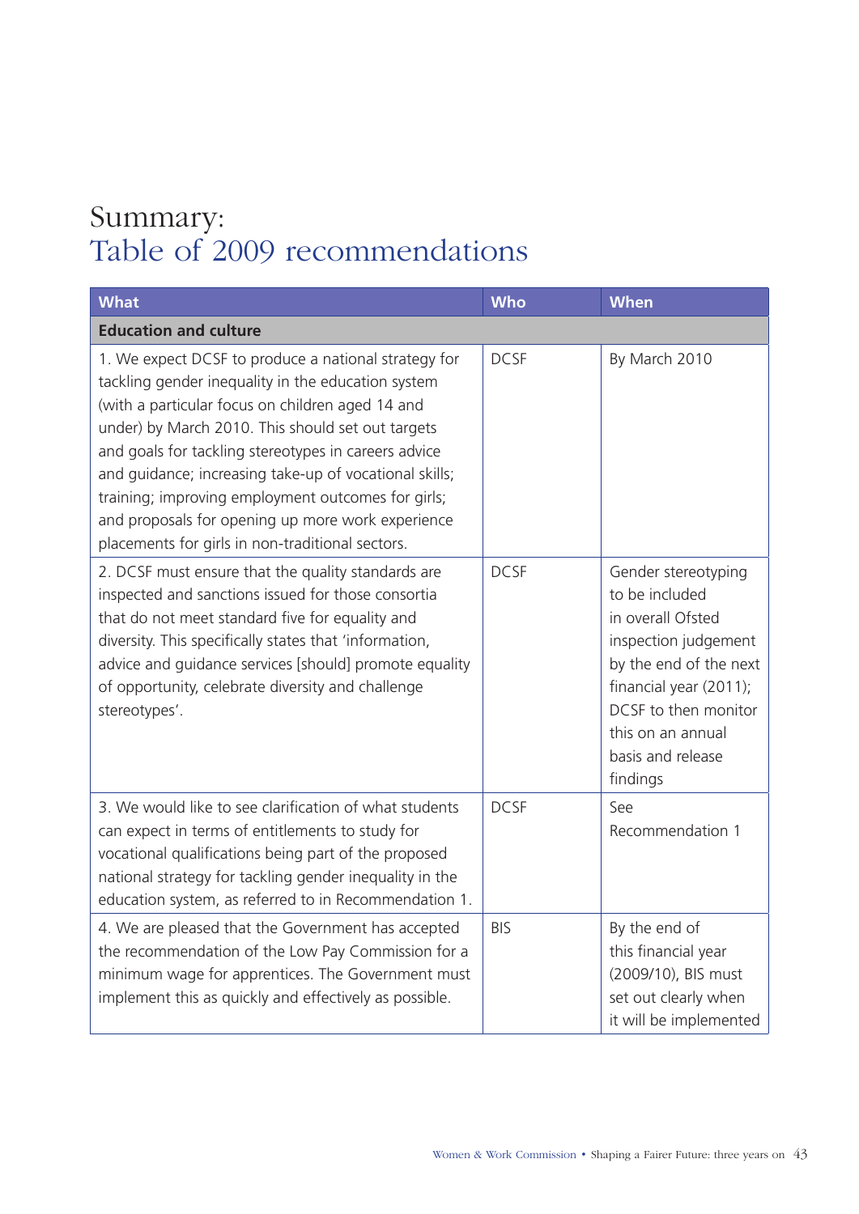# Summary:
## Table of 2009 recommendations

| What | Who | When |
|---|---|---|
| **Education and culture** | | |
| 1. We expect DCSF to produce a national strategy for tackling gender inequality in the education system (with a particular focus on children aged 14 and under) by March 2010. This should set out targets and goals for tackling stereotypes in careers advice and guidance; increasing take-up of vocational skills; training; improving employment outcomes for girls; and proposals for opening up more work experience placements for girls in non-traditional sectors. | DCSF | By March 2010 |
| 2. DCSF must ensure that the quality standards are inspected and sanctions issued for those consortia that do not meet standard five for equality and diversity. This specifically states that 'information, advice and guidance services [should] promote equality of opportunity, celebrate diversity and challenge stereotypes'. | DCSF | Gender stereotyping to be included in overall Ofsted inspection judgement by the end of the next financial year (2011); DCSF to then monitor this on an annual basis and release findings |
| 3. We would like to see clarification of what students can expect in terms of entitlements to study for vocational qualifications being part of the proposed national strategy for tackling gender inequality in the education system, as referred to in Recommendation 1. | DCSF | See Recommendation 1 |
| 4. We are pleased that the Government has accepted the recommendation of the Low Pay Commission for a minimum wage for apprentices. The Government must implement this as quickly and effectively as possible. | BIS | By the end of this financial year (2009/10), BIS must set out clearly when it will be implemented |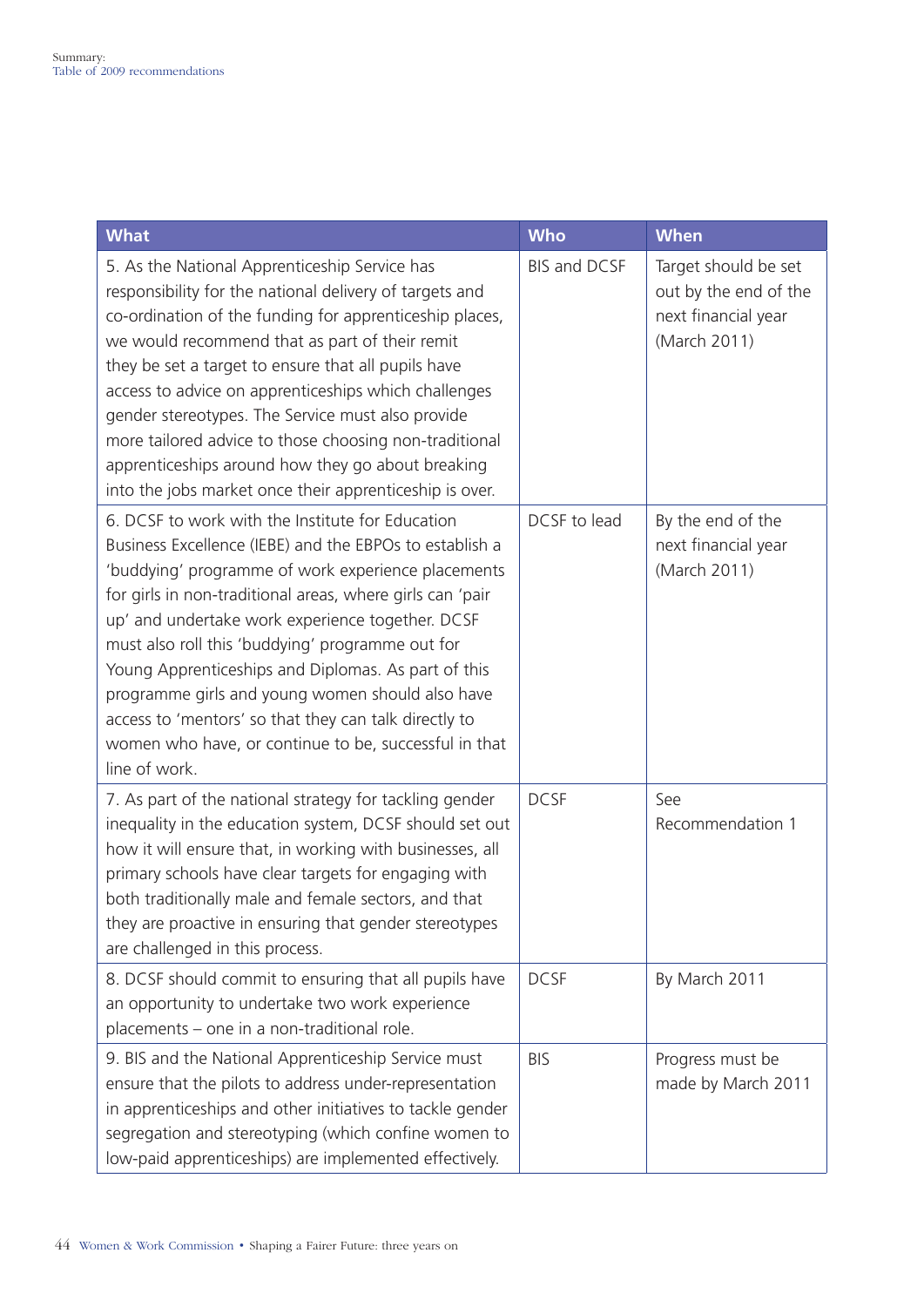| What | Who | When |
| --- | --- | --- |
| 5. As the National Apprenticeship Service has responsibility for the national delivery of targets and co-ordination of the funding for apprenticeship places, we would recommend that as part of their remit they be set a target to ensure that all pupils have access to advice on apprenticeships which challenges gender stereotypes. The Service must also provide more tailored advice to those choosing non-traditional apprenticeships around how they go about breaking into the jobs market once their apprenticeship is over. | BIS and DCSF | Target should be set out by the end of the next financial year (March 2011) |
| 6. DCSF to work with the Institute for Education Business Excellence (IEBE) and the EBPOs to establish a 'buddying' programme of work experience placements for girls in non-traditional areas, where girls can 'pair up' and undertake work experience together. DCSF must also roll this 'buddying' programme out for Young Apprenticeships and Diplomas. As part of this programme girls and young women should also have access to 'mentors' so that they can talk directly to women who have, or continue to be, successful in that line of work. | DCSF to lead | By the end of the next financial year (March 2011) |
| 7. As part of the national strategy for tackling gender inequality in the education system, DCSF should set out how it will ensure that, in working with businesses, all primary schools have clear targets for engaging with both traditionally male and female sectors, and that they are proactive in ensuring that gender stereotypes are challenged in this process. | DCSF | See Recommendation 1 |
| 8. DCSF should commit to ensuring that all pupils have an opportunity to undertake two work experience placements – one in a non-traditional role. | DCSF | By March 2011 |
| 9. BIS and the National Apprenticeship Service must ensure that the pilots to address under-representation in apprenticeships and other initiatives to tackle gender segregation and stereotyping (which confine women to low-paid apprenticeships) are implemented effectively. | BIS | Progress must be made by March 2011 |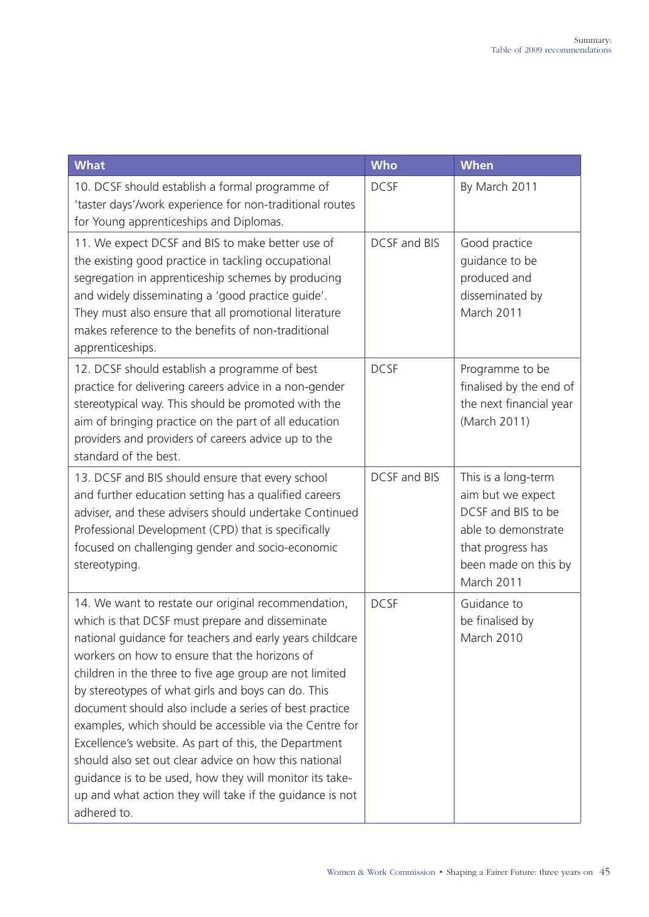| What | Who | When |
|---|---|---|
| 10. DCSF should establish a formal programme of 'taster days'/work experience for non-traditional routes for Young apprenticeships and Diplomas. | DCSF | By March 2011 |
| 11. We expect DCSF and BIS to make better use of the existing good practice in tackling occupational segregation in apprenticeship schemes by producing and widely disseminating a 'good practice guide'. They must also ensure that all promotional literature makes reference to the benefits of non-traditional apprenticeships. | DCSF and BIS | Good practice guidance to be produced and disseminated by March 2011 |
| 12. DCSF should establish a programme of best practice for delivering careers advice in a non-gender stereotypical way. This should be promoted with the aim of bringing practice on the part of all education providers and providers of careers advice up to the standard of the best. | DCSF | Programme to be finalised by the end of the next financial year (March 2011) |
| 13. DCSF and BIS should ensure that every school and further education setting has a qualified careers adviser, and these advisers should undertake Continued Professional Development (CPD) that is specifically focused on challenging gender and socio-economic stereotyping. | DCSF and BIS | This is a long-term aim but we expect DCSF and BIS to be able to demonstrate that progress has been made on this by March 2011 |
| 14. We want to restate our original recommendation, which is that DCSF must prepare and disseminate national guidance for teachers and early years childcare workers on how to ensure that the horizons of children in the three to five age group are not limited by stereotypes of what girls and boys can do. This document should also include a series of best practice examples, which should be accessible via the Centre for Excellence's website. As part of this, the Department should also set out clear advice on how this national guidance is to be used, how they will monitor its take-up and what action they will take if the guidance is not adhered to. | DCSF | Guidance to be finalised by March 2010 |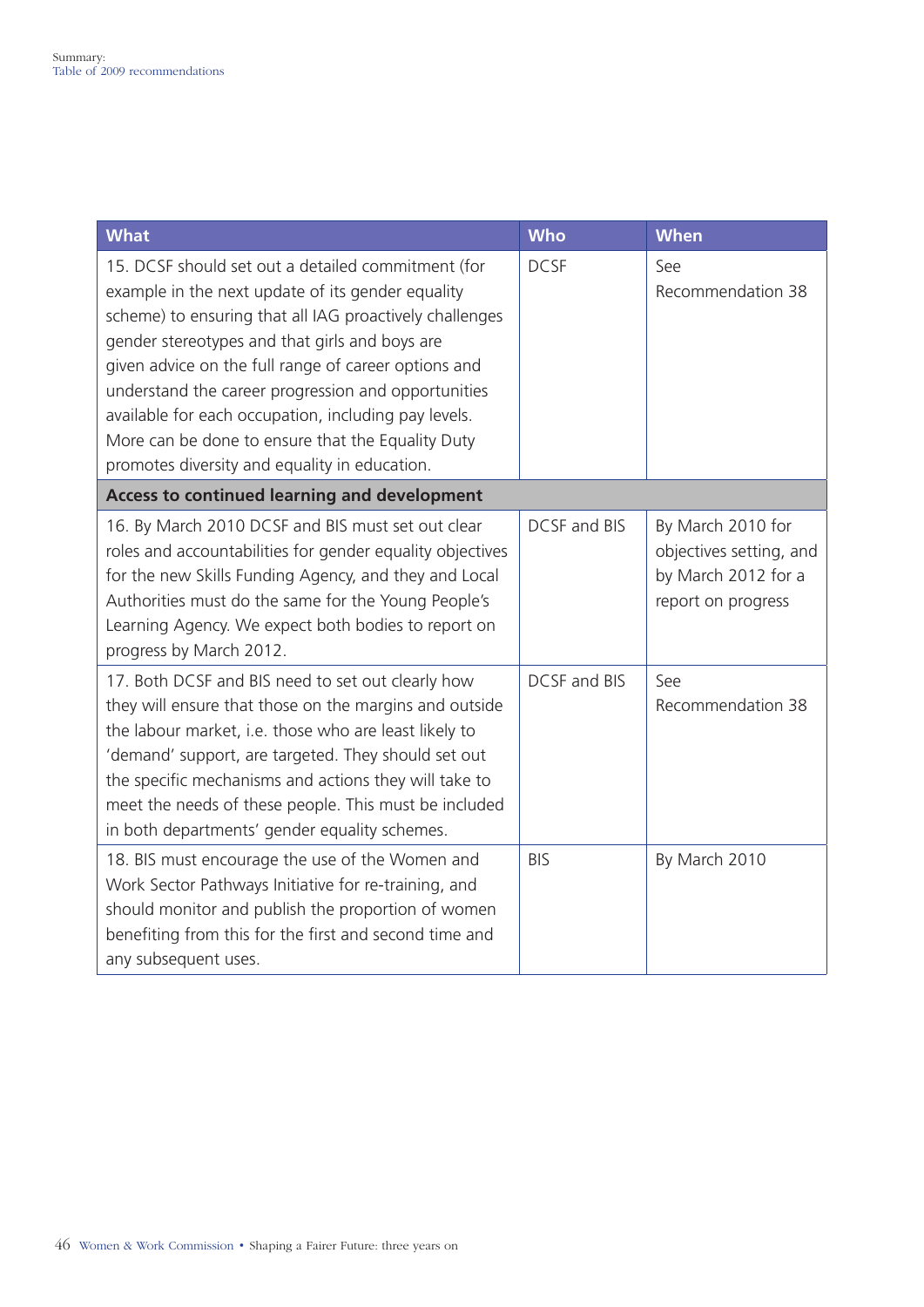| What | Who | When |
|---|---|---|
| 15. DCSF should set out a detailed commitment (for example in the next update of its gender equality scheme) to ensuring that all IAG proactively challenges gender stereotypes and that girls and boys are given advice on the full range of career options and understand the career progression and opportunities available for each occupation, including pay levels. More can be done to ensure that the Equality Duty promotes diversity and equality in education. | DCSF | See Recommendation 38 |
| **Access to continued learning and development** | | |
| 16. By March 2010 DCSF and BIS must set out clear roles and accountabilities for gender equality objectives for the new Skills Funding Agency, and they and Local Authorities must do the same for the Young People's Learning Agency. We expect both bodies to report on progress by March 2012. | DCSF and BIS | By March 2010 for objectives setting, and by March 2012 for a report on progress |
| 17. Both DCSF and BIS need to set out clearly how they will ensure that those on the margins and outside the labour market, i.e. those who are least likely to 'demand' support, are targeted. They should set out the specific mechanisms and actions they will take to meet the needs of these people. This must be included in both departments' gender equality schemes. | DCSF and BIS | See Recommendation 38 |
| 18. BIS must encourage the use of the Women and Work Sector Pathways Initiative for re-training, and should monitor and publish the proportion of women benefiting from this for the first and second time and any subsequent uses. | BIS | By March 2010 |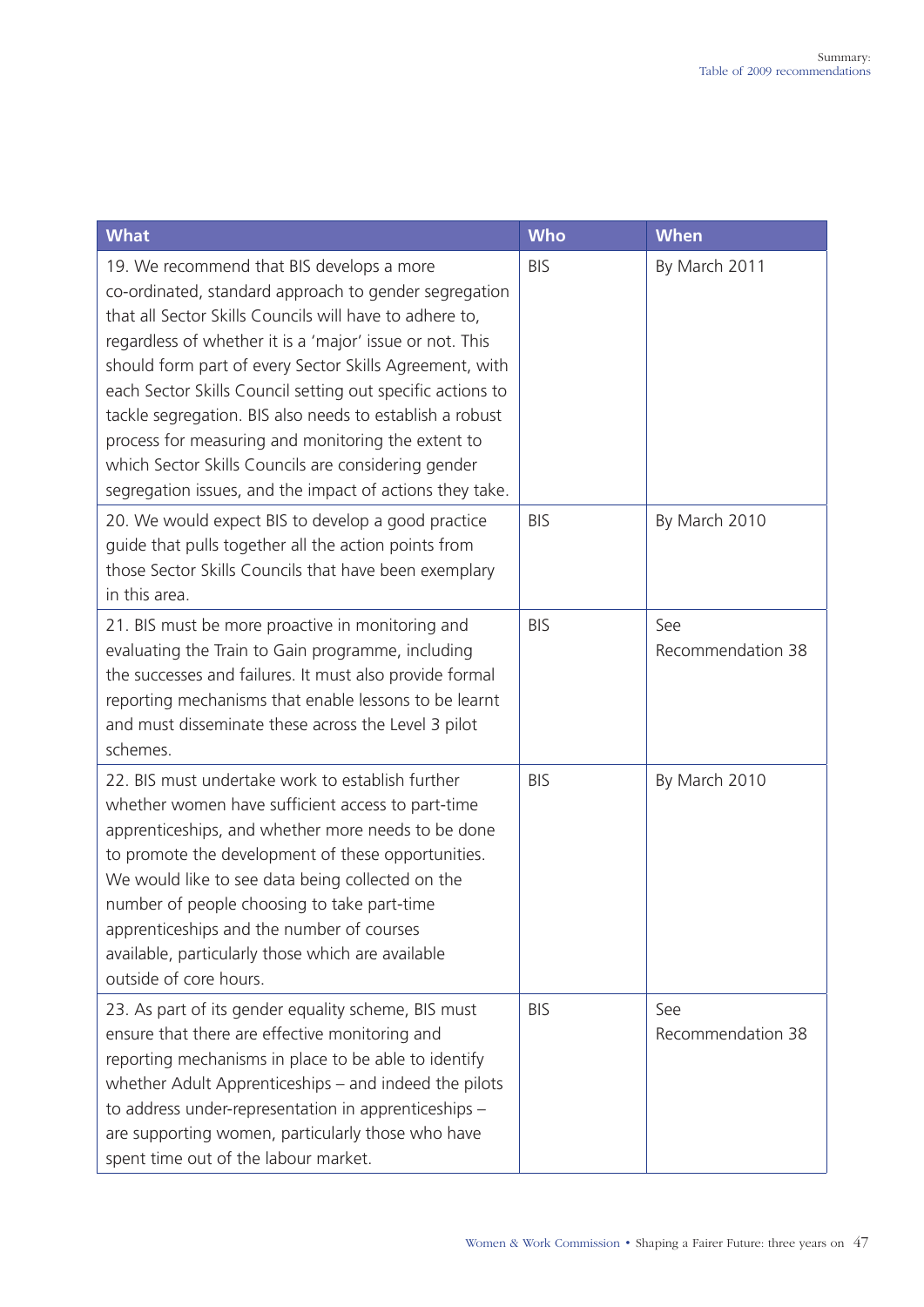| What | Who | When |
|---|---|---|
| 19. We recommend that BIS develops a more co-ordinated, standard approach to gender segregation that all Sector Skills Councils will have to adhere to, regardless of whether it is a 'major' issue or not. This should form part of every Sector Skills Agreement, with each Sector Skills Council setting out specific actions to tackle segregation. BIS also needs to establish a robust process for measuring and monitoring the extent to which Sector Skills Councils are considering gender segregation issues, and the impact of actions they take. | BIS | By March 2011 |
| 20. We would expect BIS to develop a good practice guide that pulls together all the action points from those Sector Skills Councils that have been exemplary in this area. | BIS | By March 2010 |
| 21. BIS must be more proactive in monitoring and evaluating the Train to Gain programme, including the successes and failures. It must also provide formal reporting mechanisms that enable lessons to be learnt and must disseminate these across the Level 3 pilot schemes. | BIS | See Recommendation 38 |
| 22. BIS must undertake work to establish further whether women have sufficient access to part-time apprenticeships, and whether more needs to be done to promote the development of these opportunities. We would like to see data being collected on the number of people choosing to take part-time apprenticeships and the number of courses available, particularly those which are available outside of core hours. | BIS | By March 2010 |
| 23. As part of its gender equality scheme, BIS must ensure that there are effective monitoring and reporting mechanisms in place to be able to identify whether Adult Apprenticeships – and indeed the pilots to address under-representation in apprenticeships – are supporting women, particularly those who have spent time out of the labour market. | BIS | See Recommendation 38 |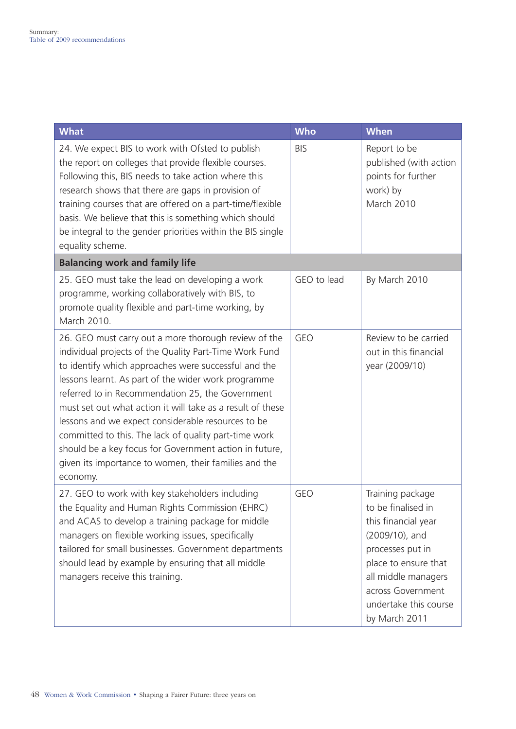| What | Who | When |
|---|---|---|
| 24. We expect BIS to work with Ofsted to publish the report on colleges that provide flexible courses. Following this, BIS needs to take action where this research shows that there are gaps in provision of training courses that are offered on a part-time/flexible basis. We believe that this is something which should be integral to the gender priorities within the BIS single equality scheme. | BIS | Report to be published (with action points for further work) by March 2010 |
| **Balancing work and family life** | | |
| 25. GEO must take the lead on developing a work programme, working collaboratively with BIS, to promote quality flexible and part-time working, by March 2010. | GEO to lead | By March 2010 |
| 26. GEO must carry out a more thorough review of the individual projects of the Quality Part-Time Work Fund to identify which approaches were successful and the lessons learnt. As part of the wider work programme referred to in Recommendation 25, the Government must set out what action it will take as a result of these lessons and we expect considerable resources to be committed to this. The lack of quality part-time work should be a key focus for Government action in future, given its importance to women, their families and the economy. | GEO | Review to be carried out in this financial year (2009/10) |
| 27. GEO to work with key stakeholders including the Equality and Human Rights Commission (EHRC) and ACAS to develop a training package for middle managers on flexible working issues, specifically tailored for small businesses. Government departments should lead by example by ensuring that all middle managers receive this training. | GEO | Training package to be finalised in this financial year (2009/10), and processes put in place to ensure that all middle managers across Government undertake this course by March 2011 |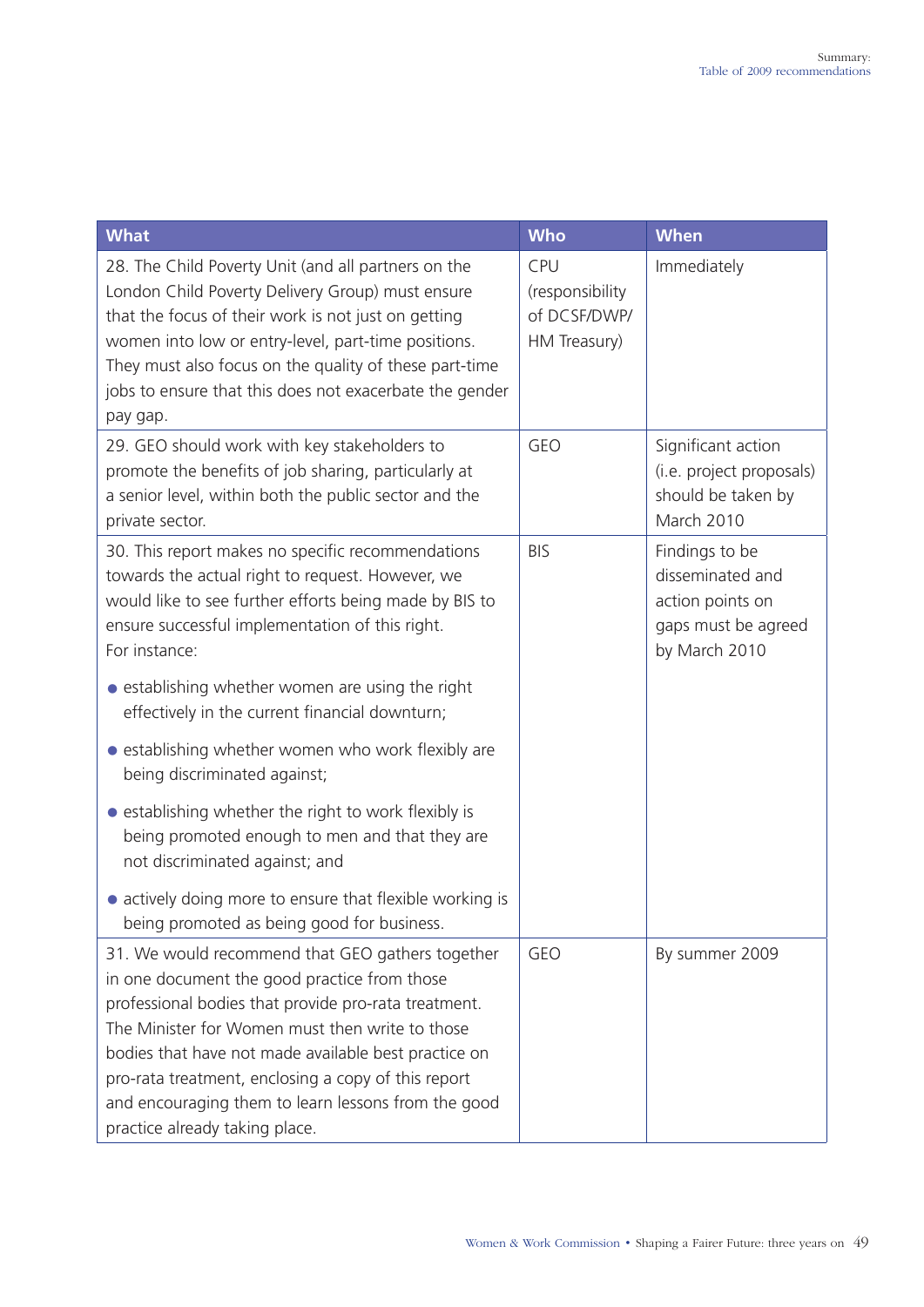| What | Who | When |
|---|---|---|
| 28. The Child Poverty Unit (and all partners on the London Child Poverty Delivery Group) must ensure that the focus of their work is not just on getting women into low or entry-level, part-time positions. They must also focus on the quality of these part-time jobs to ensure that this does not exacerbate the gender pay gap. | CPU (responsibility of DCSF/DWP/ HM Treasury) | Immediately |
| 29. GEO should work with key stakeholders to promote the benefits of job sharing, particularly at a senior level, within both the public sector and the private sector. | GEO | Significant action (i.e. project proposals) should be taken by March 2010 |
| 30. This report makes no specific recommendations towards the actual right to request. However, we would like to see further efforts being made by BIS to ensure successful implementation of this right. For instance:<br>• establishing whether women are using the right effectively in the current financial downturn;<br>• establishing whether women who work flexibly are being discriminated against;<br>• establishing whether the right to work flexibly is being promoted enough to men and that they are not discriminated against; and<br>• actively doing more to ensure that flexible working is being promoted as being good for business. | BIS | Findings to be disseminated and action points on gaps must be agreed by March 2010 |
| 31. We would recommend that GEO gathers together in one document the good practice from those professional bodies that provide pro-rata treatment. The Minister for Women must then write to those bodies that have not made available best practice on pro-rata treatment, enclosing a copy of this report and encouraging them to learn lessons from the good practice already taking place. | GEO | By summer 2009 |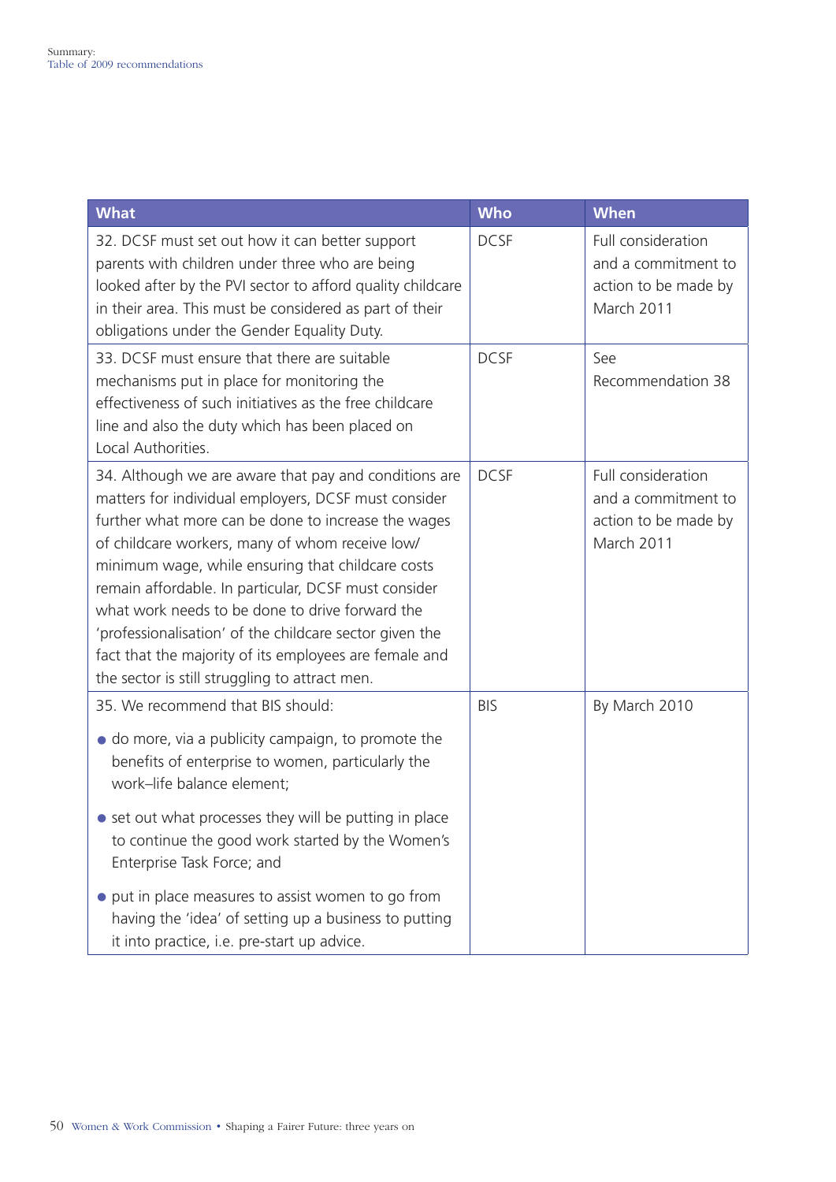| What | Who | When |
| --- | --- | --- |
| 32. DCSF must set out how it can better support parents with children under three who are being looked after by the PVI sector to afford quality childcare in their area. This must be considered as part of their obligations under the Gender Equality Duty. | DCSF | Full consideration and a commitment to action to be made by March 2011 |
| 33. DCSF must ensure that there are suitable mechanisms put in place for monitoring the effectiveness of such initiatives as the free childcare line and also the duty which has been placed on Local Authorities. | DCSF | See Recommendation 38 |
| 34. Although we are aware that pay and conditions are matters for individual employers, DCSF must consider further what more can be done to increase the wages of childcare workers, many of whom receive low/minimum wage, while ensuring that childcare costs remain affordable. In particular, DCSF must consider what work needs to be done to drive forward the 'professionalisation' of the childcare sector given the fact that the majority of its employees are female and the sector is still struggling to attract men. | DCSF | Full consideration and a commitment to action to be made by March 2011 |
| 35. We recommend that BIS should:<br>• do more, via a publicity campaign, to promote the benefits of enterprise to women, particularly the work–life balance element;<br>• set out what processes they will be putting in place to continue the good work started by the Women's Enterprise Task Force; and<br>• put in place measures to assist women to go from having the 'idea' of setting up a business to putting it into practice, i.e. pre-start up advice. | BIS | By March 2010 |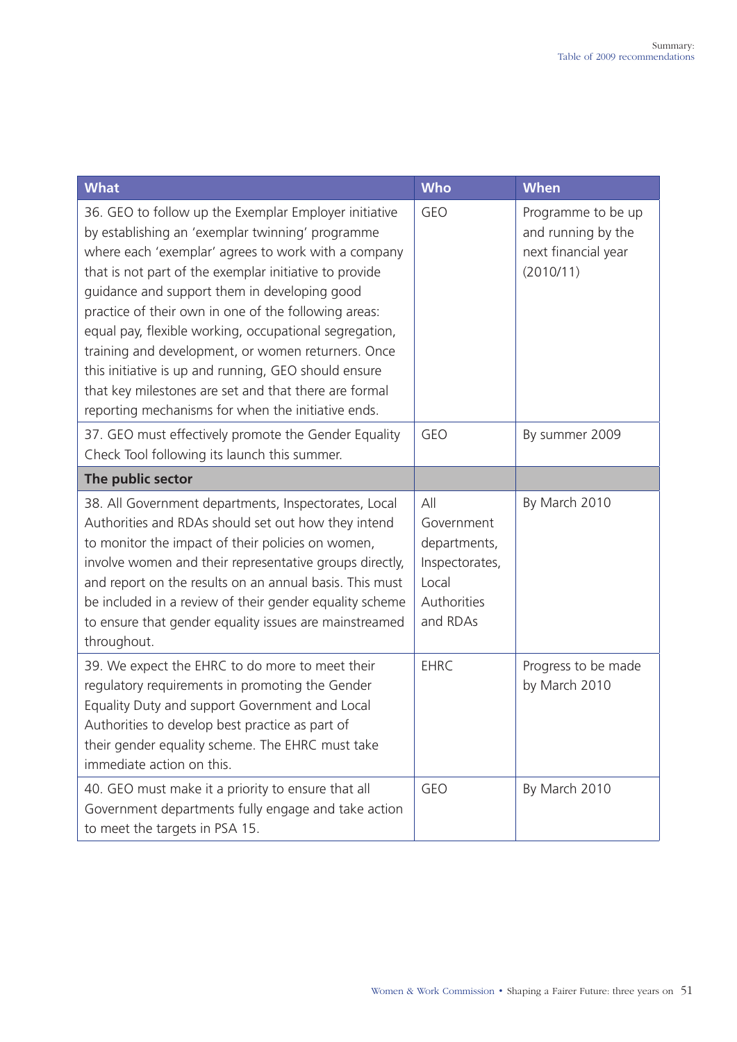| What | Who | When |
|---|---|---|
| 36. GEO to follow up the Exemplar Employer initiative by establishing an 'exemplar twinning' programme where each 'exemplar' agrees to work with a company that is not part of the exemplar initiative to provide guidance and support them in developing good practice of their own in one of the following areas: equal pay, flexible working, occupational segregation, training and development, or women returners. Once this initiative is up and running, GEO should ensure that key milestones are set and that there are formal reporting mechanisms for when the initiative ends. | GEO | Programme to be up and running by the next financial year (2010/11) |
| 37. GEO must effectively promote the Gender Equality Check Tool following its launch this summer. | GEO | By summer 2009 |
| **The public sector** | | |
| 38. All Government departments, Inspectorates, Local Authorities and RDAs should set out how they intend to monitor the impact of their policies on women, involve women and their representative groups directly, and report on the results on an annual basis. This must be included in a review of their gender equality scheme to ensure that gender equality issues are mainstreamed throughout. | All Government departments, Inspectorates, Local Authorities and RDAs | By March 2010 |
| 39. We expect the EHRC to do more to meet their regulatory requirements in promoting the Gender Equality Duty and support Government and Local Authorities to develop best practice as part of their gender equality scheme. The EHRC must take immediate action on this. | EHRC | Progress to be made by March 2010 |
| 40. GEO must make it a priority to ensure that all Government departments fully engage and take action to meet the targets in PSA 15. | GEO | By March 2010 |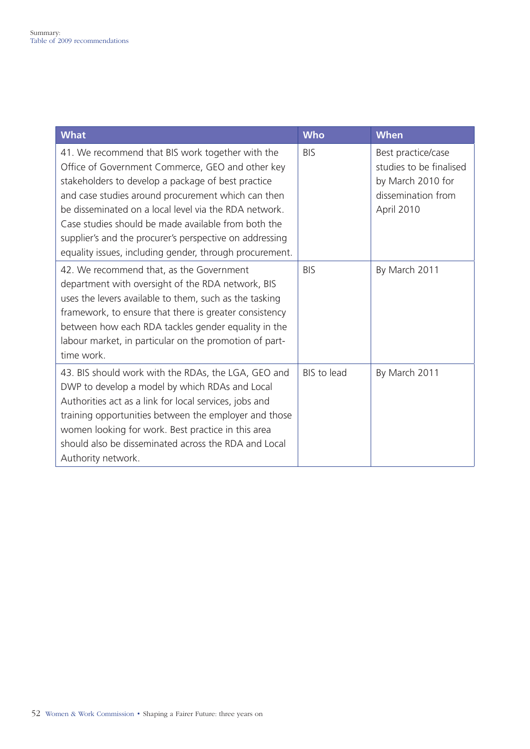| What | Who | When |
|---|---|---|
| 41. We recommend that BIS work together with the Office of Government Commerce, GEO and other key stakeholders to develop a package of best practice and case studies around procurement which can then be disseminated on a local level via the RDA network. Case studies should be made available from both the supplier's and the procurer's perspective on addressing equality issues, including gender, through procurement. | BIS | Best practice/case studies to be finalised by March 2010 for dissemination from April 2010 |
| 42. We recommend that, as the Government department with oversight of the RDA network, BIS uses the levers available to them, such as the tasking framework, to ensure that there is greater consistency between how each RDA tackles gender equality in the labour market, in particular on the promotion of part-time work. | BIS | By March 2011 |
| 43. BIS should work with the RDAs, the LGA, GEO and DWP to develop a model by which RDAs and Local Authorities act as a link for local services, jobs and training opportunities between the employer and those women looking for work. Best practice in this area should also be disseminated across the RDA and Local Authority network. | BIS to lead | By March 2011 |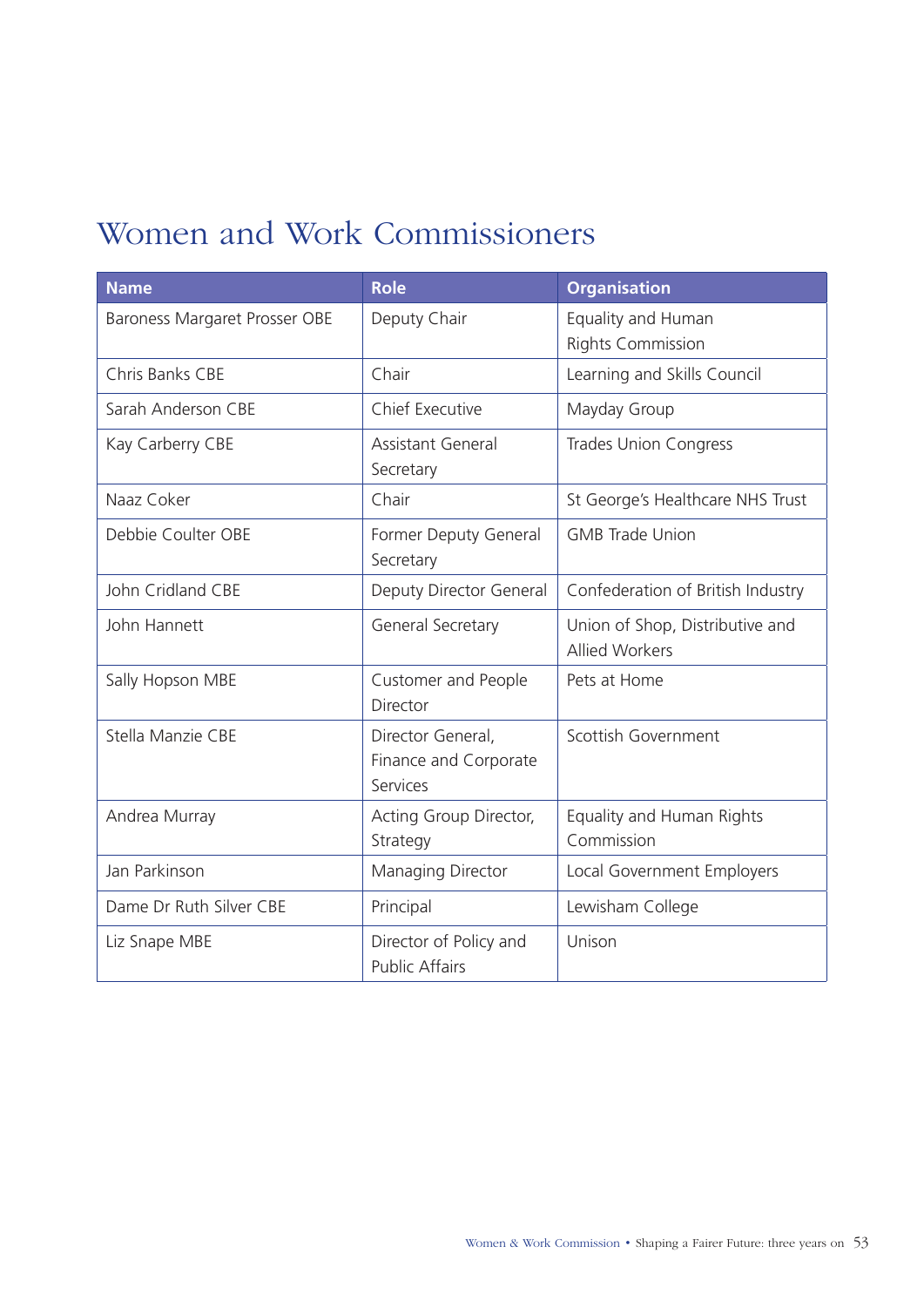# Women and Work Commissioners

| Name | Role | Organisation |
| --- | --- | --- |
| Baroness Margaret Prosser OBE | Deputy Chair | Equality and Human Rights Commission |
| Chris Banks CBE | Chair | Learning and Skills Council |
| Sarah Anderson CBE | Chief Executive | Mayday Group |
| Kay Carberry CBE | Assistant General Secretary | Trades Union Congress |
| Naaz Coker | Chair | St George's Healthcare NHS Trust |
| Debbie Coulter OBE | Former Deputy General Secretary | GMB Trade Union |
| John Cridland CBE | Deputy Director General | Confederation of British Industry |
| John Hannett | General Secretary | Union of Shop, Distributive and Allied Workers |
| Sally Hopson MBE | Customer and People Director | Pets at Home |
| Stella Manzie CBE | Director General, Finance and Corporate Services | Scottish Government |
| Andrea Murray | Acting Group Director, Strategy | Equality and Human Rights Commission |
| Jan Parkinson | Managing Director | Local Government Employers |
| Dame Dr Ruth Silver CBE | Principal | Lewisham College |
| Liz Snape MBE | Director of Policy and Public Affairs | Unison |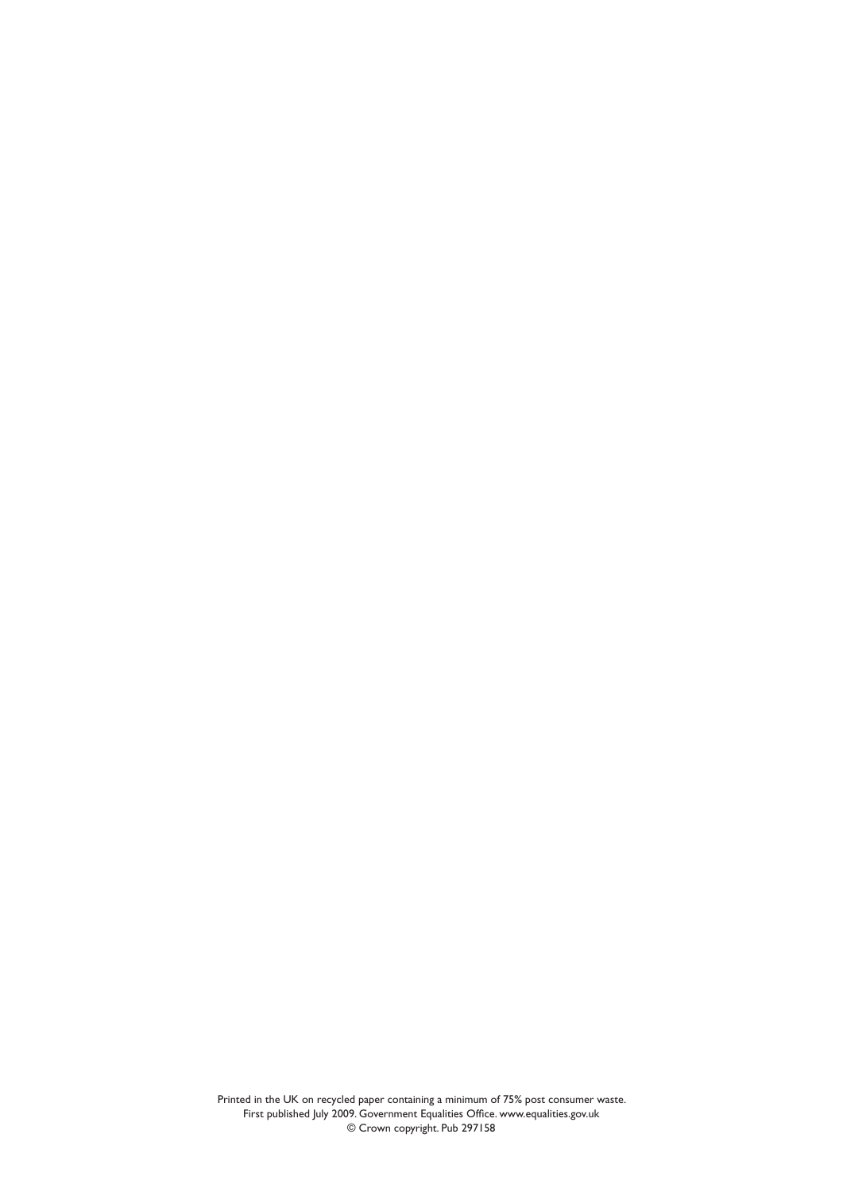Printed in the UK on recycled paper containing a minimum of 75% post consumer waste.
First published July 2009. Government Equalities Office. www.equalities.gov.uk
© Crown copyright. Pub 297158